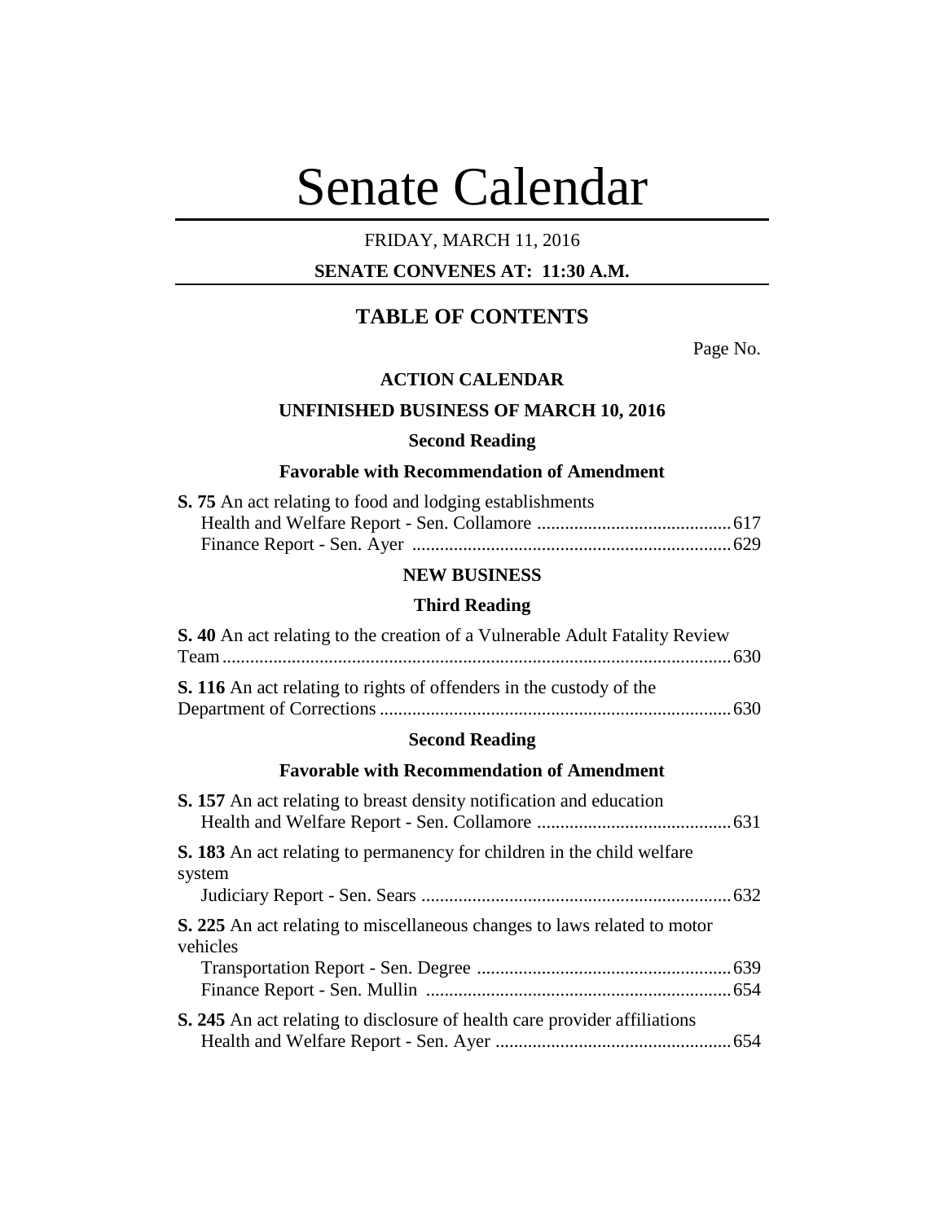# Senate Calendar

FRIDAY, MARCH 11, 2016

**SENATE CONVENES AT: 11:30 A.M.**

## TABLE OF CONTENTS

Page No.

### ACTION CALENDAR

### UNFINISHED BUSINESS OF MARCH 10, 2016

**Second Reading**

**Favorable with Recommendation of Amendment**

**S. 75** An act relating to food and lodging establishments
Health and Welfare Report - Sen. Collamore .......................................... 617
Finance Report - Sen. Ayer .................................................................... 629

### NEW BUSINESS

**Third Reading**

**S. 40** An act relating to the creation of a Vulnerable Adult Fatality Review Team ............................................................................................................ 630

**S. 116** An act relating to rights of offenders in the custody of the Department of Corrections ........................................................................... 630

**Second Reading**

**Favorable with Recommendation of Amendment**

**S. 157** An act relating to breast density notification and education
Health and Welfare Report - Sen. Collamore .......................................... 631

**S. 183** An act relating to permanency for children in the child welfare system
Judiciary Report - Sen. Sears .................................................................. 632

**S. 225** An act relating to miscellaneous changes to laws related to motor vehicles
Transportation Report - Sen. Degree ....................................................... 639
Finance Report - Sen. Mullin .................................................................. 654

**S. 245** An act relating to disclosure of health care provider affiliations
Health and Welfare Report - Sen. Ayer .................................................. 654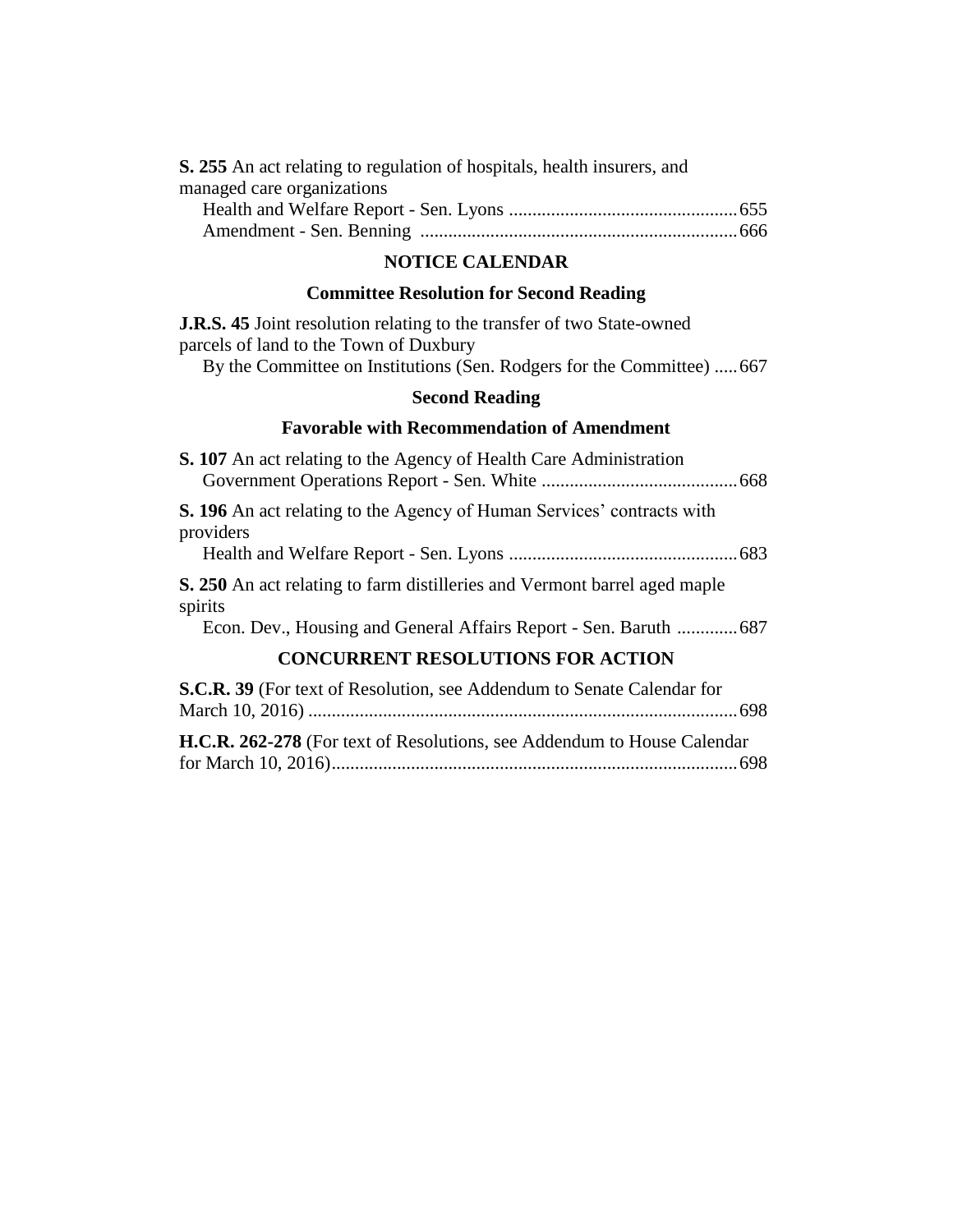**S. 255** An act relating to regulation of hospitals, health insurers, and managed care organizations

Health and Welfare Report - Sen. Lyons ................................................ 655
Amendment - Sen. Benning ................................................................... 666

## NOTICE CALENDAR

### Committee Resolution for Second Reading

**J.R.S. 45** Joint resolution relating to the transfer of two State-owned parcels of land to the Town of Duxbury

By the Committee on Institutions (Sen. Rodgers for the Committee) ..... 667

### Second Reading

### Favorable with Recommendation of Amendment

**S. 107** An act relating to the Agency of Health Care Administration
Government Operations Report - Sen. White .......................................... 668

**S. 196** An act relating to the Agency of Human Services' contracts with providers

Health and Welfare Report - Sen. Lyons ................................................ 683

**S. 250** An act relating to farm distilleries and Vermont barrel aged maple spirits

Econ. Dev., Housing and General Affairs Report - Sen. Baruth ............. 687

## CONCURRENT RESOLUTIONS FOR ACTION

**S.C.R. 39** (For text of Resolution, see Addendum to Senate Calendar for March 10, 2016) .......................................................................................... 698

**H.C.R. 262-278** (For text of Resolutions, see Addendum to House Calendar for March 10, 2016)...................................................................................... 698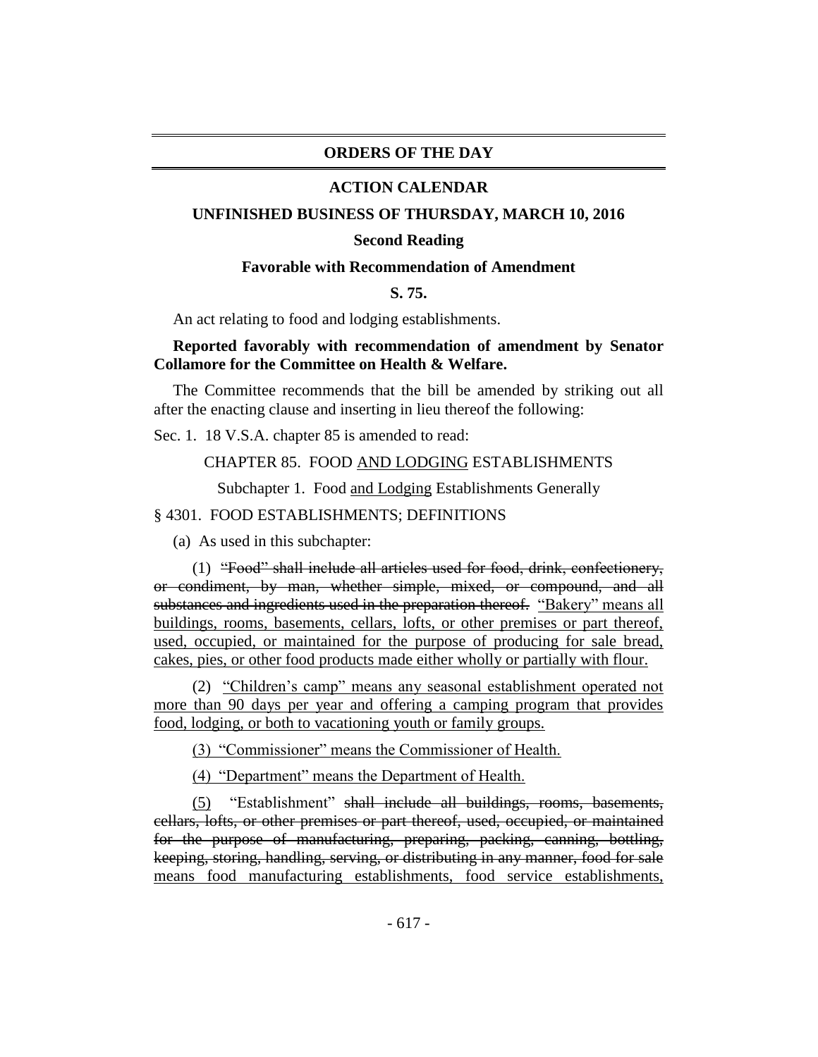## ORDERS OF THE DAY

### ACTION CALENDAR

### UNFINISHED BUSINESS OF THURSDAY, MARCH 10, 2016

**Second Reading**

**Favorable with Recommendation of Amendment**

**S. 75.**

An act relating to food and lodging establishments.

**Reported favorably with recommendation of amendment by Senator Collamore for the Committee on Health & Welfare.**

The Committee recommends that the bill be amended by striking out all after the enacting clause and inserting in lieu thereof the following:

Sec. 1. 18 V.S.A. chapter 85 is amended to read:

CHAPTER 85. FOOD AND LODGING ESTABLISHMENTS

Subchapter 1. Food and Lodging Establishments Generally

§ 4301. FOOD ESTABLISHMENTS; DEFINITIONS

(a) As used in this subchapter:

(1) ~~"Food" shall include all articles used for food, drink, confectionery, or condiment, by man, whether simple, mixed, or compound, and all substances and ingredients used in the preparation thereof.~~ "Bakery" means all buildings, rooms, basements, cellars, lofts, or other premises or part thereof, used, occupied, or maintained for the purpose of producing for sale bread, cakes, pies, or other food products made either wholly or partially with flour.

(2) "Children's camp" means any seasonal establishment operated not more than 90 days per year and offering a camping program that provides food, lodging, or both to vacationing youth or family groups.

(3) "Commissioner" means the Commissioner of Health.

(4) "Department" means the Department of Health.

(5) "Establishment" ~~shall include all buildings, rooms, basements, cellars, lofts, or other premises or part thereof, used, occupied, or maintained for the purpose of manufacturing, preparing, packing, canning, bottling, keeping, storing, handling, serving, or distributing in any manner, food for sale~~ means food manufacturing establishments, food service establishments,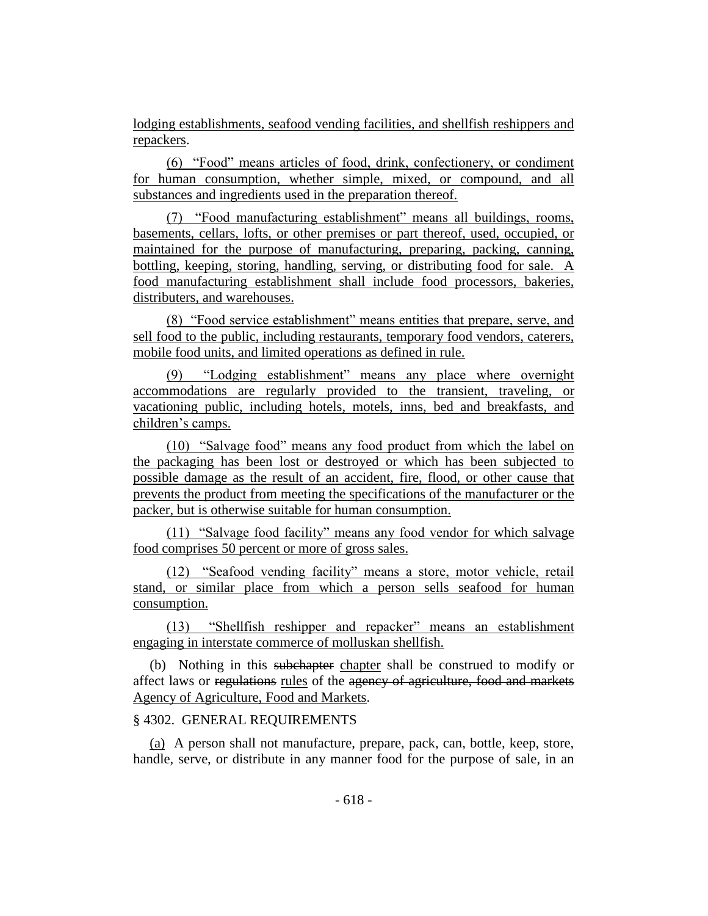lodging establishments, seafood vending facilities, and shellfish reshippers and repackers.

(6) "Food" means articles of food, drink, confectionery, or condiment for human consumption, whether simple, mixed, or compound, and all substances and ingredients used in the preparation thereof.

(7) "Food manufacturing establishment" means all buildings, rooms, basements, cellars, lofts, or other premises or part thereof, used, occupied, or maintained for the purpose of manufacturing, preparing, packing, canning, bottling, keeping, storing, handling, serving, or distributing food for sale. A food manufacturing establishment shall include food processors, bakeries, distributers, and warehouses.

(8) "Food service establishment" means entities that prepare, serve, and sell food to the public, including restaurants, temporary food vendors, caterers, mobile food units, and limited operations as defined in rule.

(9) "Lodging establishment" means any place where overnight accommodations are regularly provided to the transient, traveling, or vacationing public, including hotels, motels, inns, bed and breakfasts, and children's camps.

(10) "Salvage food" means any food product from which the label on the packaging has been lost or destroyed or which has been subjected to possible damage as the result of an accident, fire, flood, or other cause that prevents the product from meeting the specifications of the manufacturer or the packer, but is otherwise suitable for human consumption.

(11) "Salvage food facility" means any food vendor for which salvage food comprises 50 percent or more of gross sales.

(12) "Seafood vending facility" means a store, motor vehicle, retail stand, or similar place from which a person sells seafood for human consumption.

(13) "Shellfish reshipper and repacker" means an establishment engaging in interstate commerce of molluskan shellfish.

(b) Nothing in this ~~subchapter~~ chapter shall be construed to modify or affect laws or ~~regulations~~ rules of the ~~agency of agriculture, food and markets~~ Agency of Agriculture, Food and Markets.

§ 4302. GENERAL REQUIREMENTS

(a) A person shall not manufacture, prepare, pack, can, bottle, keep, store, handle, serve, or distribute in any manner food for the purpose of sale, in an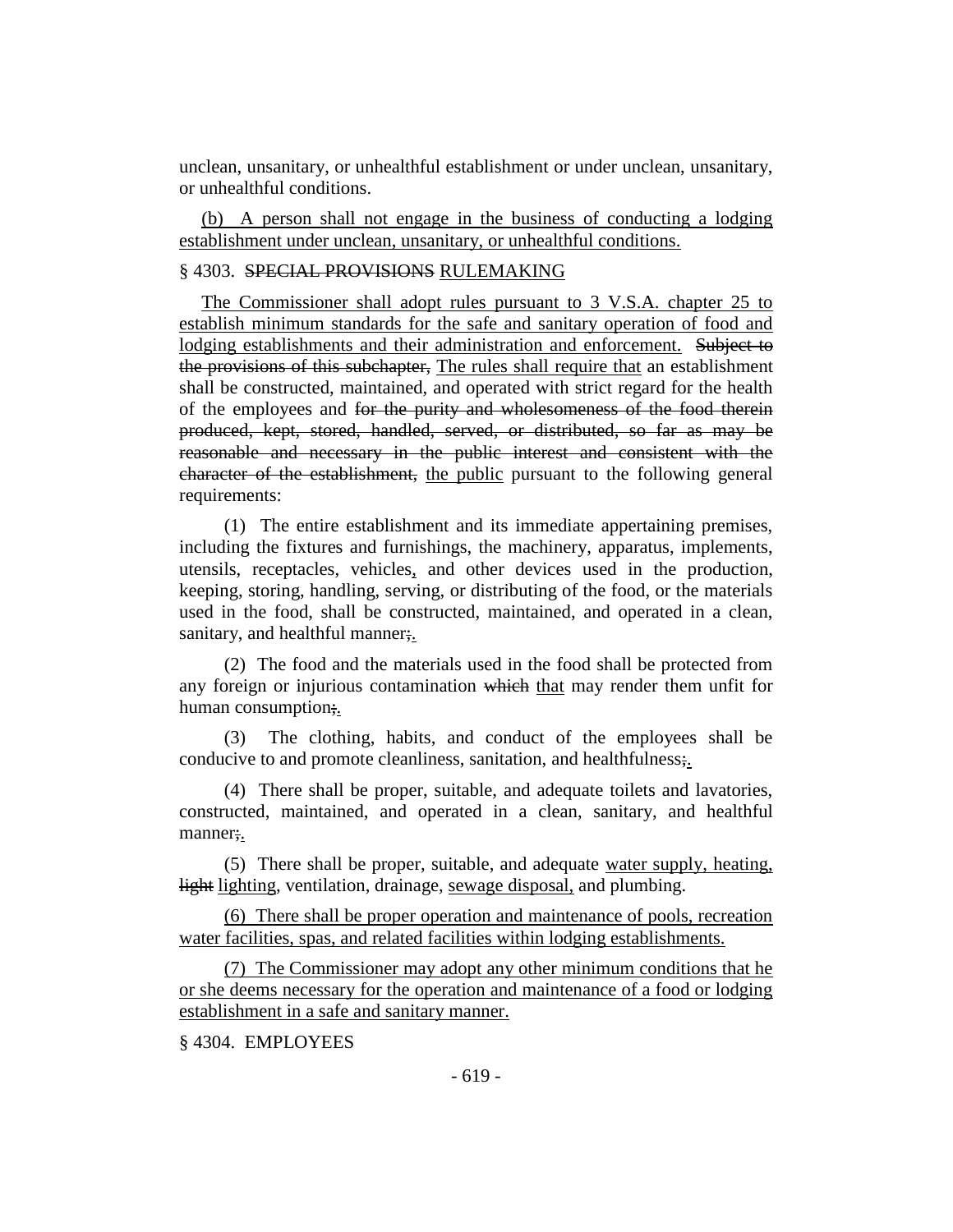unclean, unsanitary, or unhealthful establishment or under unclean, unsanitary, or unhealthful conditions.

(b) A person shall not engage in the business of conducting a lodging establishment under unclean, unsanitary, or unhealthful conditions.

§ 4303. ~~SPECIAL PROVISIONS~~ RULEMAKING

The Commissioner shall adopt rules pursuant to 3 V.S.A. chapter 25 to establish minimum standards for the safe and sanitary operation of food and lodging establishments and their administration and enforcement. ~~Subject to the provisions of this subchapter,~~ The rules shall require that an establishment shall be constructed, maintained, and operated with strict regard for the health of the employees and ~~for the purity and wholesomeness of the food therein produced, kept, stored, handled, served, or distributed, so far as may be reasonable and necessary in the public interest and consistent with the character of the establishment,~~ the public pursuant to the following general requirements:

(1) The entire establishment and its immediate appertaining premises, including the fixtures and furnishings, the machinery, apparatus, implements, utensils, receptacles, vehicles, and other devices used in the production, keeping, storing, handling, serving, or distributing of the food, or the materials used in the food, shall be constructed, maintained, and operated in a clean, sanitary, and healthful manner;.

(2) The food and the materials used in the food shall be protected from any foreign or injurious contamination ~~which~~ that may render them unfit for human consumption;.

(3) The clothing, habits, and conduct of the employees shall be conducive to and promote cleanliness, sanitation, and healthfulness;.

(4) There shall be proper, suitable, and adequate toilets and lavatories, constructed, maintained, and operated in a clean, sanitary, and healthful manner;.

(5) There shall be proper, suitable, and adequate water supply, heating, ~~light~~ lighting, ventilation, drainage, sewage disposal, and plumbing.

(6) There shall be proper operation and maintenance of pools, recreation water facilities, spas, and related facilities within lodging establishments.

(7) The Commissioner may adopt any other minimum conditions that he or she deems necessary for the operation and maintenance of a food or lodging establishment in a safe and sanitary manner.

§ 4304. EMPLOYEES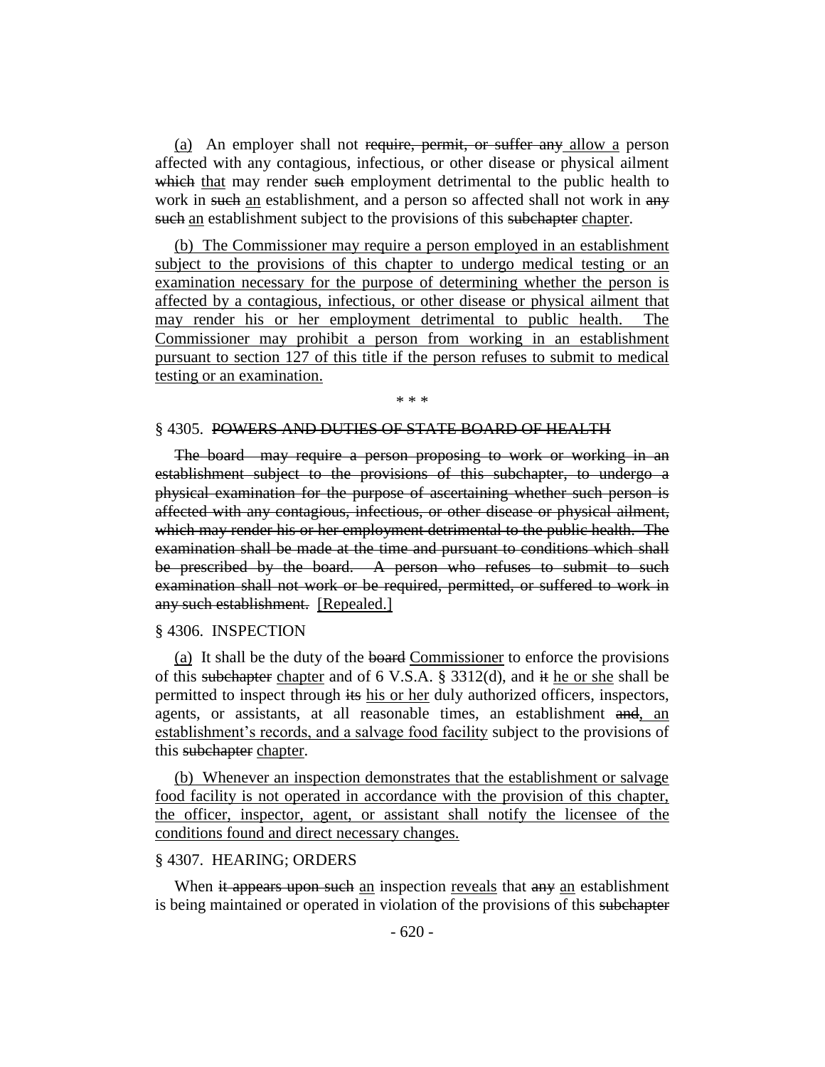(a) An employer shall not ~~require, permit, or suffer any~~ allow a person affected with any contagious, infectious, or other disease or physical ailment ~~which~~ that may render ~~such~~ employment detrimental to the public health to work in ~~such~~ an establishment, and a person so affected shall not work in ~~any such~~ an establishment subject to the provisions of this ~~subchapter~~ chapter.

(b) The Commissioner may require a person employed in an establishment subject to the provisions of this chapter to undergo medical testing or an examination necessary for the purpose of determining whether the person is affected by a contagious, infectious, or other disease or physical ailment that may render his or her employment detrimental to public health. The Commissioner may prohibit a person from working in an establishment pursuant to section 127 of this title if the person refuses to submit to medical testing or an examination.

\* \* \*

§ 4305. ~~POWERS AND DUTIES OF STATE BOARD OF HEALTH~~

~~The board may require a person proposing to work or working in an establishment subject to the provisions of this subchapter, to undergo a physical examination for the purpose of ascertaining whether such person is affected with any contagious, infectious, or other disease or physical ailment, which may render his or her employment detrimental to the public health. The examination shall be made at the time and pursuant to conditions which shall be prescribed by the board. A person who refuses to submit to such examination shall not work or be required, permitted, or suffered to work in any such establishment.~~ [Repealed.]

§ 4306. INSPECTION

(a) It shall be the duty of the ~~board~~ Commissioner to enforce the provisions of this ~~subchapter~~ chapter and of 6 V.S.A. § 3312(d), and ~~it~~ he or she shall be permitted to inspect through ~~its~~ his or her duly authorized officers, inspectors, agents, or assistants, at all reasonable times, an establishment ~~and~~, an establishment's records, and a salvage food facility subject to the provisions of this ~~subchapter~~ chapter.

(b) Whenever an inspection demonstrates that the establishment or salvage food facility is not operated in accordance with the provision of this chapter, the officer, inspector, agent, or assistant shall notify the licensee of the conditions found and direct necessary changes.

§ 4307. HEARING; ORDERS

When ~~it appears upon such~~ an inspection reveals that ~~any~~ an establishment is being maintained or operated in violation of the provisions of this ~~subchapter~~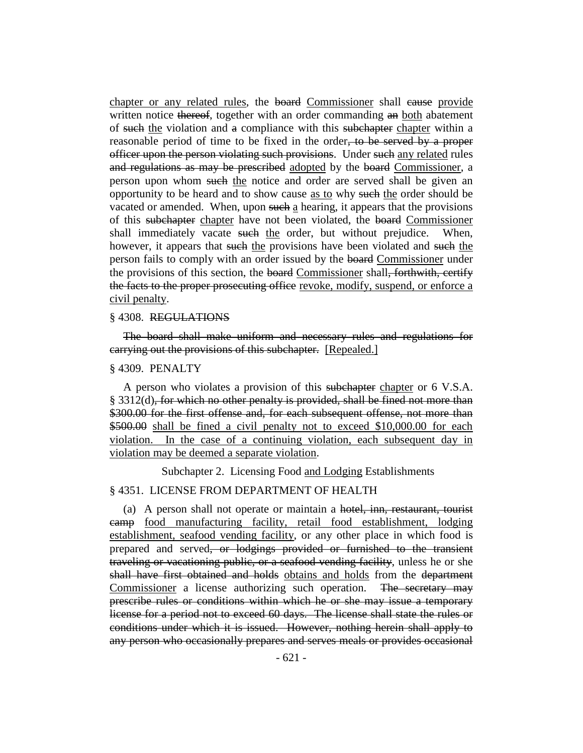chapter or any related rules, the ~~board~~ Commissioner shall ~~cause~~ provide written notice ~~thereof~~, together with an order commanding ~~an~~ both abatement of ~~such~~ the violation and ~~a~~ compliance with this ~~subchapter~~ chapter within a reasonable period of time to be fixed in the order~~, to be served by a proper officer upon the person violating such provisions~~. Under ~~such~~ any related rules ~~and regulations as may be prescribed~~ adopted by the ~~board~~ Commissioner, a person upon whom ~~such~~ the notice and order are served shall be given an opportunity to be heard and to show cause as to why ~~such~~ the order should be vacated or amended. When, upon ~~such~~ a hearing, it appears that the provisions of this ~~subchapter~~ chapter have not been violated, the ~~board~~ Commissioner shall immediately vacate ~~such~~ the order, but without prejudice. When, however, it appears that ~~such~~ the provisions have been violated and ~~such~~ the person fails to comply with an order issued by the ~~board~~ Commissioner under the provisions of this section, the ~~board~~ Commissioner shall~~, forthwith, certify the facts to the proper prosecuting office~~ revoke, modify, suspend, or enforce a civil penalty.

§ 4308. ~~REGULATIONS~~

~~The board shall make uniform and necessary rules and regulations for carrying out the provisions of this subchapter.~~ [Repealed.]

§ 4309. PENALTY

A person who violates a provision of this ~~subchapter~~ chapter or 6 V.S.A. § 3312(d)~~, for which no other penalty is provided, shall be fined not more than $300.00 for the first offense and, for each subsequent offense, not more than $500.00~~ shall be fined a civil penalty not to exceed $10,000.00 for each violation. In the case of a continuing violation, each subsequent day in violation may be deemed a separate violation.

Subchapter 2. Licensing Food and Lodging Establishments

§ 4351. LICENSE FROM DEPARTMENT OF HEALTH

(a) A person shall not operate or maintain a ~~hotel, inn, restaurant, tourist camp~~ food manufacturing facility, retail food establishment, lodging establishment, seafood vending facility, or any other place in which food is prepared and served~~, or lodgings provided or furnished to the transient traveling or vacationing public, or a seafood vending facility~~, unless he or she ~~shall have first obtained and holds~~ obtains and holds from the ~~department~~ Commissioner a license authorizing such operation. ~~The secretary may prescribe rules or conditions within which he or she may issue a temporary license for a period not to exceed 60 days. The license shall state the rules or conditions under which it is issued. However, nothing herein shall apply to any person who occasionally prepares and serves meals or provides occasional~~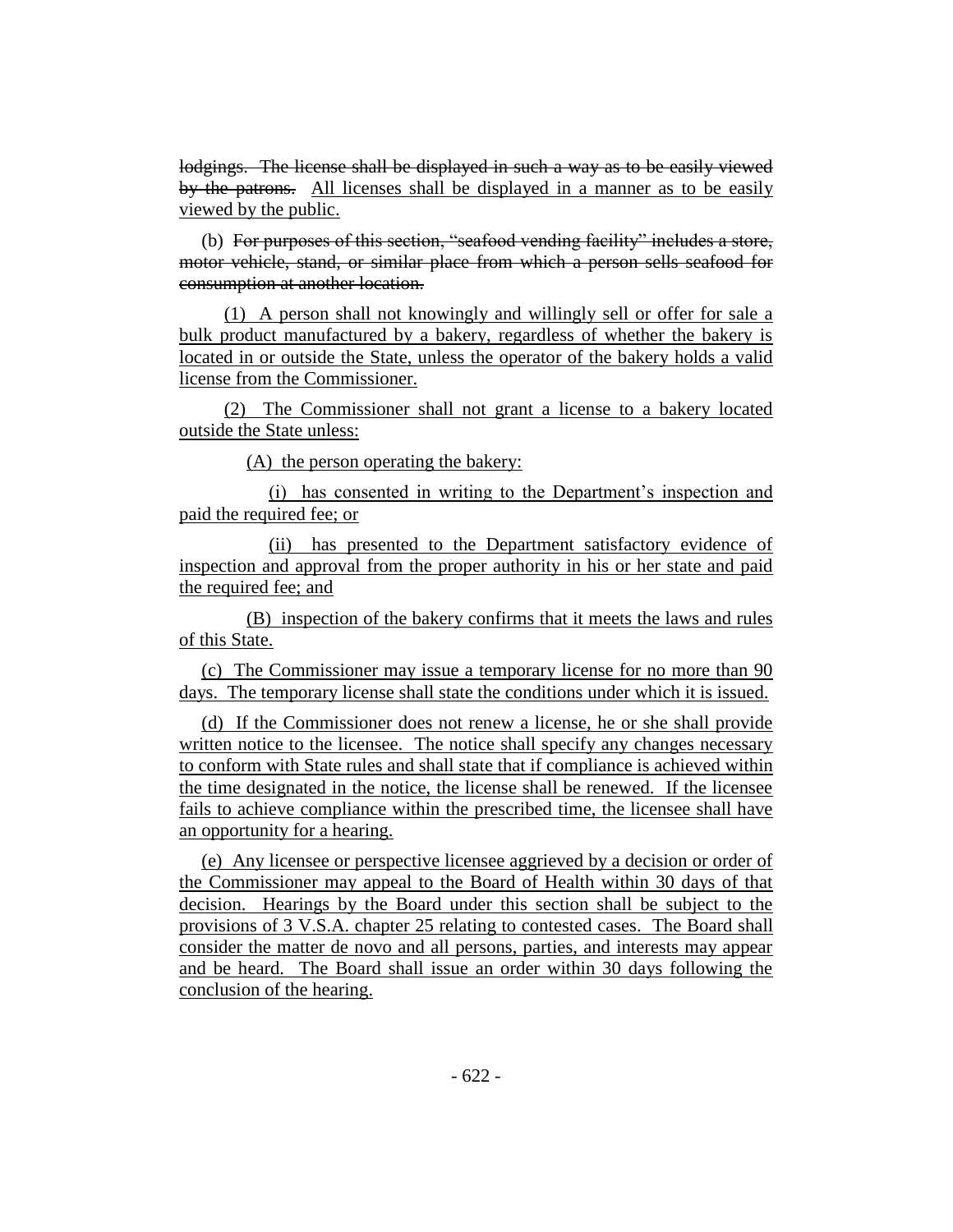~~lodgings. The license shall be displayed in such a way as to be easily viewed by the patrons.~~ All licenses shall be displayed in a manner as to be easily viewed by the public.

(b) ~~For purposes of this section, "seafood vending facility" includes a store, motor vehicle, stand, or similar place from which a person sells seafood for consumption at another location.~~

(1) A person shall not knowingly and willingly sell or offer for sale a bulk product manufactured by a bakery, regardless of whether the bakery is located in or outside the State, unless the operator of the bakery holds a valid license from the Commissioner.

(2) The Commissioner shall not grant a license to a bakery located outside the State unless:

(A) the person operating the bakery:

(i) has consented in writing to the Department's inspection and paid the required fee; or

(ii) has presented to the Department satisfactory evidence of inspection and approval from the proper authority in his or her state and paid the required fee; and

(B) inspection of the bakery confirms that it meets the laws and rules of this State.

(c) The Commissioner may issue a temporary license for no more than 90 days. The temporary license shall state the conditions under which it is issued.

(d) If the Commissioner does not renew a license, he or she shall provide written notice to the licensee. The notice shall specify any changes necessary to conform with State rules and shall state that if compliance is achieved within the time designated in the notice, the license shall be renewed. If the licensee fails to achieve compliance within the prescribed time, the licensee shall have an opportunity for a hearing.

(e) Any licensee or perspective licensee aggrieved by a decision or order of the Commissioner may appeal to the Board of Health within 30 days of that decision. Hearings by the Board under this section shall be subject to the provisions of 3 V.S.A. chapter 25 relating to contested cases. The Board shall consider the matter de novo and all persons, parties, and interests may appear and be heard. The Board shall issue an order within 30 days following the conclusion of the hearing.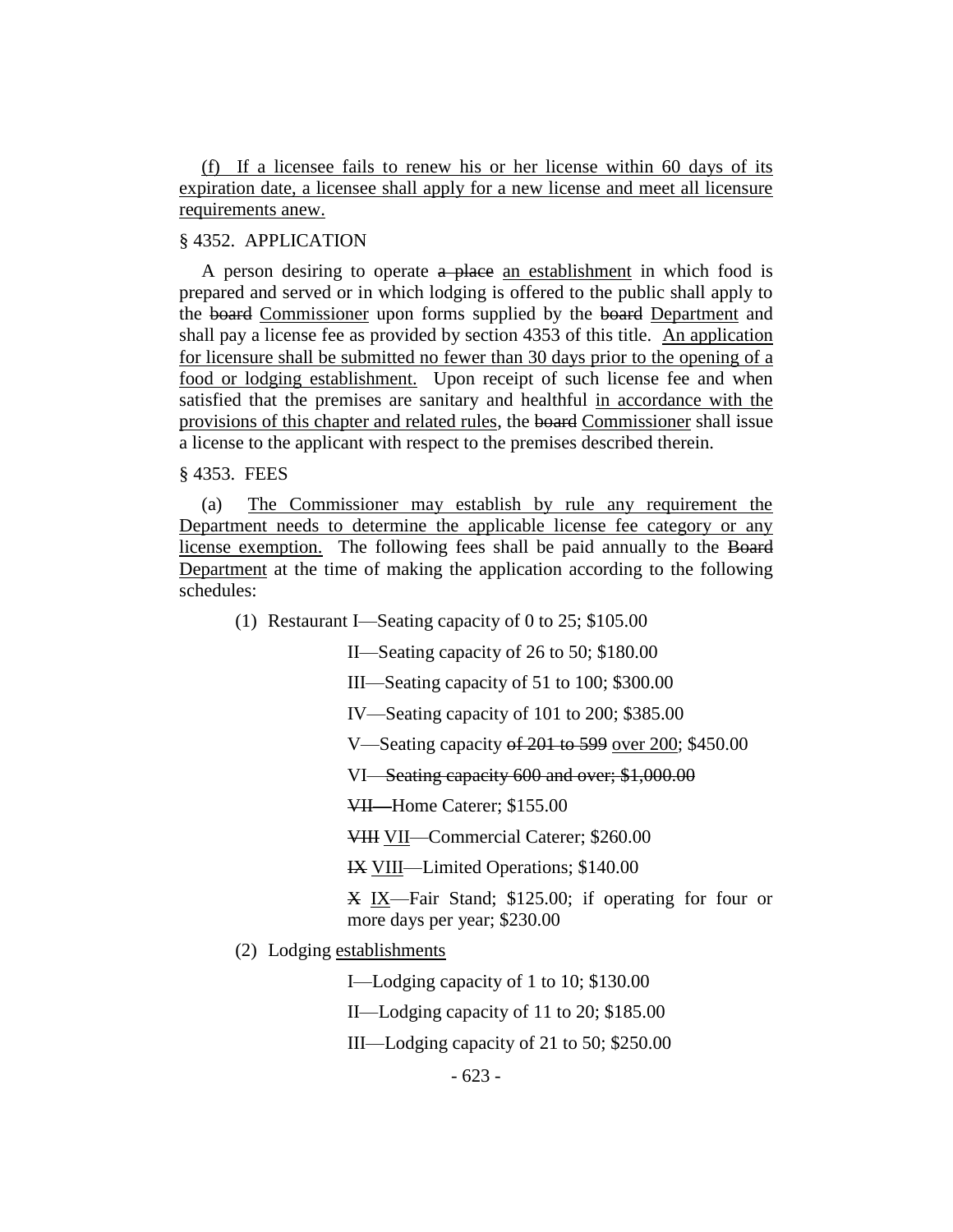(f) If a licensee fails to renew his or her license within 60 days of its expiration date, a licensee shall apply for a new license and meet all licensure requirements anew.

§ 4352. APPLICATION

A person desiring to operate ~~a place~~ an establishment in which food is prepared and served or in which lodging is offered to the public shall apply to the ~~board~~ Commissioner upon forms supplied by the ~~board~~ Department and shall pay a license fee as provided by section 4353 of this title. An application for licensure shall be submitted no fewer than 30 days prior to the opening of a food or lodging establishment. Upon receipt of such license fee and when satisfied that the premises are sanitary and healthful in accordance with the provisions of this chapter and related rules, the ~~board~~ Commissioner shall issue a license to the applicant with respect to the premises described therein.

§ 4353. FEES

(a) The Commissioner may establish by rule any requirement the Department needs to determine the applicable license fee category or any license exemption. The following fees shall be paid annually to the ~~Board~~ Department at the time of making the application according to the following schedules:

(1) Restaurant I—Seating capacity of 0 to 25; $105.00

II—Seating capacity of 26 to 50; $180.00

III—Seating capacity of 51 to 100; $300.00

IV—Seating capacity of 101 to 200; $385.00

V—Seating capacity ~~of 201 to 599~~ over 200; $450.00

VI~~—Seating capacity 600 and over; $1,000.00~~

~~VII—~~Home Caterer; $155.00

~~VIII~~ VII—Commercial Caterer; $260.00

~~IX~~ VIII—Limited Operations; $140.00

~~X~~ IX—Fair Stand; $125.00; if operating for four or more days per year; $230.00

(2) Lodging establishments

I—Lodging capacity of 1 to 10; $130.00

II—Lodging capacity of 11 to 20; $185.00

III—Lodging capacity of 21 to 50; $250.00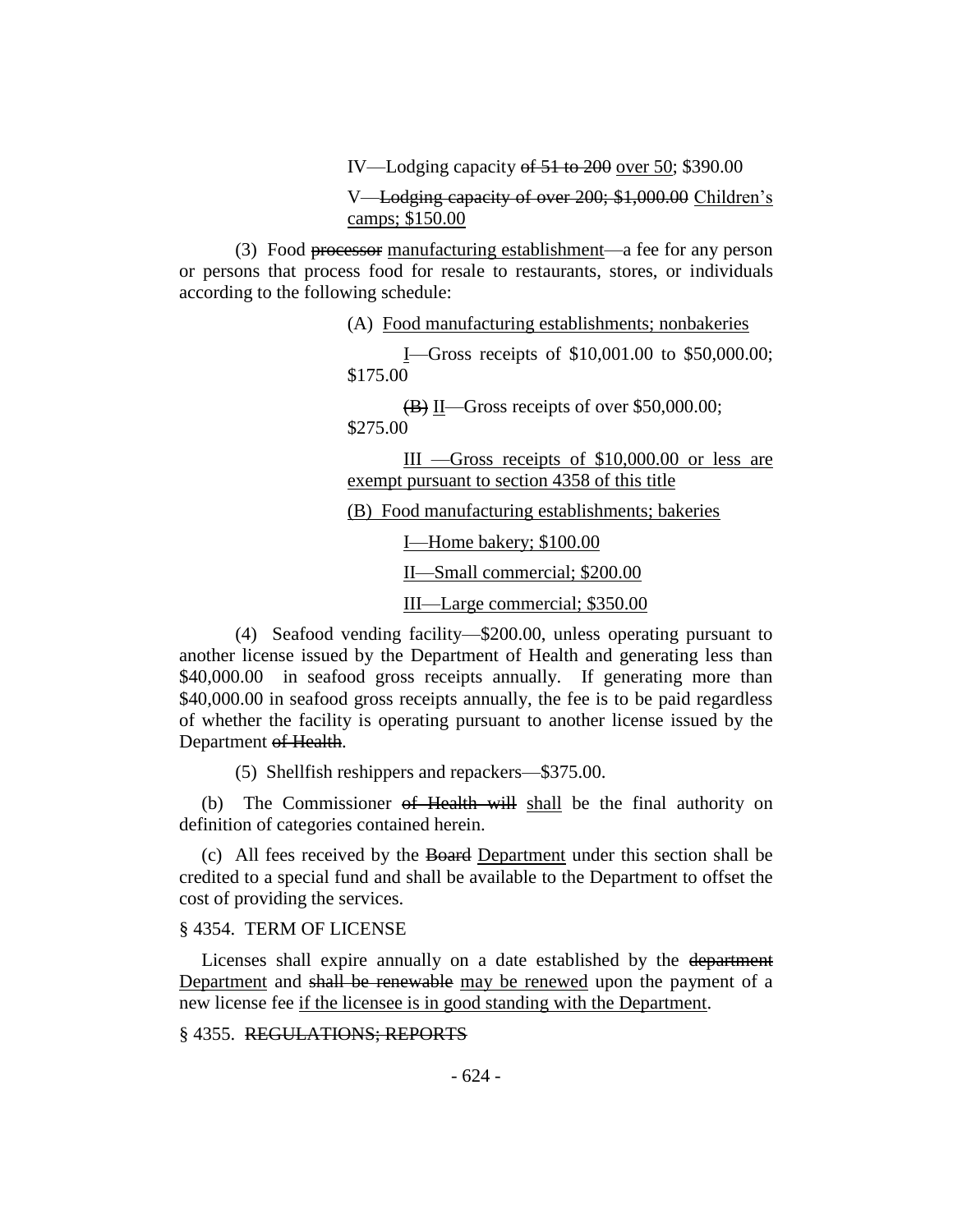IV—Lodging capacity ~~of 51 to 200~~ <u>over 50</u>; $390.00

V—~~Lodging capacity of over 200; $1,000.00~~ <u>Children's camps; $150.00</u>

(3) Food ~~processor~~ <u>manufacturing establishment</u>—a fee for any person or persons that process food for resale to restaurants, stores, or individuals according to the following schedule:

(A) <u>Food manufacturing establishments; nonbakeries</u>

<u>I</u>—Gross receipts of $10,001.00 to $50,000.00; $175.00

~~(B)~~ <u>II</u>—Gross receipts of over $50,000.00; $275.00

<u>III —Gross receipts of $10,000.00 or less are exempt pursuant to section 4358 of this title</u>

<u>(B) Food manufacturing establishments; bakeries</u>

<u>I—Home bakery; $100.00</u>

<u>II—Small commercial; $200.00</u>

<u>III—Large commercial; $350.00</u>

(4) Seafood vending facility—$200.00, unless operating pursuant to another license issued by the Department of Health and generating less than $40,000.00 in seafood gross receipts annually. If generating more than $40,000.00 in seafood gross receipts annually, the fee is to be paid regardless of whether the facility is operating pursuant to another license issued by the Department ~~of Health~~.

(5) Shellfish reshippers and repackers—$375.00.

(b) The Commissioner ~~of Health will~~ <u>shall</u> be the final authority on definition of categories contained herein.

(c) All fees received by the ~~Board~~ <u>Department</u> under this section shall be credited to a special fund and shall be available to the Department to offset the cost of providing the services.

§ 4354. TERM OF LICENSE

Licenses shall expire annually on a date established by the ~~department~~ <u>Department</u> and ~~shall be renewable~~ <u>may be renewed</u> upon the payment of a new license fee <u>if the licensee is in good standing with the Department</u>.

§ 4355. ~~REGULATIONS; REPORTS~~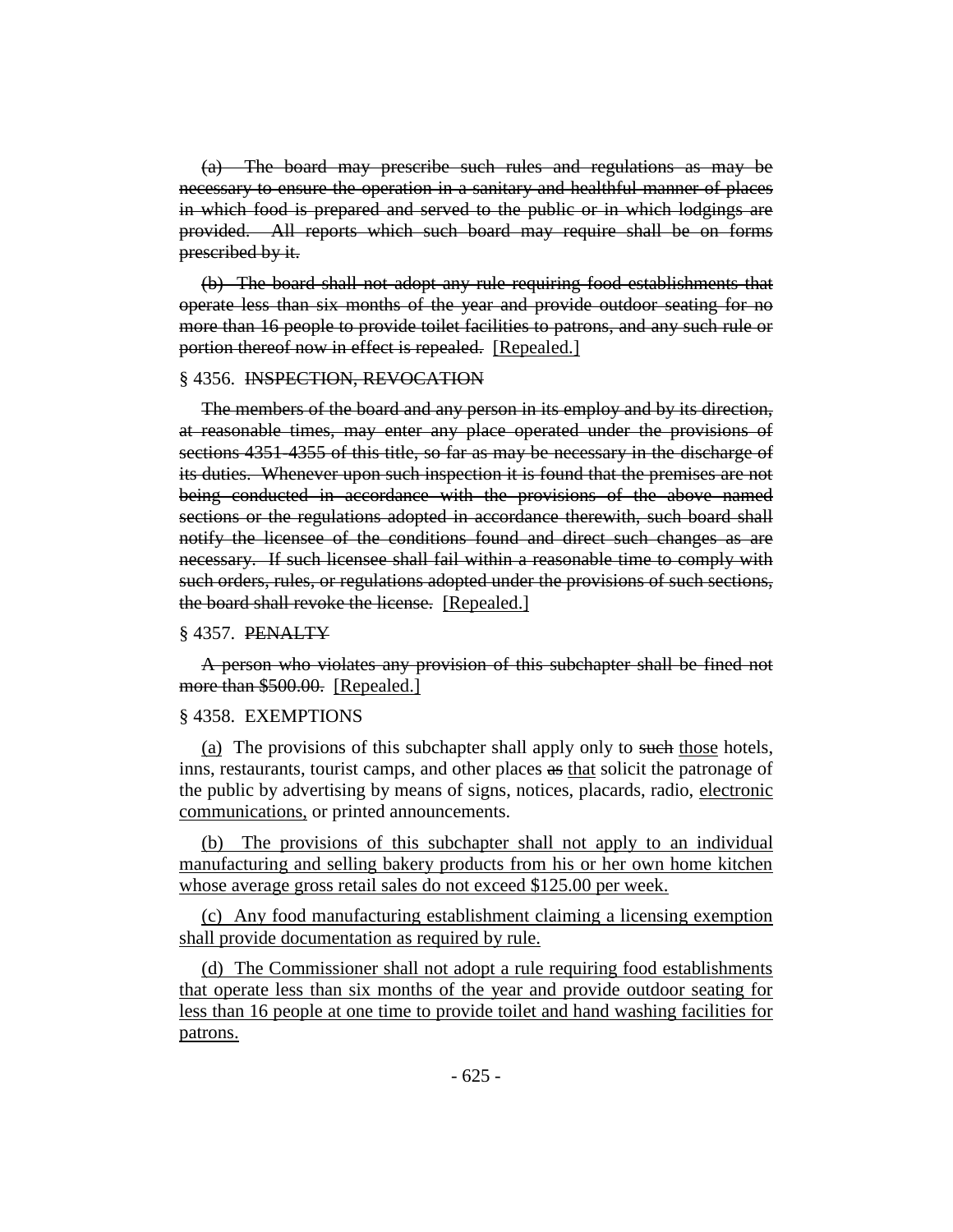~~(a) The board may prescribe such rules and regulations as may be necessary to ensure the operation in a sanitary and healthful manner of places in which food is prepared and served to the public or in which lodgings are provided. All reports which such board may require shall be on forms prescribed by it.~~

~~(b) The board shall not adopt any rule requiring food establishments that operate less than six months of the year and provide outdoor seating for no more than 16 people to provide toilet facilities to patrons, and any such rule or portion thereof now in effect is repealed.~~ [Repealed.]

§ 4356. ~~INSPECTION, REVOCATION~~

~~The members of the board and any person in its employ and by its direction, at reasonable times, may enter any place operated under the provisions of sections 4351-4355 of this title, so far as may be necessary in the discharge of its duties. Whenever upon such inspection it is found that the premises are not being conducted in accordance with the provisions of the above named sections or the regulations adopted in accordance therewith, such board shall notify the licensee of the conditions found and direct such changes as are necessary. If such licensee shall fail within a reasonable time to comply with such orders, rules, or regulations adopted under the provisions of such sections, the board shall revoke the license.~~ [Repealed.]

§ 4357. ~~PENALTY~~

~~A person who violates any provision of this subchapter shall be fined not more than \$500.00.~~ [Repealed.]

§ 4358. EXEMPTIONS

<u>(a)</u> The provisions of this subchapter shall apply only to ~~such~~ <u>those</u> hotels, inns, restaurants, tourist camps, and other places ~~as~~ <u>that</u> solicit the patronage of the public by advertising by means of signs, notices, placards, radio, <u>electronic communications,</u> or printed announcements.

<u>(b) The provisions of this subchapter shall not apply to an individual manufacturing and selling bakery products from his or her own home kitchen whose average gross retail sales do not exceed \$125.00 per week.</u>

<u>(c) Any food manufacturing establishment claiming a licensing exemption shall provide documentation as required by rule.</u>

<u>(d) The Commissioner shall not adopt a rule requiring food establishments that operate less than six months of the year and provide outdoor seating for less than 16 people at one time to provide toilet and hand washing facilities for patrons.</u>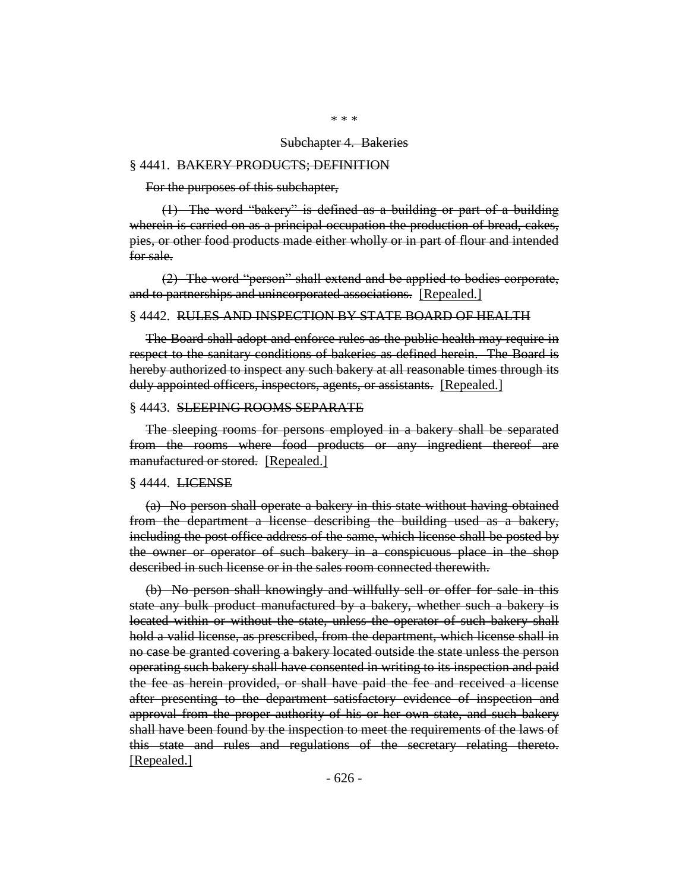\* \* \*

Subchapter 4. Bakeries

§ 4441. BAKERY PRODUCTS; DEFINITION

For the purposes of this subchapter,

(1) The word "bakery" is defined as a building or part of a building wherein is carried on as a principal occupation the production of bread, cakes, pies, or other food products made either wholly or in part of flour and intended for sale.

(2) The word "person" shall extend and be applied to bodies corporate, and to partnerships and unincorporated associations. [Repealed.]

§ 4442. RULES AND INSPECTION BY STATE BOARD OF HEALTH

The Board shall adopt and enforce rules as the public health may require in respect to the sanitary conditions of bakeries as defined herein. The Board is hereby authorized to inspect any such bakery at all reasonable times through its duly appointed officers, inspectors, agents, or assistants. [Repealed.]

§ 4443. SLEEPING ROOMS SEPARATE

The sleeping rooms for persons employed in a bakery shall be separated from the rooms where food products or any ingredient thereof are manufactured or stored. [Repealed.]

§ 4444. LICENSE

(a) No person shall operate a bakery in this state without having obtained from the department a license describing the building used as a bakery, including the post office address of the same, which license shall be posted by the owner or operator of such bakery in a conspicuous place in the shop described in such license or in the sales room connected therewith.

(b) No person shall knowingly and willfully sell or offer for sale in this state any bulk product manufactured by a bakery, whether such a bakery is located within or without the state, unless the operator of such bakery shall hold a valid license, as prescribed, from the department, which license shall in no case be granted covering a bakery located outside the state unless the person operating such bakery shall have consented in writing to its inspection and paid the fee as herein provided, or shall have paid the fee and received a license after presenting to the department satisfactory evidence of inspection and approval from the proper authority of his or her own state, and such bakery shall have been found by the inspection to meet the requirements of the laws of this state and rules and regulations of the secretary relating thereto. [Repealed.]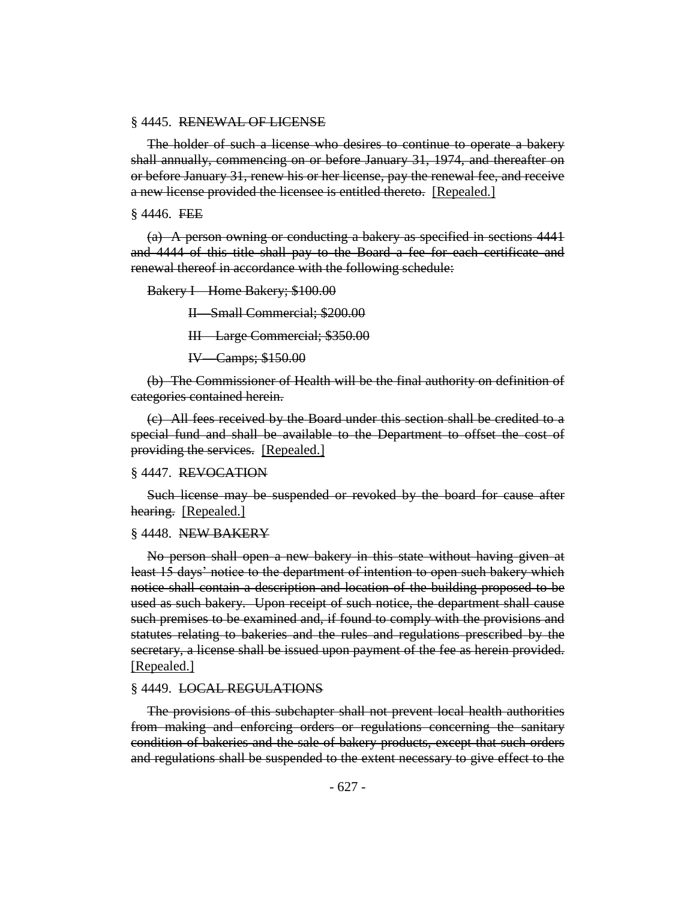§ 4445. ~~RENEWAL OF LICENSE~~

~~The holder of such a license who desires to continue to operate a bakery shall annually, commencing on or before January 31, 1974, and thereafter on or before January 31, renew his or her license, pay the renewal fee, and receive a new license provided the licensee is entitled thereto.~~ [Repealed.]

§ 4446. ~~FEE~~

~~(a) A person owning or conducting a bakery as specified in sections 4441 and 4444 of this title shall pay to the Board a fee for each certificate and renewal thereof in accordance with the following schedule:~~

~~Bakery I—Home Bakery; $100.00~~

~~II—Small Commercial; $200.00~~

~~III—Large Commercial; $350.00~~

~~IV—Camps; $150.00~~

~~(b) The Commissioner of Health will be the final authority on definition of categories contained herein.~~

~~(c) All fees received by the Board under this section shall be credited to a special fund and shall be available to the Department to offset the cost of providing the services.~~ [Repealed.]

§ 4447. ~~REVOCATION~~

~~Such license may be suspended or revoked by the board for cause after hearing.~~ [Repealed.]

§ 4448. ~~NEW BAKERY~~

~~No person shall open a new bakery in this state without having given at least 15 days' notice to the department of intention to open such bakery which notice shall contain a description and location of the building proposed to be used as such bakery. Upon receipt of such notice, the department shall cause such premises to be examined and, if found to comply with the provisions and statutes relating to bakeries and the rules and regulations prescribed by the secretary, a license shall be issued upon payment of the fee as herein provided.~~ [Repealed.]

§ 4449. ~~LOCAL REGULATIONS~~

~~The provisions of this subchapter shall not prevent local health authorities from making and enforcing orders or regulations concerning the sanitary condition of bakeries and the sale of bakery products, except that such orders and regulations shall be suspended to the extent necessary to give effect to the~~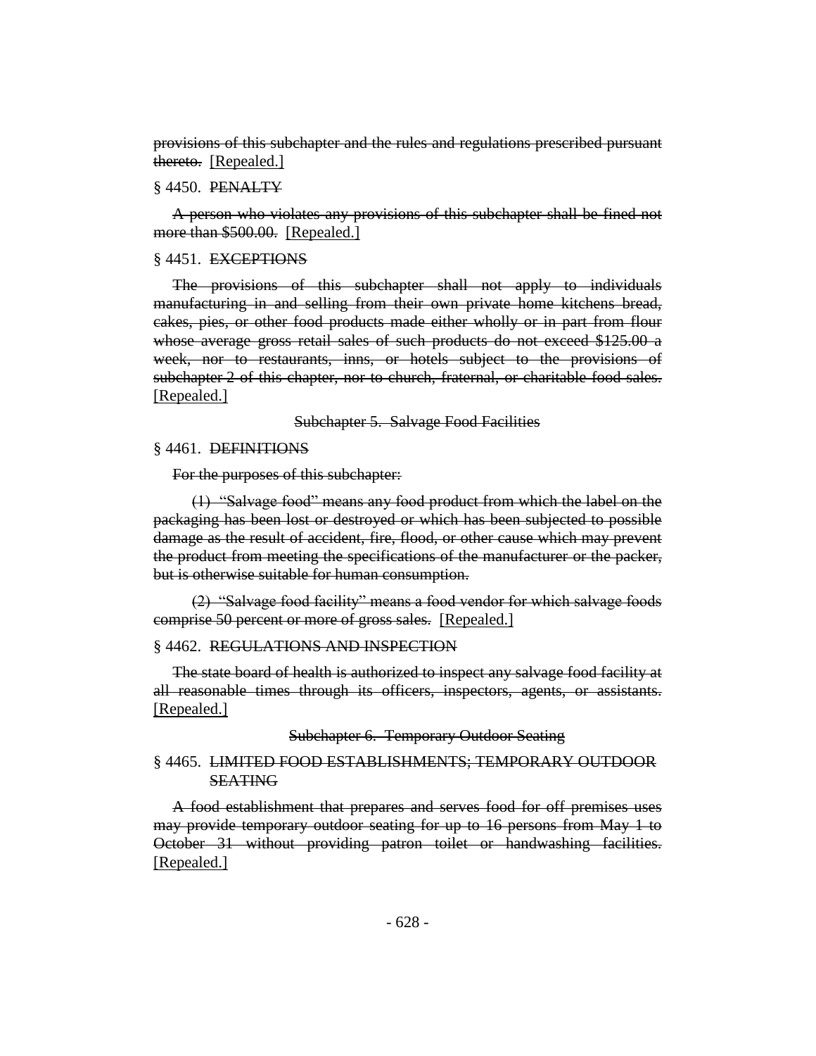~~provisions of this subchapter and the rules and regulations prescribed pursuant thereto.~~ [Repealed.]

§ 4450. ~~PENALTY~~

~~A person who violates any provisions of this subchapter shall be fined not more than $500.00.~~ [Repealed.]

§ 4451. ~~EXCEPTIONS~~

~~The provisions of this subchapter shall not apply to individuals manufacturing in and selling from their own private home kitchens bread, cakes, pies, or other food products made either wholly or in part from flour whose average gross retail sales of such products do not exceed $125.00 a week, nor to restaurants, inns, or hotels subject to the provisions of subchapter 2 of this chapter, nor to church, fraternal, or charitable food sales.~~ [Repealed.]

~~Subchapter 5. Salvage Food Facilities~~

§ 4461. ~~DEFINITIONS~~

~~For the purposes of this subchapter:~~

~~(1) "Salvage food" means any food product from which the label on the packaging has been lost or destroyed or which has been subjected to possible damage as the result of accident, fire, flood, or other cause which may prevent the product from meeting the specifications of the manufacturer or the packer, but is otherwise suitable for human consumption.~~

~~(2) "Salvage food facility" means a food vendor for which salvage foods comprise 50 percent or more of gross sales.~~ [Repealed.]

§ 4462. ~~REGULATIONS AND INSPECTION~~

~~The state board of health is authorized to inspect any salvage food facility at all reasonable times through its officers, inspectors, agents, or assistants.~~ [Repealed.]

~~Subchapter 6. Temporary Outdoor Seating~~

§ 4465. ~~LIMITED FOOD ESTABLISHMENTS; TEMPORARY OUTDOOR SEATING~~

~~A food establishment that prepares and serves food for off premises uses may provide temporary outdoor seating for up to 16 persons from May 1 to October 31 without providing patron toilet or handwashing facilities.~~ [Repealed.]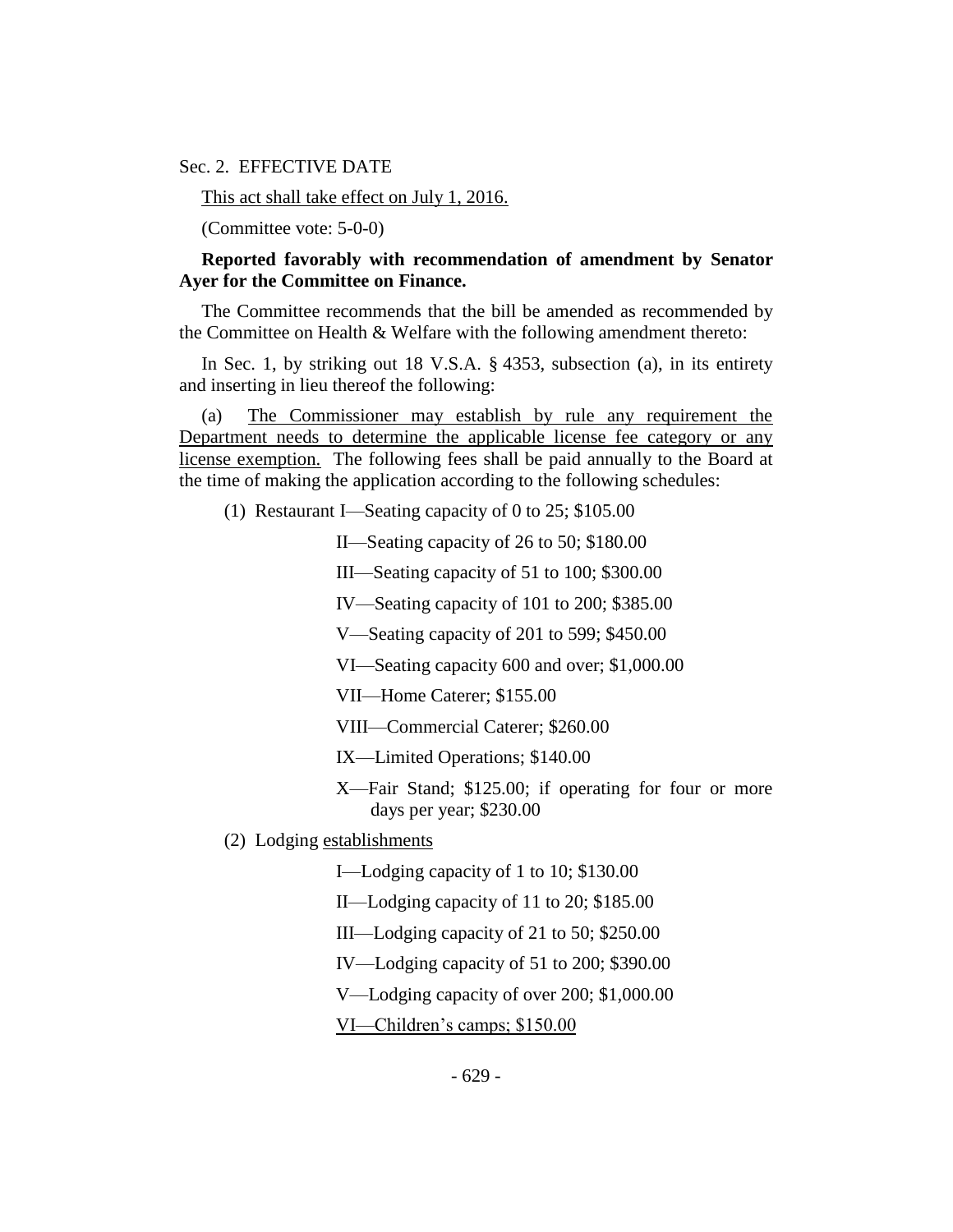Sec. 2. EFFECTIVE DATE

<u>This act shall take effect on July 1, 2016.</u>

(Committee vote: 5-0-0)

**Reported favorably with recommendation of amendment by Senator Ayer for the Committee on Finance.**

The Committee recommends that the bill be amended as recommended by the Committee on Health & Welfare with the following amendment thereto:

In Sec. 1, by striking out 18 V.S.A. § 4353, subsection (a), in its entirety and inserting in lieu thereof the following:

(a) <u>The Commissioner may establish by rule any requirement the Department needs to determine the applicable license fee category or any license exemption.</u> The following fees shall be paid annually to the Board at the time of making the application according to the following schedules:

(1) Restaurant I—Seating capacity of 0 to 25; $105.00

II—Seating capacity of 26 to 50; $180.00

III—Seating capacity of 51 to 100; $300.00

IV—Seating capacity of 101 to 200; $385.00

V—Seating capacity of 201 to 599; $450.00

VI—Seating capacity 600 and over; $1,000.00

VII—Home Caterer; $155.00

VIII—Commercial Caterer; $260.00

IX—Limited Operations; $140.00

X—Fair Stand; $125.00; if operating for four or more days per year; $230.00

(2) Lodging <u>establishments</u>

I—Lodging capacity of 1 to 10; $130.00

II—Lodging capacity of 11 to 20; $185.00

III—Lodging capacity of 21 to 50; $250.00

IV—Lodging capacity of 51 to 200; $390.00

V—Lodging capacity of over 200; $1,000.00

<u>VI—Children's camps; $150.00</u>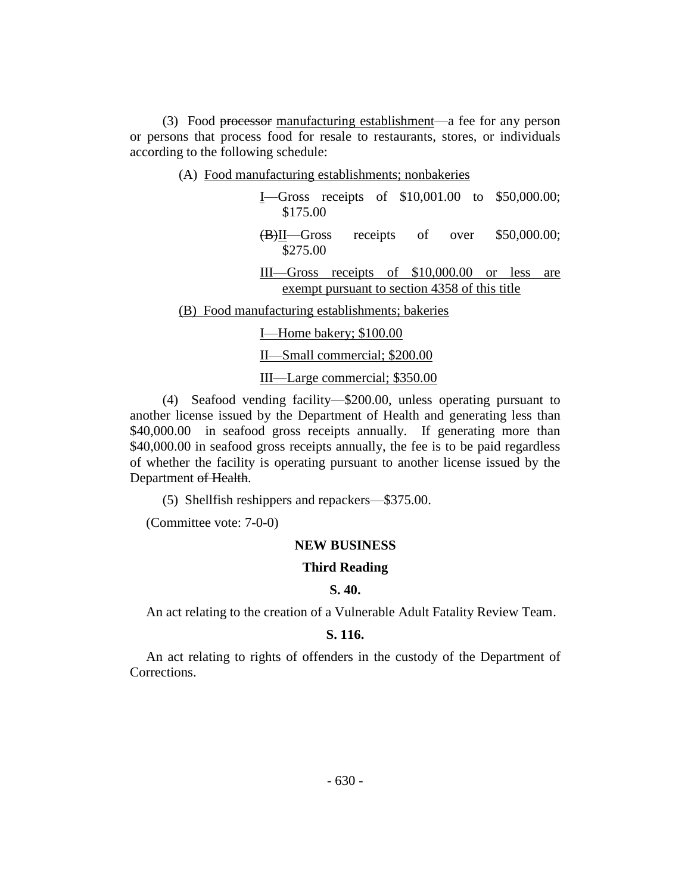(3) Food ~~processor~~ manufacturing establishment—a fee for any person or persons that process food for resale to restaurants, stores, or individuals according to the following schedule:

(A) Food manufacturing establishments; nonbakeries

I—Gross receipts of $10,001.00 to $50,000.00; $175.00

~~(B)~~II—Gross receipts of over $50,000.00; $275.00

III—Gross receipts of $10,000.00 or less are exempt pursuant to section 4358 of this title

(B) Food manufacturing establishments; bakeries

I—Home bakery; $100.00

II—Small commercial; $200.00

III—Large commercial; $350.00

(4) Seafood vending facility—$200.00, unless operating pursuant to another license issued by the Department of Health and generating less than $40,000.00 in seafood gross receipts annually. If generating more than $40,000.00 in seafood gross receipts annually, the fee is to be paid regardless of whether the facility is operating pursuant to another license issued by the Department ~~of Health~~.

(5) Shellfish reshippers and repackers—$375.00.

(Committee vote: 7-0-0)

**NEW BUSINESS**

**Third Reading**

**S. 40.**

An act relating to the creation of a Vulnerable Adult Fatality Review Team.

**S. 116.**

An act relating to rights of offenders in the custody of the Department of Corrections.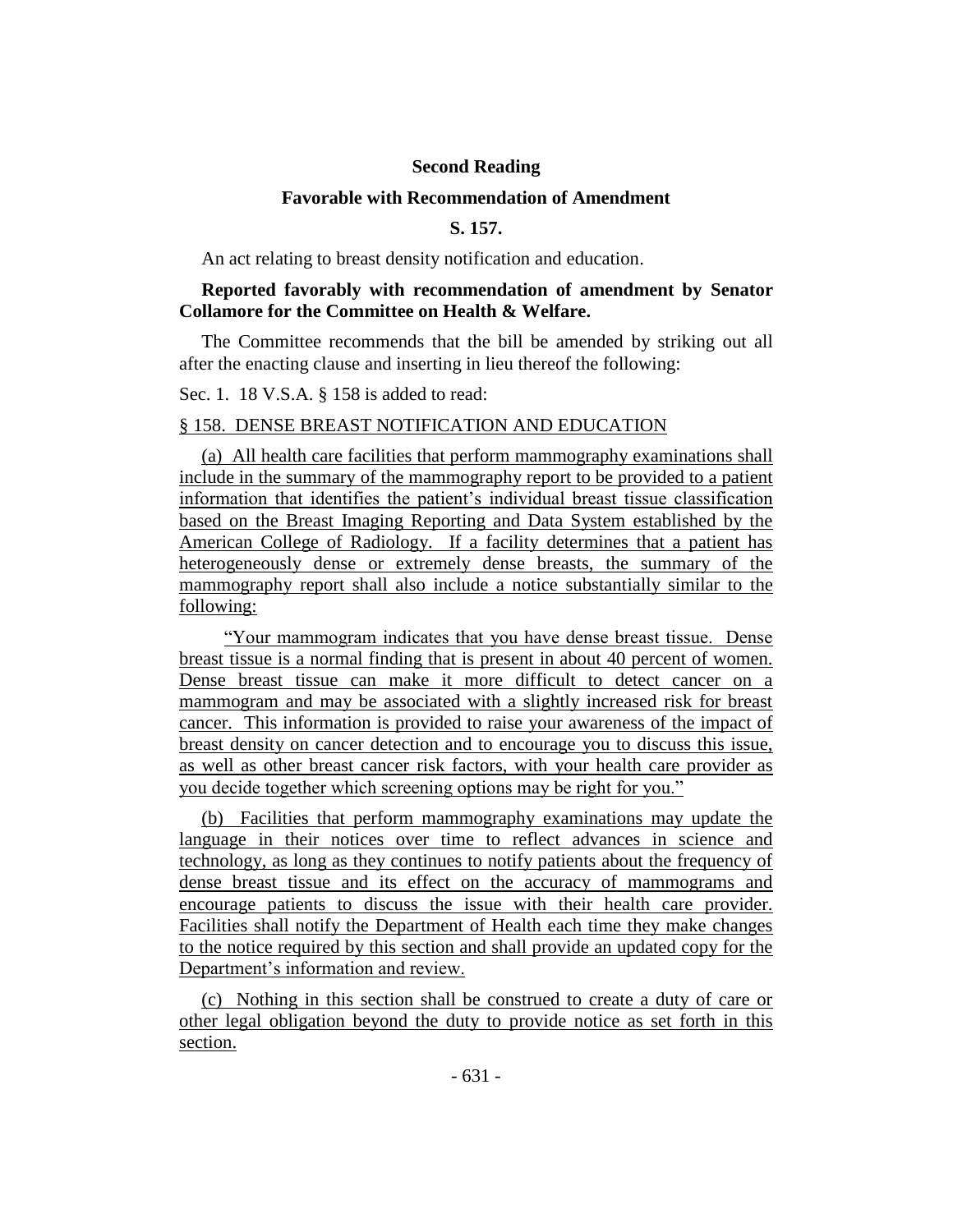**Second Reading**

**Favorable with Recommendation of Amendment**

**S. 157.**

An act relating to breast density notification and education.

**Reported favorably with recommendation of amendment by Senator Collamore for the Committee on Health & Welfare.**

The Committee recommends that the bill be amended by striking out all after the enacting clause and inserting in lieu thereof the following:

Sec. 1. 18 V.S.A. § 158 is added to read:

§ 158. DENSE BREAST NOTIFICATION AND EDUCATION

(a) All health care facilities that perform mammography examinations shall include in the summary of the mammography report to be provided to a patient information that identifies the patient's individual breast tissue classification based on the Breast Imaging Reporting and Data System established by the American College of Radiology. If a facility determines that a patient has heterogeneously dense or extremely dense breasts, the summary of the mammography report shall also include a notice substantially similar to the following:

"Your mammogram indicates that you have dense breast tissue. Dense breast tissue is a normal finding that is present in about 40 percent of women. Dense breast tissue can make it more difficult to detect cancer on a mammogram and may be associated with a slightly increased risk for breast cancer. This information is provided to raise your awareness of the impact of breast density on cancer detection and to encourage you to discuss this issue, as well as other breast cancer risk factors, with your health care provider as you decide together which screening options may be right for you."

(b) Facilities that perform mammography examinations may update the language in their notices over time to reflect advances in science and technology, as long as they continues to notify patients about the frequency of dense breast tissue and its effect on the accuracy of mammograms and encourage patients to discuss the issue with their health care provider. Facilities shall notify the Department of Health each time they make changes to the notice required by this section and shall provide an updated copy for the Department's information and review.

(c) Nothing in this section shall be construed to create a duty of care or other legal obligation beyond the duty to provide notice as set forth in this section.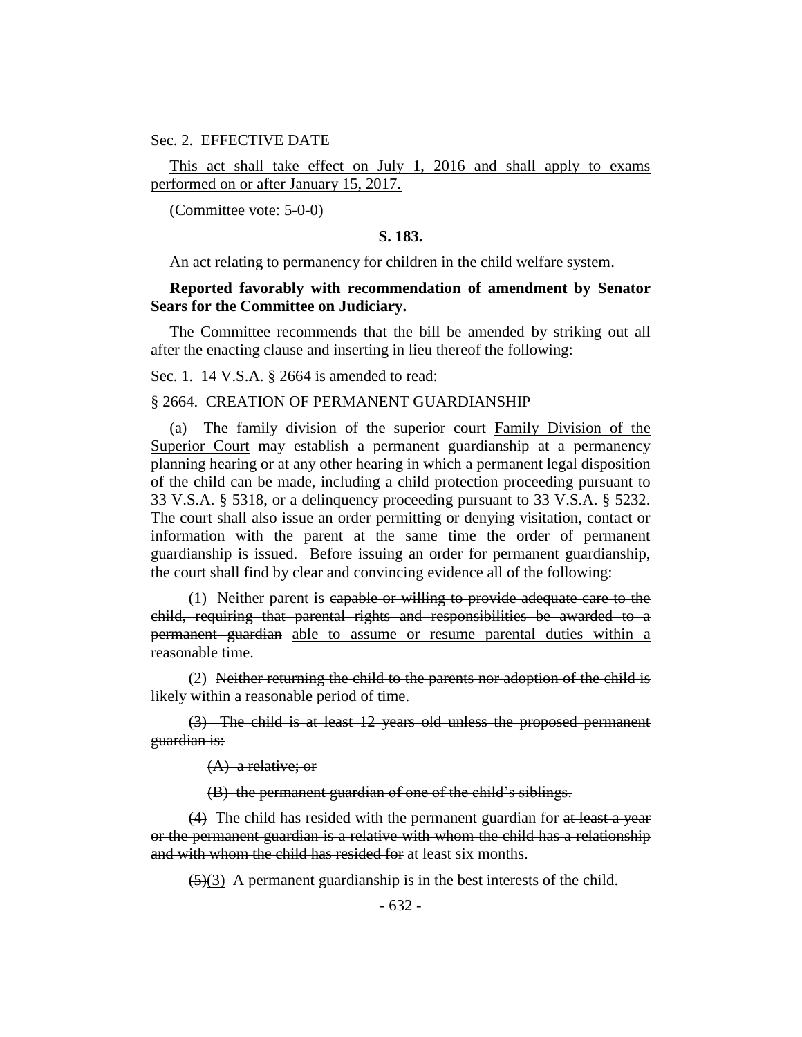Sec. 2. EFFECTIVE DATE

<u>This act shall take effect on July 1, 2016 and shall apply to exams performed on or after January 15, 2017.</u>

(Committee vote: 5-0-0)

**S. 183.**

An act relating to permanency for children in the child welfare system.

**Reported favorably with recommendation of amendment by Senator Sears for the Committee on Judiciary.**

The Committee recommends that the bill be amended by striking out all after the enacting clause and inserting in lieu thereof the following:

Sec. 1. 14 V.S.A. § 2664 is amended to read:

§ 2664. CREATION OF PERMANENT GUARDIANSHIP

(a) The ~~family division of the superior court~~ <u>Family Division of the Superior Court</u> may establish a permanent guardianship at a permanency planning hearing or at any other hearing in which a permanent legal disposition of the child can be made, including a child protection proceeding pursuant to 33 V.S.A. § 5318, or a delinquency proceeding pursuant to 33 V.S.A. § 5232. The court shall also issue an order permitting or denying visitation, contact or information with the parent at the same time the order of permanent guardianship is issued. Before issuing an order for permanent guardianship, the court shall find by clear and convincing evidence all of the following:

(1) Neither parent is ~~capable or willing to provide adequate care to the child, requiring that parental rights and responsibilities be awarded to a permanent guardian~~ <u>able to assume or resume parental duties within a reasonable time</u>.

(2) ~~Neither returning the child to the parents nor adoption of the child is likely within a reasonable period of time.~~

~~(3) The child is at least 12 years old unless the proposed permanent guardian is:~~

~~(A) a relative; or~~

~~(B) the permanent guardian of one of the child's siblings.~~

~~(4)~~ The child has resided with the permanent guardian for ~~at least a year or the permanent guardian is a relative with whom the child has a relationship and with whom the child has resided for~~ at least six months.

~~(5)~~<u>(3)</u> A permanent guardianship is in the best interests of the child.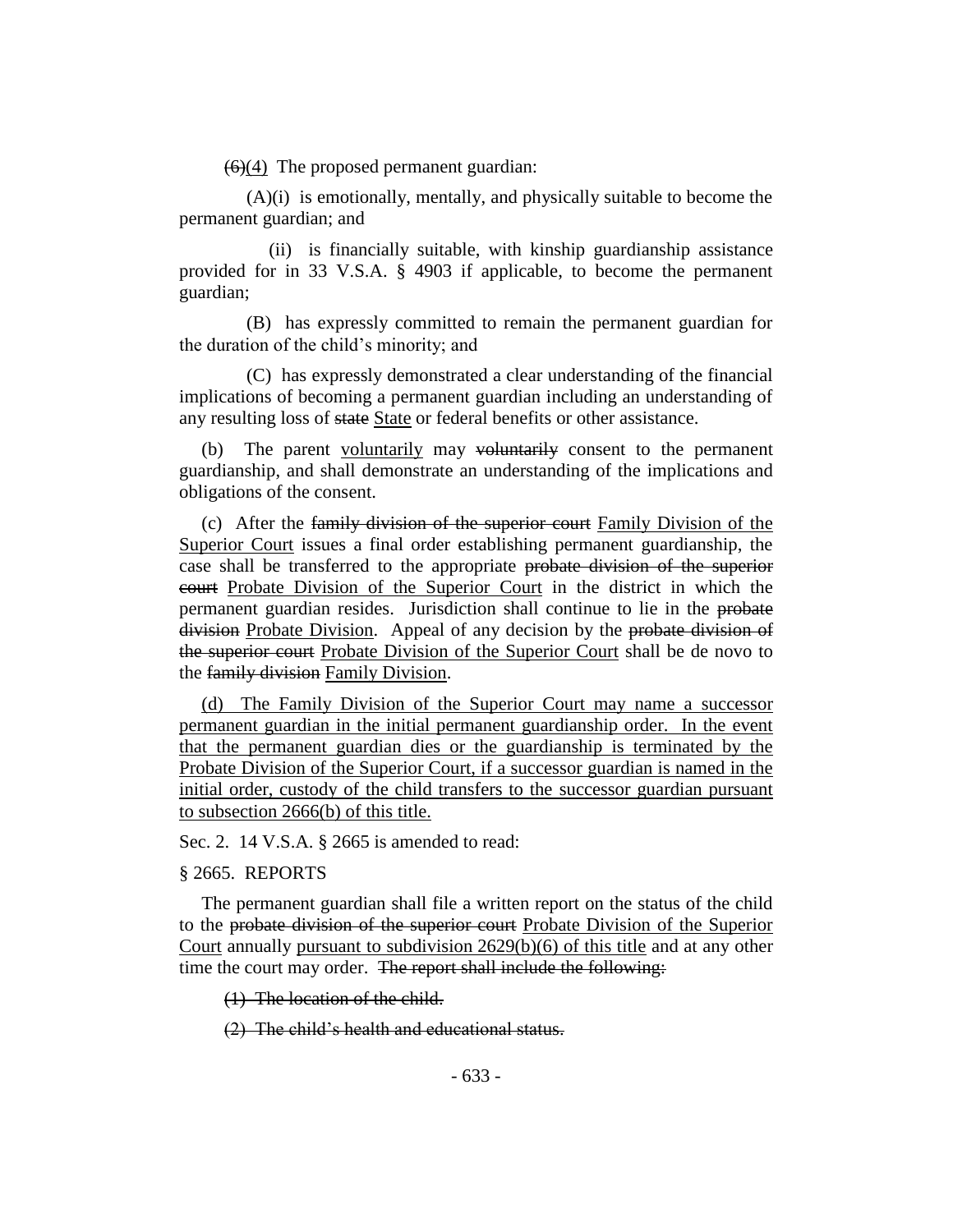~~(6)~~(4) The proposed permanent guardian:

(A)(i) is emotionally, mentally, and physically suitable to become the permanent guardian; and

(ii) is financially suitable, with kinship guardianship assistance provided for in 33 V.S.A. § 4903 if applicable, to become the permanent guardian;

(B) has expressly committed to remain the permanent guardian for the duration of the child's minority; and

(C) has expressly demonstrated a clear understanding of the financial implications of becoming a permanent guardian including an understanding of any resulting loss of ~~state~~ <u>State</u> or federal benefits or other assistance.

(b) The parent <u>voluntarily</u> may ~~voluntarily~~ consent to the permanent guardianship, and shall demonstrate an understanding of the implications and obligations of the consent.

(c) After the ~~family division of the superior court~~ <u>Family Division of the Superior Court</u> issues a final order establishing permanent guardianship, the case shall be transferred to the appropriate ~~probate division of the superior court~~ <u>Probate Division of the Superior Court</u> in the district in which the permanent guardian resides. Jurisdiction shall continue to lie in the ~~probate division~~ <u>Probate Division</u>. Appeal of any decision by the ~~probate division of the superior court~~ <u>Probate Division of the Superior Court</u> shall be de novo to the ~~family division~~ <u>Family Division</u>.

<u>(d) The Family Division of the Superior Court may name a successor permanent guardian in the initial permanent guardianship order. In the event that the permanent guardian dies or the guardianship is terminated by the Probate Division of the Superior Court, if a successor guardian is named in the initial order, custody of the child transfers to the successor guardian pursuant to subsection 2666(b) of this title.</u>

Sec. 2. 14 V.S.A. § 2665 is amended to read:

§ 2665. REPORTS

The permanent guardian shall file a written report on the status of the child to the ~~probate division of the superior court~~ <u>Probate Division of the Superior Court</u> annually <u>pursuant to subdivision 2629(b)(6) of this title</u> and at any other time the court may order. ~~The report shall include the following:~~

~~(1) The location of the child.~~

~~(2) The child's health and educational status.~~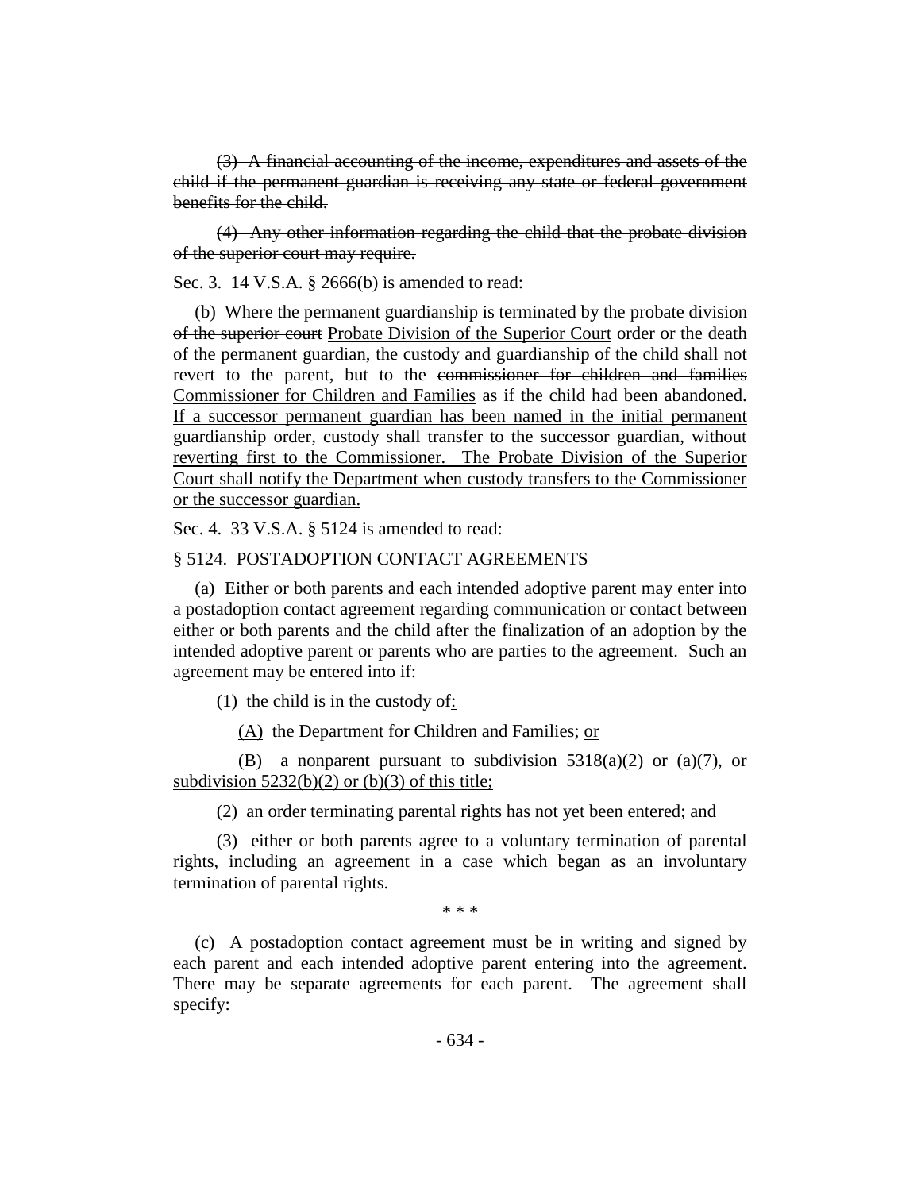~~(3) A financial accounting of the income, expenditures and assets of the child if the permanent guardian is receiving any state or federal government benefits for the child.~~

~~(4) Any other information regarding the child that the probate division of the superior court may require.~~

Sec. 3. 14 V.S.A. § 2666(b) is amended to read:

(b) Where the permanent guardianship is terminated by the ~~probate division of the superior court~~ <u>Probate Division of the Superior Court</u> order or the death of the permanent guardian, the custody and guardianship of the child shall not revert to the parent, but to the ~~commissioner for children and families~~ <u>Commissioner for Children and Families</u> as if the child had been abandoned. <u>If a successor permanent guardian has been named in the initial permanent guardianship order, custody shall transfer to the successor guardian, without reverting first to the Commissioner. The Probate Division of the Superior Court shall notify the Department when custody transfers to the Commissioner or the successor guardian.</u>

Sec. 4. 33 V.S.A. § 5124 is amended to read:

§ 5124. POSTADOPTION CONTACT AGREEMENTS

(a) Either or both parents and each intended adoptive parent may enter into a postadoption contact agreement regarding communication or contact between either or both parents and the child after the finalization of an adoption by the intended adoptive parent or parents who are parties to the agreement. Such an agreement may be entered into if:

(1) the child is in the custody of<u>:</u>

<u>(A)</u> the Department for Children and Families; <u>or</u>

<u>(B) a nonparent pursuant to subdivision 5318(a)(2) or (a)(7), or subdivision 5232(b)(2) or (b)(3) of this title;</u>

(2) an order terminating parental rights has not yet been entered; and

(3) either or both parents agree to a voluntary termination of parental rights, including an agreement in a case which began as an involuntary termination of parental rights.

\* \* \*

(c) A postadoption contact agreement must be in writing and signed by each parent and each intended adoptive parent entering into the agreement. There may be separate agreements for each parent. The agreement shall specify: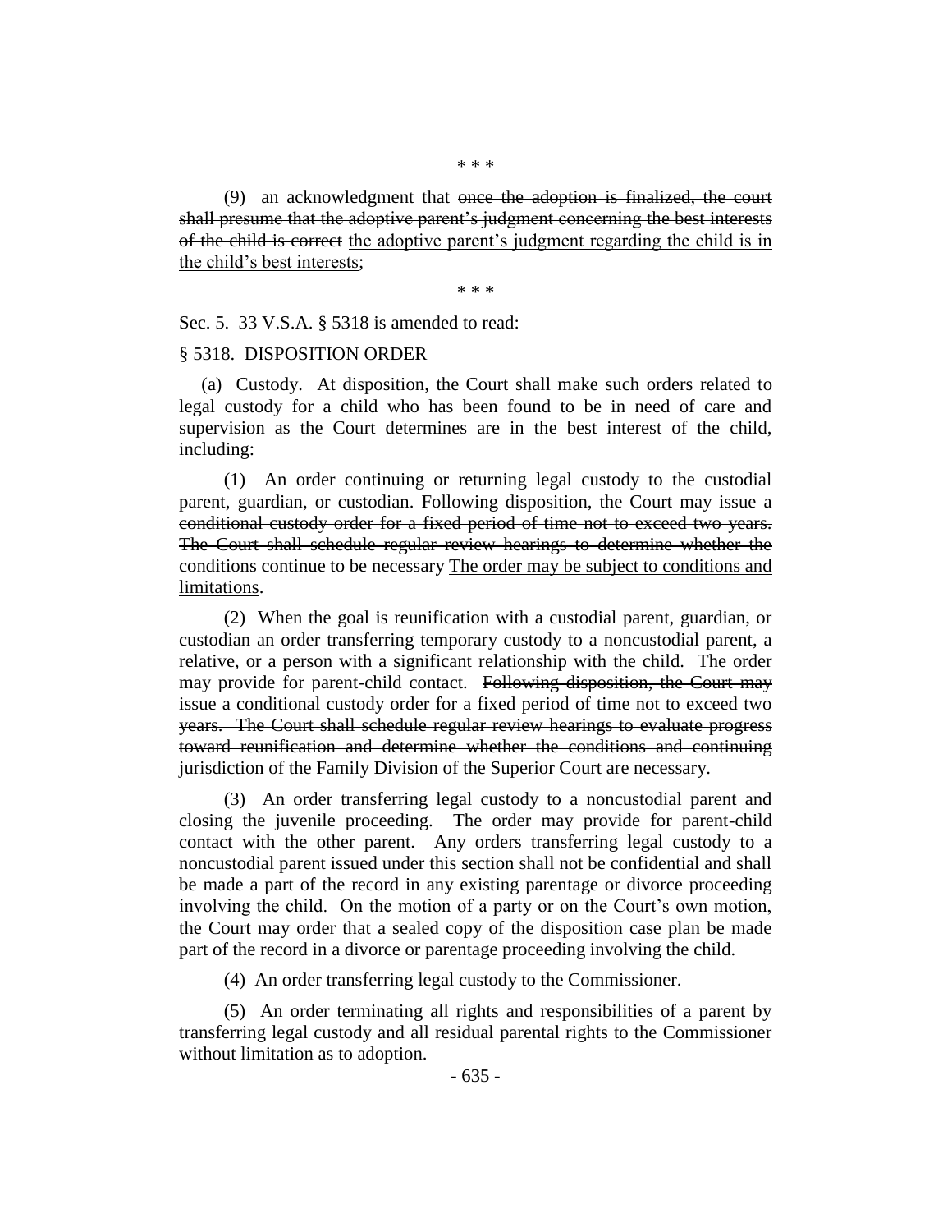\* \* \*

(9) an acknowledgment that ~~once the adoption is finalized, the court shall presume that the adoptive parent's judgment concerning the best interests of the child is correct~~ <u>the adoptive parent's judgment regarding the child is in the child's best interests</u>;

\* \* \*

Sec. 5. 33 V.S.A. § 5318 is amended to read:

§ 5318. DISPOSITION ORDER

(a) Custody. At disposition, the Court shall make such orders related to legal custody for a child who has been found to be in need of care and supervision as the Court determines are in the best interest of the child, including:

(1) An order continuing or returning legal custody to the custodial parent, guardian, or custodian. ~~Following disposition, the Court may issue a conditional custody order for a fixed period of time not to exceed two years. The Court shall schedule regular review hearings to determine whether the conditions continue to be necessary~~ <u>The order may be subject to conditions and limitations</u>.

(2) When the goal is reunification with a custodial parent, guardian, or custodian an order transferring temporary custody to a noncustodial parent, a relative, or a person with a significant relationship with the child. The order may provide for parent-child contact. ~~Following disposition, the Court may issue a conditional custody order for a fixed period of time not to exceed two years. The Court shall schedule regular review hearings to evaluate progress toward reunification and determine whether the conditions and continuing jurisdiction of the Family Division of the Superior Court are necessary.~~

(3) An order transferring legal custody to a noncustodial parent and closing the juvenile proceeding. The order may provide for parent-child contact with the other parent. Any orders transferring legal custody to a noncustodial parent issued under this section shall not be confidential and shall be made a part of the record in any existing parentage or divorce proceeding involving the child. On the motion of a party or on the Court's own motion, the Court may order that a sealed copy of the disposition case plan be made part of the record in a divorce or parentage proceeding involving the child.

(4) An order transferring legal custody to the Commissioner.

(5) An order terminating all rights and responsibilities of a parent by transferring legal custody and all residual parental rights to the Commissioner without limitation as to adoption.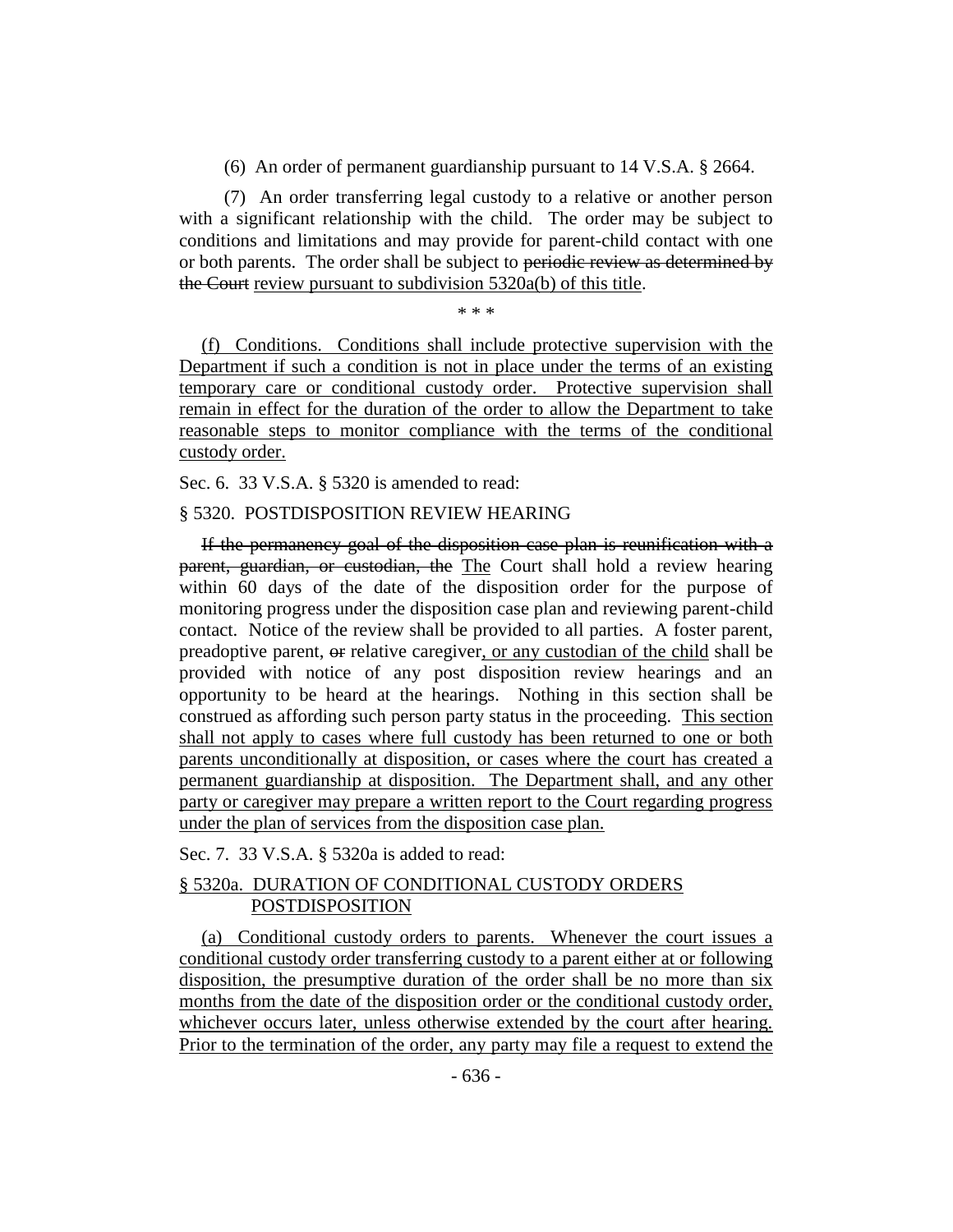(6) An order of permanent guardianship pursuant to 14 V.S.A. § 2664.

(7) An order transferring legal custody to a relative or another person with a significant relationship with the child. The order may be subject to conditions and limitations and may provide for parent-child contact with one or both parents. The order shall be subject to ~~periodic review as determined by the Court~~ review pursuant to subdivision 5320a(b) of this title.

\* \* \*

(f) Conditions. Conditions shall include protective supervision with the Department if such a condition is not in place under the terms of an existing temporary care or conditional custody order. Protective supervision shall remain in effect for the duration of the order to allow the Department to take reasonable steps to monitor compliance with the terms of the conditional custody order.

Sec. 6. 33 V.S.A. § 5320 is amended to read:

§ 5320. POSTDISPOSITION REVIEW HEARING

~~If the permanency goal of the disposition case plan is reunification with a parent, guardian, or custodian, the~~ The Court shall hold a review hearing within 60 days of the date of the disposition order for the purpose of monitoring progress under the disposition case plan and reviewing parent-child contact. Notice of the review shall be provided to all parties. A foster parent, preadoptive parent, ~~or~~ relative caregiver, or any custodian of the child shall be provided with notice of any post disposition review hearings and an opportunity to be heard at the hearings. Nothing in this section shall be construed as affording such person party status in the proceeding. This section shall not apply to cases where full custody has been returned to one or both parents unconditionally at disposition, or cases where the court has created a permanent guardianship at disposition. The Department shall, and any other party or caregiver may prepare a written report to the Court regarding progress under the plan of services from the disposition case plan.

Sec. 7. 33 V.S.A. § 5320a is added to read:

§ 5320a. DURATION OF CONDITIONAL CUSTODY ORDERS POSTDISPOSITION

(a) Conditional custody orders to parents. Whenever the court issues a conditional custody order transferring custody to a parent either at or following disposition, the presumptive duration of the order shall be no more than six months from the date of the disposition order or the conditional custody order, whichever occurs later, unless otherwise extended by the court after hearing. Prior to the termination of the order, any party may file a request to extend the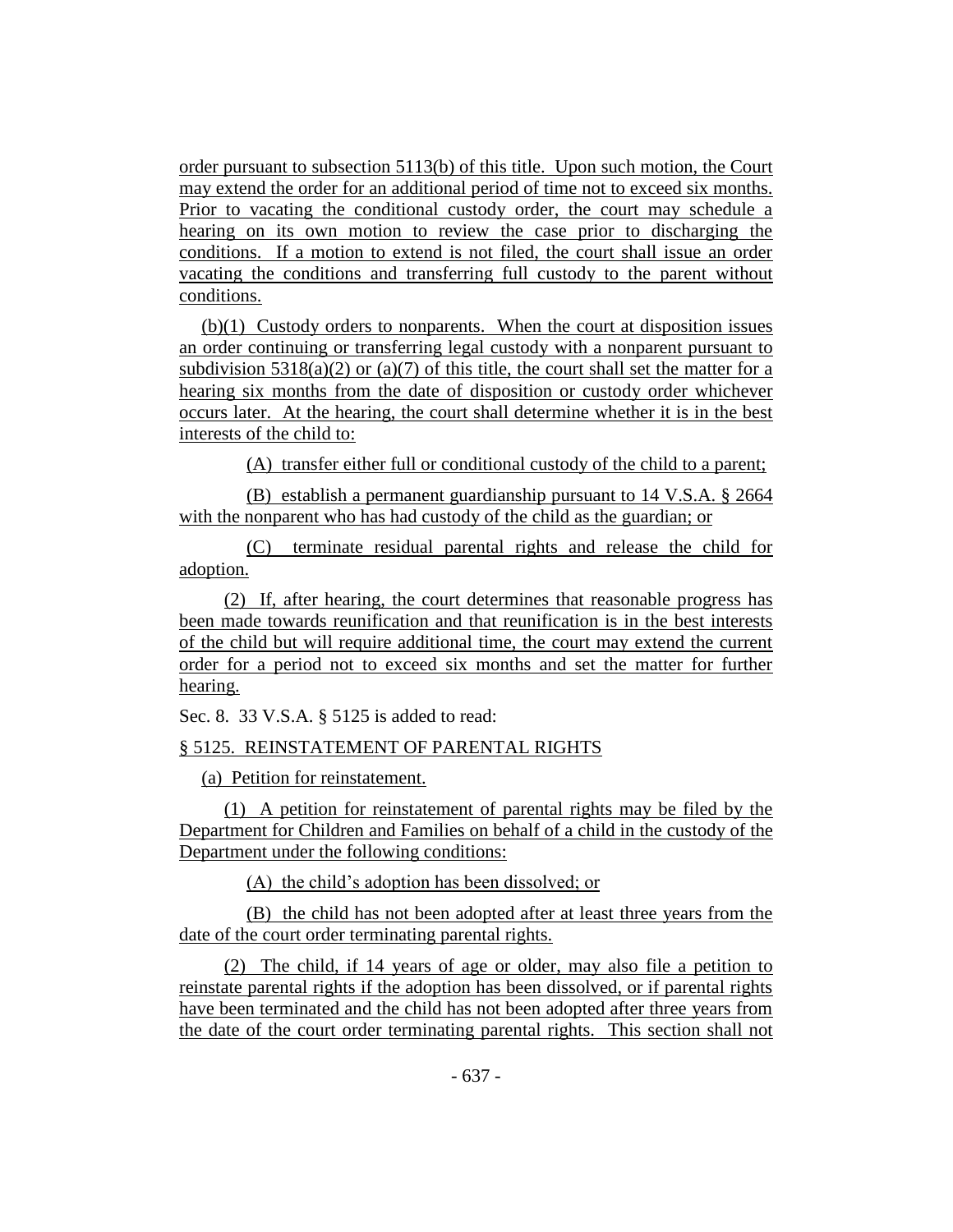order pursuant to subsection 5113(b) of this title. Upon such motion, the Court may extend the order for an additional period of time not to exceed six months. Prior to vacating the conditional custody order, the court may schedule a hearing on its own motion to review the case prior to discharging the conditions. If a motion to extend is not filed, the court shall issue an order vacating the conditions and transferring full custody to the parent without conditions.

(b)(1) Custody orders to nonparents. When the court at disposition issues an order continuing or transferring legal custody with a nonparent pursuant to subdivision 5318(a)(2) or (a)(7) of this title, the court shall set the matter for a hearing six months from the date of disposition or custody order whichever occurs later. At the hearing, the court shall determine whether it is in the best interests of the child to:

(A) transfer either full or conditional custody of the child to a parent;

(B) establish a permanent guardianship pursuant to 14 V.S.A. § 2664 with the nonparent who has had custody of the child as the guardian; or

(C) terminate residual parental rights and release the child for adoption.

(2) If, after hearing, the court determines that reasonable progress has been made towards reunification and that reunification is in the best interests of the child but will require additional time, the court may extend the current order for a period not to exceed six months and set the matter for further hearing.

Sec. 8. 33 V.S.A. § 5125 is added to read:

§ 5125. REINSTATEMENT OF PARENTAL RIGHTS

(a) Petition for reinstatement.

(1) A petition for reinstatement of parental rights may be filed by the Department for Children and Families on behalf of a child in the custody of the Department under the following conditions:

(A) the child's adoption has been dissolved; or

(B) the child has not been adopted after at least three years from the date of the court order terminating parental rights.

(2) The child, if 14 years of age or older, may also file a petition to reinstate parental rights if the adoption has been dissolved, or if parental rights have been terminated and the child has not been adopted after three years from the date of the court order terminating parental rights. This section shall not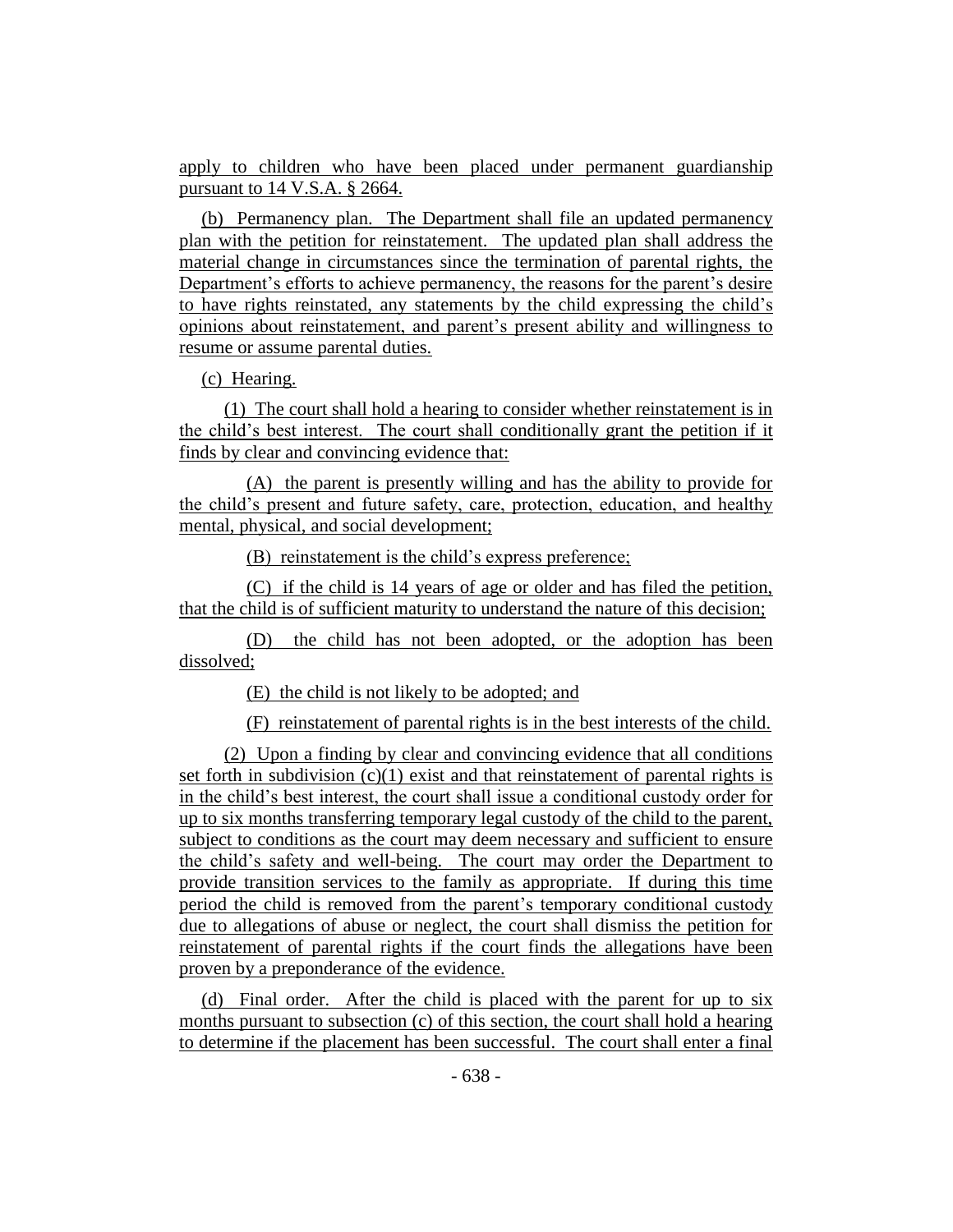apply to children who have been placed under permanent guardianship pursuant to 14 V.S.A. § 2664.

(b) Permanency plan. The Department shall file an updated permanency plan with the petition for reinstatement. The updated plan shall address the material change in circumstances since the termination of parental rights, the Department's efforts to achieve permanency, the reasons for the parent's desire to have rights reinstated, any statements by the child expressing the child's opinions about reinstatement, and parent's present ability and willingness to resume or assume parental duties.

(c) Hearing.

(1) The court shall hold a hearing to consider whether reinstatement is in the child's best interest. The court shall conditionally grant the petition if it finds by clear and convincing evidence that:

(A) the parent is presently willing and has the ability to provide for the child's present and future safety, care, protection, education, and healthy mental, physical, and social development;

(B) reinstatement is the child's express preference;

(C) if the child is 14 years of age or older and has filed the petition, that the child is of sufficient maturity to understand the nature of this decision;

(D) the child has not been adopted, or the adoption has been dissolved;

(E) the child is not likely to be adopted; and

(F) reinstatement of parental rights is in the best interests of the child.

(2) Upon a finding by clear and convincing evidence that all conditions set forth in subdivision (c)(1) exist and that reinstatement of parental rights is in the child's best interest, the court shall issue a conditional custody order for up to six months transferring temporary legal custody of the child to the parent, subject to conditions as the court may deem necessary and sufficient to ensure the child's safety and well-being. The court may order the Department to provide transition services to the family as appropriate. If during this time period the child is removed from the parent's temporary conditional custody due to allegations of abuse or neglect, the court shall dismiss the petition for reinstatement of parental rights if the court finds the allegations have been proven by a preponderance of the evidence.

(d) Final order. After the child is placed with the parent for up to six months pursuant to subsection (c) of this section, the court shall hold a hearing to determine if the placement has been successful. The court shall enter a final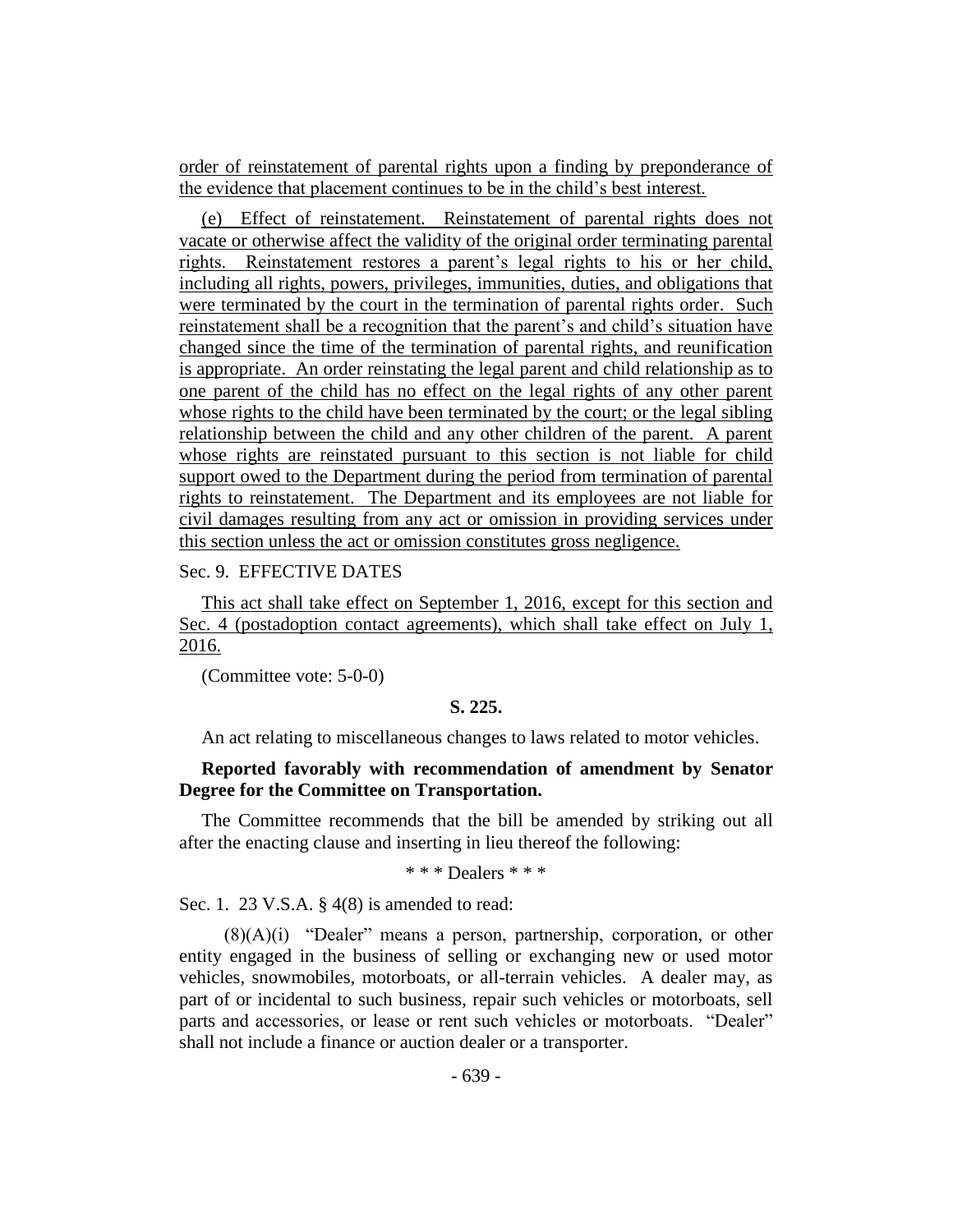order of reinstatement of parental rights upon a finding by preponderance of the evidence that placement continues to be in the child's best interest.

(e) Effect of reinstatement. Reinstatement of parental rights does not vacate or otherwise affect the validity of the original order terminating parental rights. Reinstatement restores a parent's legal rights to his or her child, including all rights, powers, privileges, immunities, duties, and obligations that were terminated by the court in the termination of parental rights order. Such reinstatement shall be a recognition that the parent's and child's situation have changed since the time of the termination of parental rights, and reunification is appropriate. An order reinstating the legal parent and child relationship as to one parent of the child has no effect on the legal rights of any other parent whose rights to the child have been terminated by the court; or the legal sibling relationship between the child and any other children of the parent. A parent whose rights are reinstated pursuant to this section is not liable for child support owed to the Department during the period from termination of parental rights to reinstatement. The Department and its employees are not liable for civil damages resulting from any act or omission in providing services under this section unless the act or omission constitutes gross negligence.

Sec. 9. EFFECTIVE DATES

This act shall take effect on September 1, 2016, except for this section and Sec. 4 (postadoption contact agreements), which shall take effect on July 1, 2016.

(Committee vote: 5-0-0)

**S. 225.**

An act relating to miscellaneous changes to laws related to motor vehicles.

**Reported favorably with recommendation of amendment by Senator Degree for the Committee on Transportation.**

The Committee recommends that the bill be amended by striking out all after the enacting clause and inserting in lieu thereof the following:

\* \* \* Dealers \* \* \*

Sec. 1. 23 V.S.A. § 4(8) is amended to read:

(8)(A)(i) "Dealer" means a person, partnership, corporation, or other entity engaged in the business of selling or exchanging new or used motor vehicles, snowmobiles, motorboats, or all-terrain vehicles. A dealer may, as part of or incidental to such business, repair such vehicles or motorboats, sell parts and accessories, or lease or rent such vehicles or motorboats. "Dealer" shall not include a finance or auction dealer or a transporter.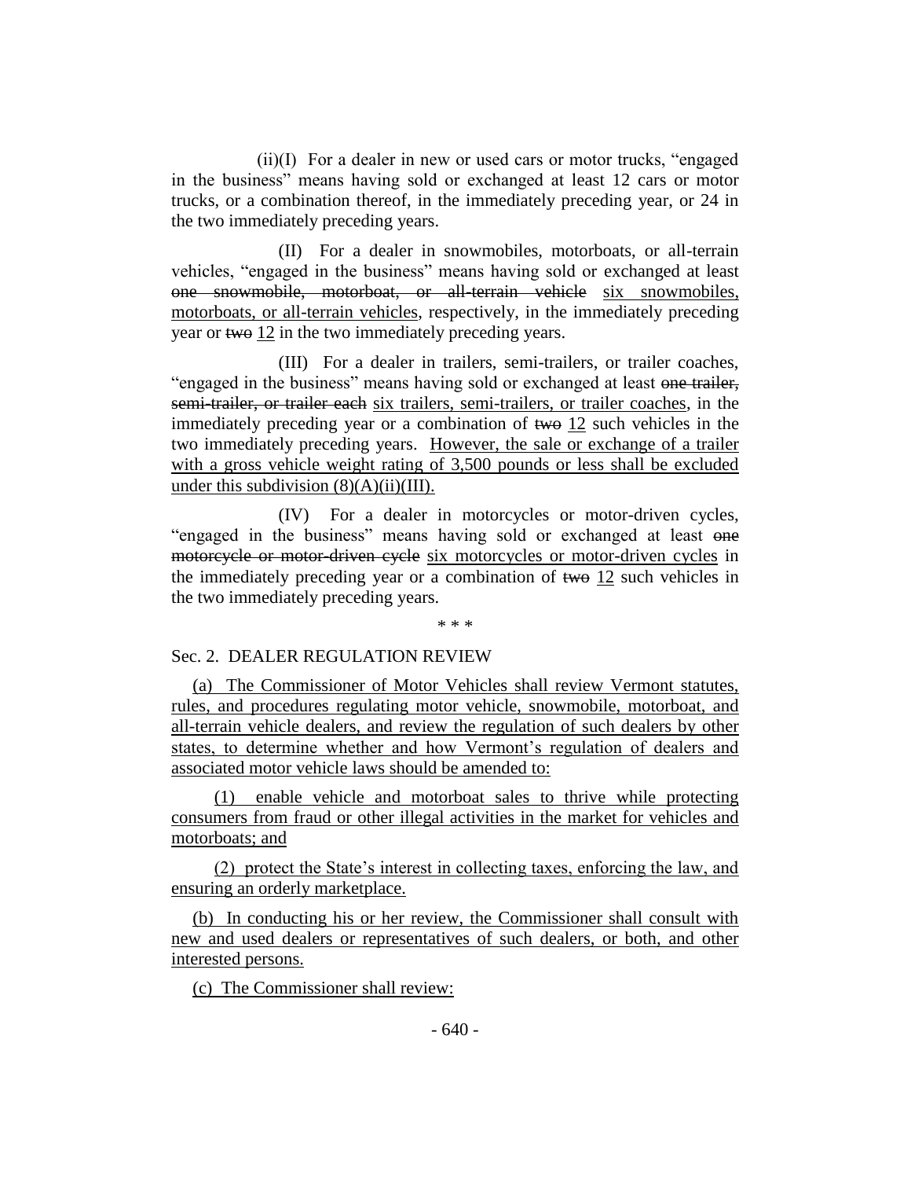(ii)(I) For a dealer in new or used cars or motor trucks, "engaged in the business" means having sold or exchanged at least 12 cars or motor trucks, or a combination thereof, in the immediately preceding year, or 24 in the two immediately preceding years.

(II) For a dealer in snowmobiles, motorboats, or all-terrain vehicles, "engaged in the business" means having sold or exchanged at least ~~one snowmobile, motorboat, or all-terrain vehicle~~ <u>six snowmobiles, motorboats, or all-terrain vehicles</u>, respectively, in the immediately preceding year or ~~two~~ <u>12</u> in the two immediately preceding years.

(III) For a dealer in trailers, semi-trailers, or trailer coaches, "engaged in the business" means having sold or exchanged at least ~~one trailer, semi-trailer, or trailer each~~ <u>six trailers, semi-trailers, or trailer coaches</u>, in the immediately preceding year or a combination of ~~two~~ <u>12</u> such vehicles in the two immediately preceding years. <u>However, the sale or exchange of a trailer with a gross vehicle weight rating of 3,500 pounds or less shall be excluded under this subdivision (8)(A)(ii)(III).</u>

(IV) For a dealer in motorcycles or motor-driven cycles, "engaged in the business" means having sold or exchanged at least ~~one motorcycle or motor-driven cycle~~ <u>six motorcycles or motor-driven cycles</u> in the immediately preceding year or a combination of ~~two~~ <u>12</u> such vehicles in the two immediately preceding years.

\* \* \*

Sec. 2. DEALER REGULATION REVIEW

<u>(a) The Commissioner of Motor Vehicles shall review Vermont statutes, rules, and procedures regulating motor vehicle, snowmobile, motorboat, and all-terrain vehicle dealers, and review the regulation of such dealers by other states, to determine whether and how Vermont's regulation of dealers and associated motor vehicle laws should be amended to:</u>

<u>(1) enable vehicle and motorboat sales to thrive while protecting consumers from fraud or other illegal activities in the market for vehicles and motorboats; and</u>

<u>(2) protect the State's interest in collecting taxes, enforcing the law, and ensuring an orderly marketplace.</u>

<u>(b) In conducting his or her review, the Commissioner shall consult with new and used dealers or representatives of such dealers, or both, and other interested persons.</u>

<u>(c) The Commissioner shall review:</u>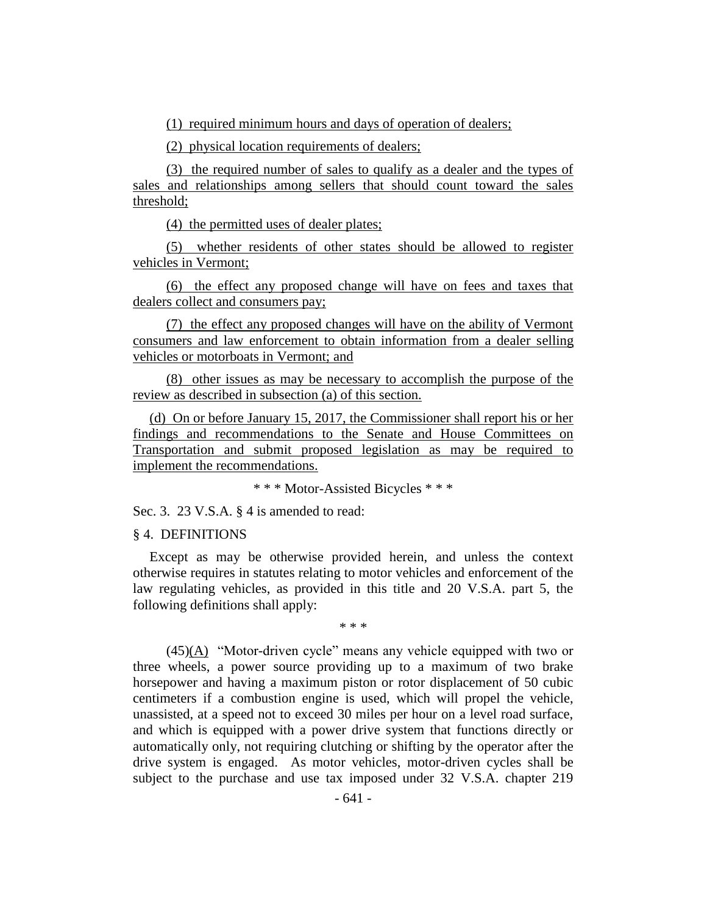(1) required minimum hours and days of operation of dealers;

(2) physical location requirements of dealers;

(3) the required number of sales to qualify as a dealer and the types of sales and relationships among sellers that should count toward the sales threshold;

(4) the permitted uses of dealer plates;

(5) whether residents of other states should be allowed to register vehicles in Vermont;

(6) the effect any proposed change will have on fees and taxes that dealers collect and consumers pay;

(7) the effect any proposed changes will have on the ability of Vermont consumers and law enforcement to obtain information from a dealer selling vehicles or motorboats in Vermont; and

(8) other issues as may be necessary to accomplish the purpose of the review as described in subsection (a) of this section.

(d) On or before January 15, 2017, the Commissioner shall report his or her findings and recommendations to the Senate and House Committees on Transportation and submit proposed legislation as may be required to implement the recommendations.

\* \* \* Motor-Assisted Bicycles \* \* \*

Sec. 3. 23 V.S.A. § 4 is amended to read:

§ 4. DEFINITIONS

Except as may be otherwise provided herein, and unless the context otherwise requires in statutes relating to motor vehicles and enforcement of the law regulating vehicles, as provided in this title and 20 V.S.A. part 5, the following definitions shall apply:

\* \* \*

(45)(A) "Motor-driven cycle" means any vehicle equipped with two or three wheels, a power source providing up to a maximum of two brake horsepower and having a maximum piston or rotor displacement of 50 cubic centimeters if a combustion engine is used, which will propel the vehicle, unassisted, at a speed not to exceed 30 miles per hour on a level road surface, and which is equipped with a power drive system that functions directly or automatically only, not requiring clutching or shifting by the operator after the drive system is engaged. As motor vehicles, motor-driven cycles shall be subject to the purchase and use tax imposed under 32 V.S.A. chapter 219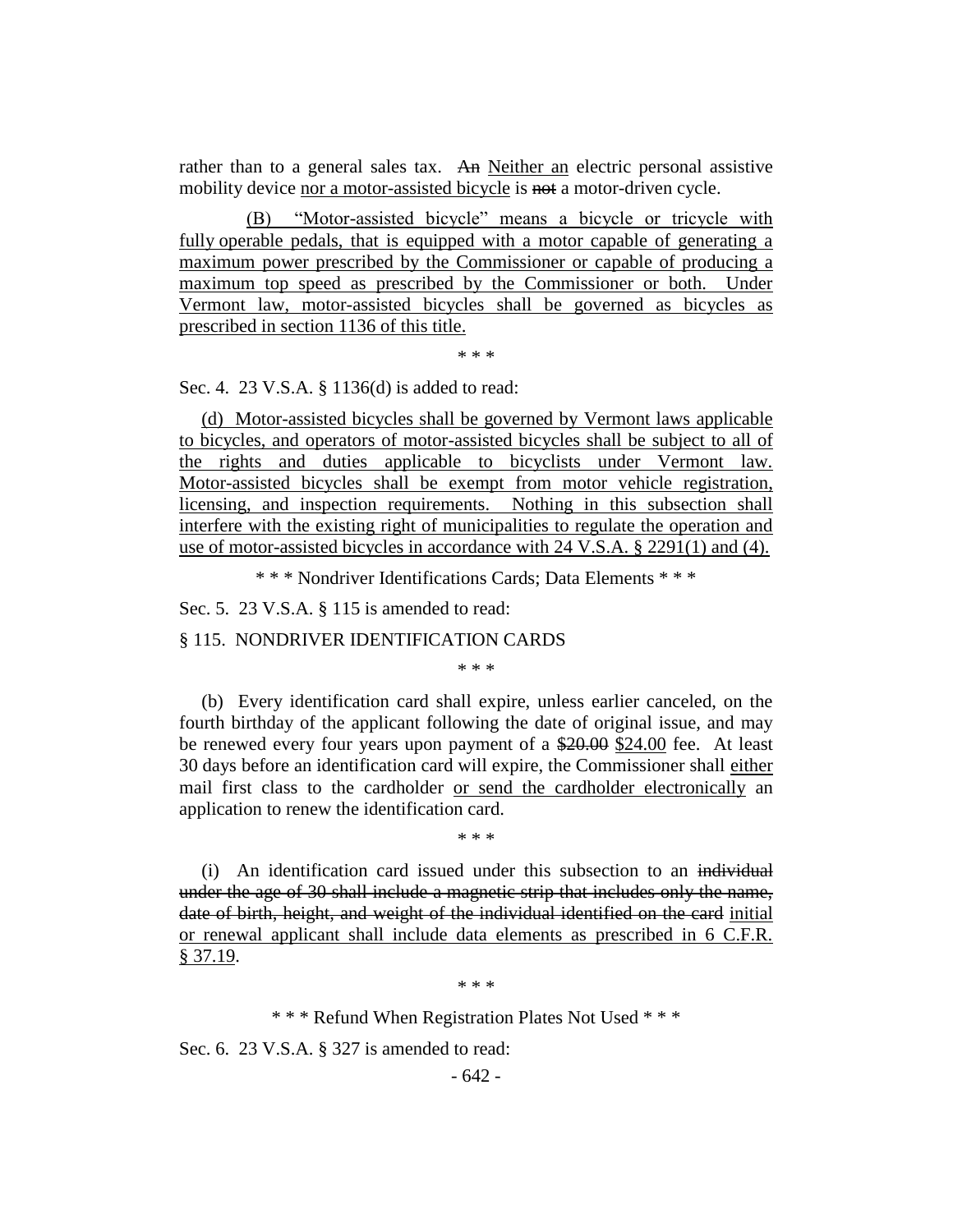rather than to a general sales tax. ~~An~~ Neither an electric personal assistive mobility device nor a motor-assisted bicycle is ~~not~~ a motor-driven cycle.

(B) "Motor-assisted bicycle" means a bicycle or tricycle with fully operable pedals, that is equipped with a motor capable of generating a maximum power prescribed by the Commissioner or capable of producing a maximum top speed as prescribed by the Commissioner or both. Under Vermont law, motor-assisted bicycles shall be governed as bicycles as prescribed in section 1136 of this title.

\* \* \*

Sec. 4. 23 V.S.A. § 1136(d) is added to read:

(d) Motor-assisted bicycles shall be governed by Vermont laws applicable to bicycles, and operators of motor-assisted bicycles shall be subject to all of the rights and duties applicable to bicyclists under Vermont law. Motor-assisted bicycles shall be exempt from motor vehicle registration, licensing, and inspection requirements. Nothing in this subsection shall interfere with the existing right of municipalities to regulate the operation and use of motor-assisted bicycles in accordance with 24 V.S.A. § 2291(1) and (4).

\* \* \* Nondriver Identifications Cards; Data Elements \* \* \*

Sec. 5. 23 V.S.A. § 115 is amended to read:

§ 115. NONDRIVER IDENTIFICATION CARDS

\* \* \*

(b) Every identification card shall expire, unless earlier canceled, on the fourth birthday of the applicant following the date of original issue, and may be renewed every four years upon payment of a ~~$20.00~~ $24.00 fee. At least 30 days before an identification card will expire, the Commissioner shall either mail first class to the cardholder or send the cardholder electronically an application to renew the identification card.

\* \* \*

(i) An identification card issued under this subsection to an ~~individual under the age of 30 shall include a magnetic strip that includes only the name, date of birth, height, and weight of the individual identified on the card~~ initial or renewal applicant shall include data elements as prescribed in 6 C.F.R. § 37.19.

\* \* \*

\* \* \* Refund When Registration Plates Not Used \* \* \*

Sec. 6. 23 V.S.A. § 327 is amended to read: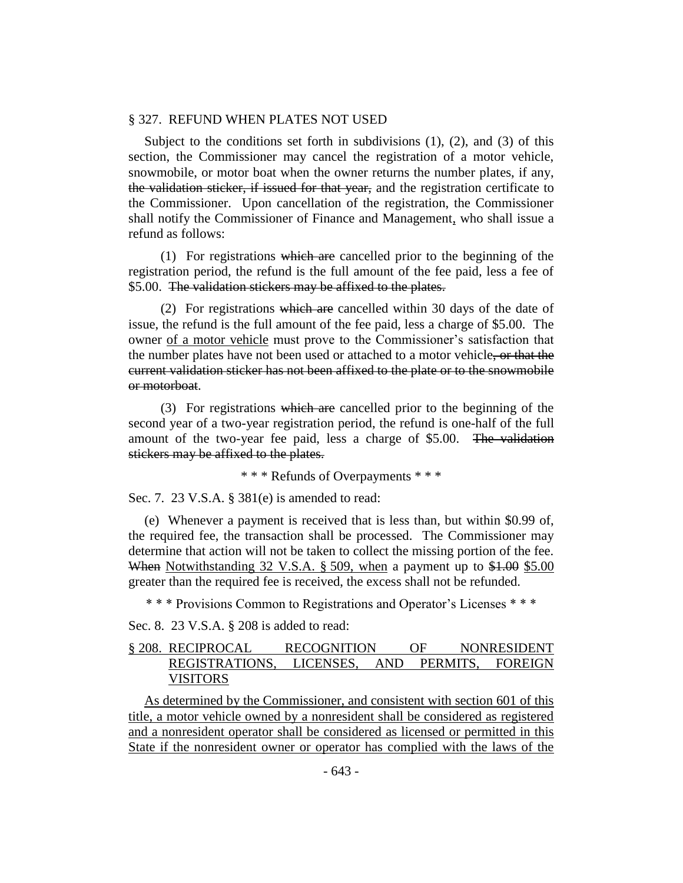§ 327. REFUND WHEN PLATES NOT USED

Subject to the conditions set forth in subdivisions (1), (2), and (3) of this section, the Commissioner may cancel the registration of a motor vehicle, snowmobile, or motor boat when the owner returns the number plates, if any, ~~the validation sticker, if issued for that year,~~ and the registration certificate to the Commissioner. Upon cancellation of the registration, the Commissioner shall notify the Commissioner of Finance and Management, who shall issue a refund as follows:

(1) For registrations ~~which are~~ cancelled prior to the beginning of the registration period, the refund is the full amount of the fee paid, less a fee of $5.00. ~~The validation stickers may be affixed to the plates.~~

(2) For registrations ~~which are~~ cancelled within 30 days of the date of issue, the refund is the full amount of the fee paid, less a charge of $5.00. The owner <u>of a motor vehicle</u> must prove to the Commissioner's satisfaction that the number plates have not been used or attached to a motor vehicle~~, or that the current validation sticker has not been affixed to the plate or to the snowmobile or motorboat~~.

(3) For registrations ~~which are~~ cancelled prior to the beginning of the second year of a two-year registration period, the refund is one-half of the full amount of the two-year fee paid, less a charge of $5.00. ~~The validation stickers may be affixed to the plates.~~

\* \* \* Refunds of Overpayments \* \* \*

Sec. 7. 23 V.S.A. § 381(e) is amended to read:

(e) Whenever a payment is received that is less than, but within $0.99 of, the required fee, the transaction shall be processed. The Commissioner may determine that action will not be taken to collect the missing portion of the fee. ~~When~~ <u>Notwithstanding 32 V.S.A. § 509, when</u> a payment up to ~~$1.00~~ <u>$5.00</u> greater than the required fee is received, the excess shall not be refunded.

\* \* \* Provisions Common to Registrations and Operator's Licenses \* \* \*

Sec. 8. 23 V.S.A. § 208 is added to read:

<u>§ 208. RECIPROCAL RECOGNITION OF NONRESIDENT REGISTRATIONS, LICENSES, AND PERMITS, FOREIGN VISITORS</u>

<u>As determined by the Commissioner, and consistent with section 601 of this title, a motor vehicle owned by a nonresident shall be considered as registered and a nonresident operator shall be considered as licensed or permitted in this State if the nonresident owner or operator has complied with the laws of the</u>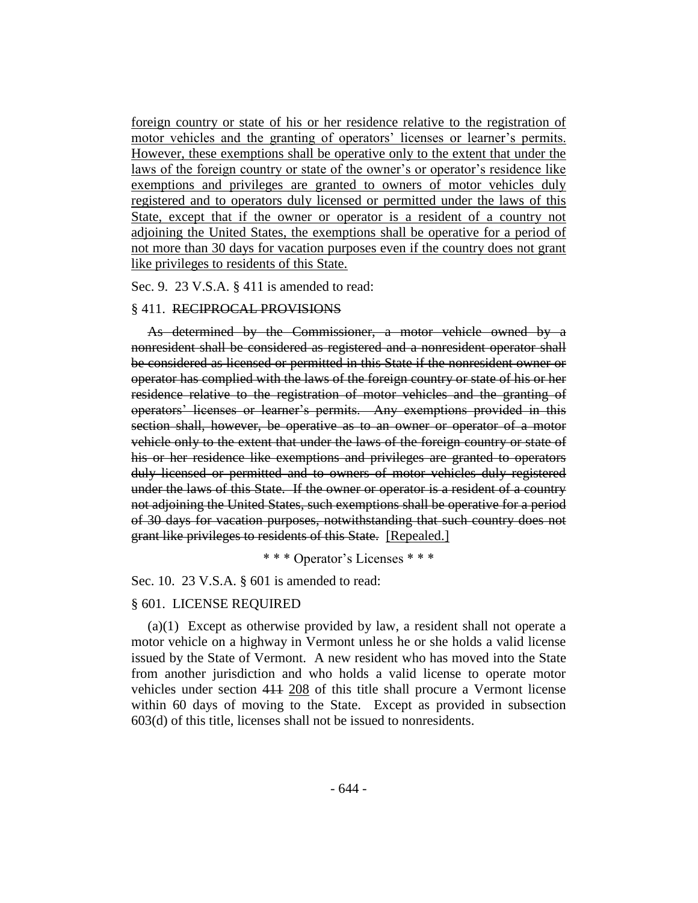foreign country or state of his or her residence relative to the registration of motor vehicles and the granting of operators' licenses or learner's permits. However, these exemptions shall be operative only to the extent that under the laws of the foreign country or state of the owner's or operator's residence like exemptions and privileges are granted to owners of motor vehicles duly registered and to operators duly licensed or permitted under the laws of this State, except that if the owner or operator is a resident of a country not adjoining the United States, the exemptions shall be operative for a period of not more than 30 days for vacation purposes even if the country does not grant like privileges to residents of this State.

Sec. 9. 23 V.S.A. § 411 is amended to read:

§ 411. ~~RECIPROCAL PROVISIONS~~

~~As determined by the Commissioner, a motor vehicle owned by a nonresident shall be considered as registered and a nonresident operator shall be considered as licensed or permitted in this State if the nonresident owner or operator has complied with the laws of the foreign country or state of his or her residence relative to the registration of motor vehicles and the granting of operators' licenses or learner's permits. Any exemptions provided in this section shall, however, be operative as to an owner or operator of a motor vehicle only to the extent that under the laws of the foreign country or state of his or her residence like exemptions and privileges are granted to operators duly licensed or permitted and to owners of motor vehicles duly registered under the laws of this State. If the owner or operator is a resident of a country not adjoining the United States, such exemptions shall be operative for a period of 30 days for vacation purposes, notwithstanding that such country does not grant like privileges to residents of this State.~~ [Repealed.]

\* \* \* Operator's Licenses \* \* \*

Sec. 10. 23 V.S.A. § 601 is amended to read:

§ 601. LICENSE REQUIRED

(a)(1) Except as otherwise provided by law, a resident shall not operate a motor vehicle on a highway in Vermont unless he or she holds a valid license issued by the State of Vermont. A new resident who has moved into the State from another jurisdiction and who holds a valid license to operate motor vehicles under section ~~411~~ 208 of this title shall procure a Vermont license within 60 days of moving to the State. Except as provided in subsection 603(d) of this title, licenses shall not be issued to nonresidents.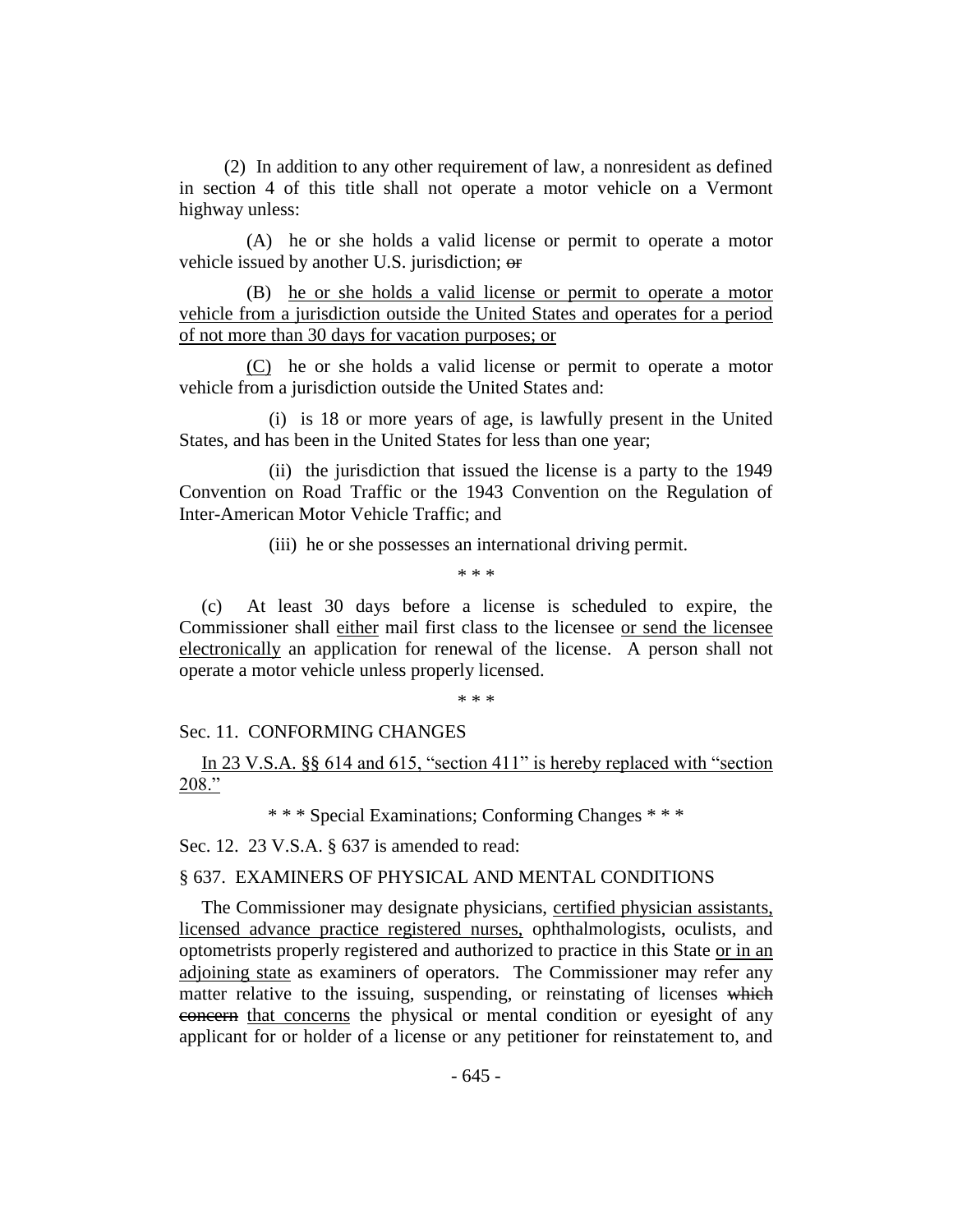(2) In addition to any other requirement of law, a nonresident as defined in section 4 of this title shall not operate a motor vehicle on a Vermont highway unless:

(A) he or she holds a valid license or permit to operate a motor vehicle issued by another U.S. jurisdiction; ~~or~~

(B) he or she holds a valid license or permit to operate a motor vehicle from a jurisdiction outside the United States and operates for a period of not more than 30 days for vacation purposes; or

(C) he or she holds a valid license or permit to operate a motor vehicle from a jurisdiction outside the United States and:

(i) is 18 or more years of age, is lawfully present in the United States, and has been in the United States for less than one year;

(ii) the jurisdiction that issued the license is a party to the 1949 Convention on Road Traffic or the 1943 Convention on the Regulation of Inter-American Motor Vehicle Traffic; and

(iii) he or she possesses an international driving permit.

\* \* \*

(c) At least 30 days before a license is scheduled to expire, the Commissioner shall either mail first class to the licensee or send the licensee electronically an application for renewal of the license. A person shall not operate a motor vehicle unless properly licensed.

\* \* \*

Sec. 11. CONFORMING CHANGES

In 23 V.S.A. §§ 614 and 615, "section 411" is hereby replaced with "section 208."

\* \* \* Special Examinations; Conforming Changes \* \* \*

Sec. 12. 23 V.S.A. § 637 is amended to read:

§ 637. EXAMINERS OF PHYSICAL AND MENTAL CONDITIONS

The Commissioner may designate physicians, certified physician assistants, licensed advance practice registered nurses, ophthalmologists, oculists, and optometrists properly registered and authorized to practice in this State or in an adjoining state as examiners of operators. The Commissioner may refer any matter relative to the issuing, suspending, or reinstating of licenses ~~which concern~~ that concerns the physical or mental condition or eyesight of any applicant for or holder of a license or any petitioner for reinstatement to, and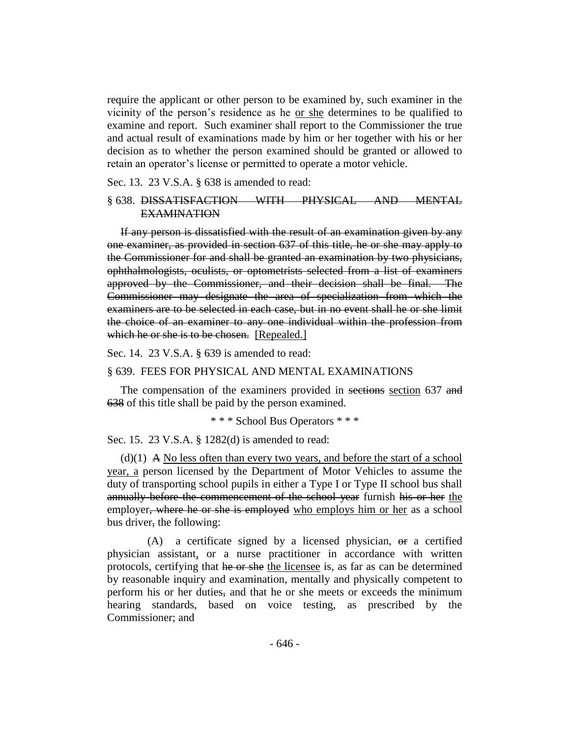require the applicant or other person to be examined by, such examiner in the vicinity of the person's residence as he <u>or she</u> determines to be qualified to examine and report. Such examiner shall report to the Commissioner the true and actual result of examinations made by him or her together with his or her decision as to whether the person examined should be granted or allowed to retain an operator's license or permitted to operate a motor vehicle.

Sec. 13. 23 V.S.A. § 638 is amended to read:

§ 638. ~~DISSATISFACTION WITH PHYSICAL AND MENTAL EXAMINATION~~

~~If any person is dissatisfied with the result of an examination given by any one examiner, as provided in section 637 of this title, he or she may apply to the Commissioner for and shall be granted an examination by two physicians, ophthalmologists, oculists, or optometrists selected from a list of examiners approved by the Commissioner, and their decision shall be final. The Commissioner may designate the area of specialization from which the examiners are to be selected in each case, but in no event shall he or she limit the choice of an examiner to any one individual within the profession from which he or she is to be chosen.~~ [Repealed.]

Sec. 14. 23 V.S.A. § 639 is amended to read:

§ 639. FEES FOR PHYSICAL AND MENTAL EXAMINATIONS

The compensation of the examiners provided in ~~sections~~ <u>section</u> 637 ~~and 638~~ of this title shall be paid by the person examined.

\* \* \* School Bus Operators \* \* \*

Sec. 15. 23 V.S.A. § 1282(d) is amended to read:

(d)(1) ~~A~~ <u>No less often than every two years, and before the start of a school year, a</u> person licensed by the Department of Motor Vehicles to assume the duty of transporting school pupils in either a Type I or Type II school bus shall ~~annually before the commencement of the school year~~ furnish ~~his or her~~ <u>the</u> employer~~, where he or she is employed~~ <u>who employs him or her</u> as a school bus driver~~,~~ the following:

(A) a certificate signed by a licensed physician, ~~or~~ a certified physician assistant<u>,</u> or a nurse practitioner in accordance with written protocols, certifying that ~~he or she~~ <u>the licensee</u> is, as far as can be determined by reasonable inquiry and examination, mentally and physically competent to perform his or her duties~~,~~ and that he or she meets or exceeds the minimum hearing standards, based on voice testing, as prescribed by the Commissioner; and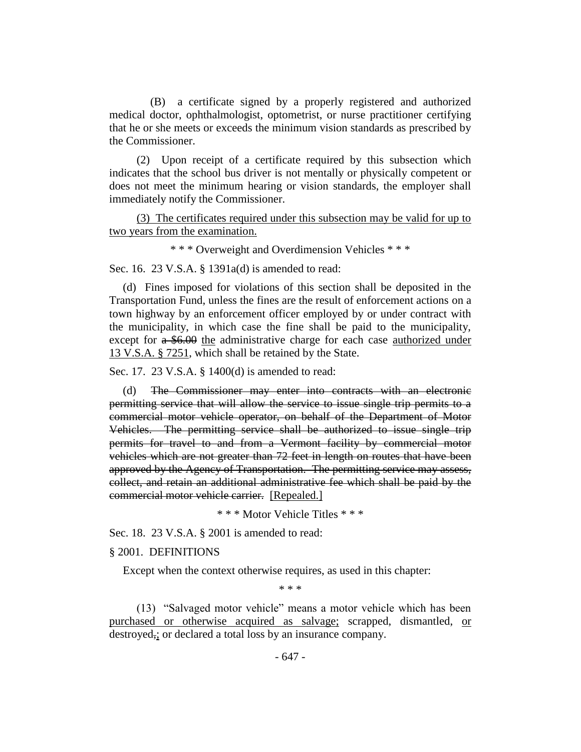(B) a certificate signed by a properly registered and authorized medical doctor, ophthalmologist, optometrist, or nurse practitioner certifying that he or she meets or exceeds the minimum vision standards as prescribed by the Commissioner.

(2) Upon receipt of a certificate required by this subsection which indicates that the school bus driver is not mentally or physically competent or does not meet the minimum hearing or vision standards, the employer shall immediately notify the Commissioner.

<u>(3) The certificates required under this subsection may be valid for up to two years from the examination.</u>

\* \* \* Overweight and Overdimension Vehicles \* \* \*

Sec. 16. 23 V.S.A. § 1391a(d) is amended to read:

(d) Fines imposed for violations of this section shall be deposited in the Transportation Fund, unless the fines are the result of enforcement actions on a town highway by an enforcement officer employed by or under contract with the municipality, in which case the fine shall be paid to the municipality, except for ~~a $6.00~~ <u>the</u> administrative charge for each case <u>authorized under 13 V.S.A. § 7251</u>, which shall be retained by the State.

Sec. 17. 23 V.S.A. § 1400(d) is amended to read:

(d) ~~The Commissioner may enter into contracts with an electronic permitting service that will allow the service to issue single trip permits to a commercial motor vehicle operator, on behalf of the Department of Motor Vehicles. The permitting service shall be authorized to issue single trip permits for travel to and from a Vermont facility by commercial motor vehicles which are not greater than 72 feet in length on routes that have been approved by the Agency of Transportation. The permitting service may assess, collect, and retain an additional administrative fee which shall be paid by the commercial motor vehicle carrier.~~ <u>[Repealed.]</u>

\* \* \* Motor Vehicle Titles \* \* \*

Sec. 18. 23 V.S.A. § 2001 is amended to read:

§ 2001. DEFINITIONS

Except when the context otherwise requires, as used in this chapter:

\* \* \*

(13) "Salvaged motor vehicle" means a motor vehicle which has been <u>purchased or otherwise acquired as salvage;</u> scrapped, dismantled, <u>or</u> destroyed~~,~~<u>;</u> or declared a total loss by an insurance company.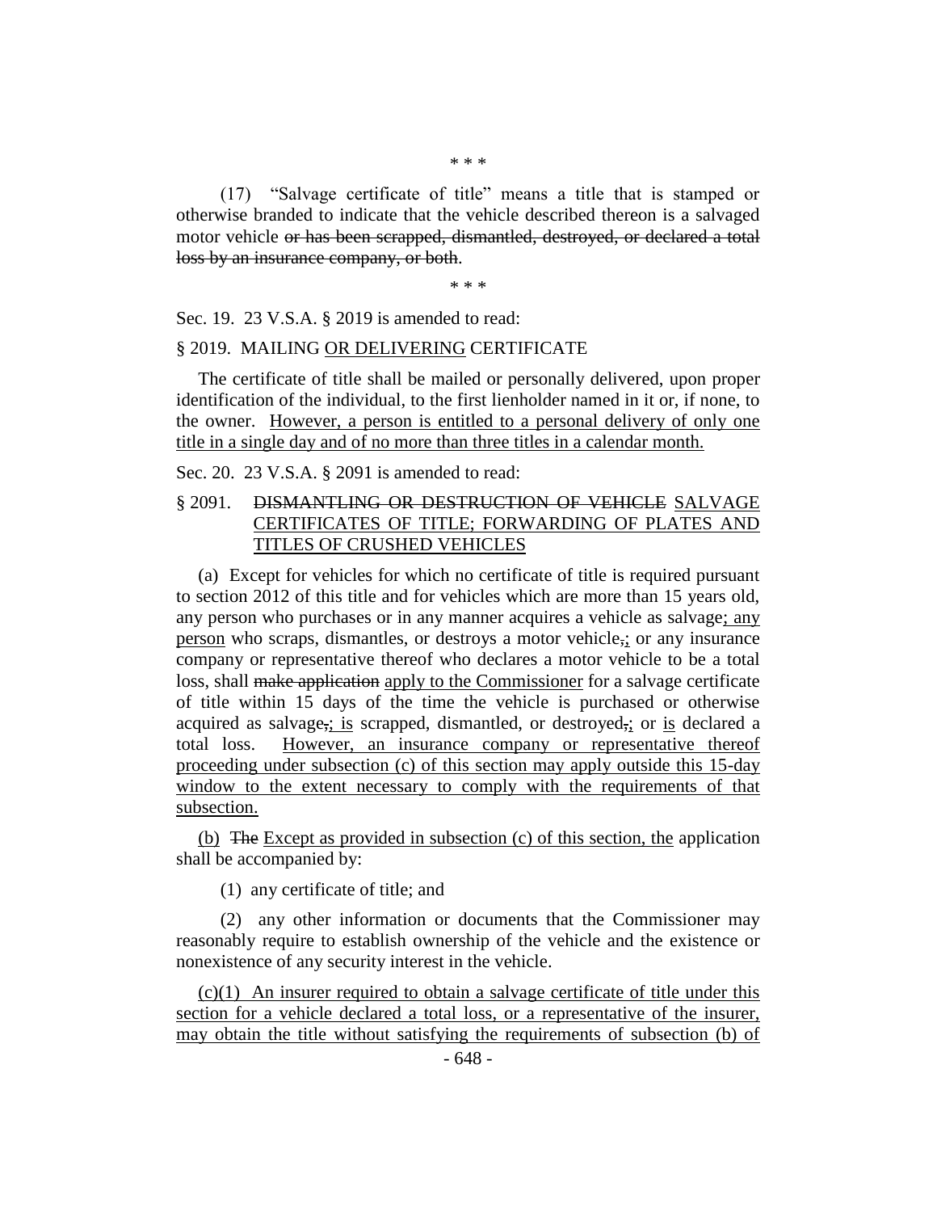\* \* \*

(17) "Salvage certificate of title" means a title that is stamped or otherwise branded to indicate that the vehicle described thereon is a salvaged motor vehicle ~~or has been scrapped, dismantled, destroyed, or declared a total loss by an insurance company, or both~~.

\* \* \*

Sec. 19. 23 V.S.A. § 2019 is amended to read:

§ 2019. MAILING <u>OR DELIVERING</u> CERTIFICATE

The certificate of title shall be mailed or personally delivered, upon proper identification of the individual, to the first lienholder named in it or, if none, to the owner. <u>However, a person is entitled to a personal delivery of only one title in a single day and of no more than three titles in a calendar month.</u>

Sec. 20. 23 V.S.A. § 2091 is amended to read:

§ 2091. ~~DISMANTLING OR DESTRUCTION OF VEHICLE~~ <u>SALVAGE CERTIFICATES OF TITLE; FORWARDING OF PLATES AND TITLES OF CRUSHED VEHICLES</u>

(a) Except for vehicles for which no certificate of title is required pursuant to section 2012 of this title and for vehicles which are more than 15 years old, any person who purchases or in any manner acquires a vehicle as salvage<u>; any person</u> who scraps, dismantles, or destroys a motor vehicle~~,~~<u>;</u> or any insurance company or representative thereof who declares a motor vehicle to be a total loss, shall ~~make application~~ <u>apply to the Commissioner</u> for a salvage certificate of title within 15 days of the time the vehicle is purchased or otherwise acquired as salvage~~,~~<u>; is</u> scrapped, dismantled, or destroyed~~,~~<u>;</u> or <u>is</u> declared a total loss. <u>However, an insurance company or representative thereof proceeding under subsection (c) of this section may apply outside this 15-day window to the extent necessary to comply with the requirements of that subsection.</u>

<u>(b)</u> ~~The~~ <u>Except as provided in subsection (c) of this section, the</u> application shall be accompanied by:

(1) any certificate of title; and

(2) any other information or documents that the Commissioner may reasonably require to establish ownership of the vehicle and the existence or nonexistence of any security interest in the vehicle.

<u>(c)(1) An insurer required to obtain a salvage certificate of title under this section for a vehicle declared a total loss, or a representative of the insurer, may obtain the title without satisfying the requirements of subsection (b) of</u>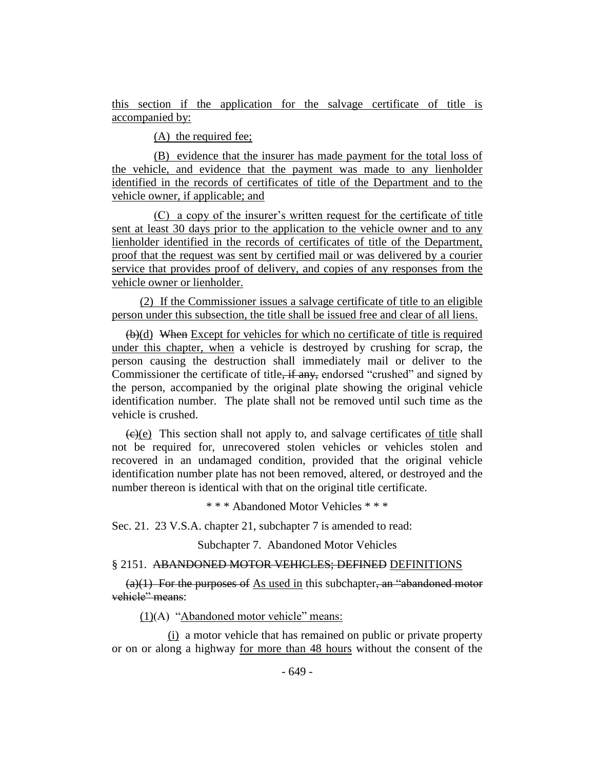this section if the application for the salvage certificate of title is accompanied by:

(A) the required fee;

(B) evidence that the insurer has made payment for the total loss of the vehicle, and evidence that the payment was made to any lienholder identified in the records of certificates of title of the Department and to the vehicle owner, if applicable; and

(C) a copy of the insurer's written request for the certificate of title sent at least 30 days prior to the application to the vehicle owner and to any lienholder identified in the records of certificates of title of the Department, proof that the request was sent by certified mail or was delivered by a courier service that provides proof of delivery, and copies of any responses from the vehicle owner or lienholder.

(2) If the Commissioner issues a salvage certificate of title to an eligible person under this subsection, the title shall be issued free and clear of all liens.

~~(b)~~(d) ~~When~~ Except for vehicles for which no certificate of title is required under this chapter, when a vehicle is destroyed by crushing for scrap, the person causing the destruction shall immediately mail or deliver to the Commissioner the certificate of title~~, if any,~~ endorsed "crushed" and signed by the person, accompanied by the original plate showing the original vehicle identification number. The plate shall not be removed until such time as the vehicle is crushed.

~~(c)~~(e) This section shall not apply to, and salvage certificates of title shall not be required for, unrecovered stolen vehicles or vehicles stolen and recovered in an undamaged condition, provided that the original vehicle identification number plate has not been removed, altered, or destroyed and the number thereon is identical with that on the original title certificate.

\* \* \* Abandoned Motor Vehicles \* \* \*

Sec. 21. 23 V.S.A. chapter 21, subchapter 7 is amended to read:

Subchapter 7. Abandoned Motor Vehicles

§ 2151. ~~ABANDONED MOTOR VEHICLES; DEFINED~~ DEFINITIONS

~~(a)(1) For the purposes of~~ As used in this subchapter~~, an "abandoned motor vehicle" means~~:

(1)(A) "Abandoned motor vehicle" means:

(i) a motor vehicle that has remained on public or private property or on or along a highway for more than 48 hours without the consent of the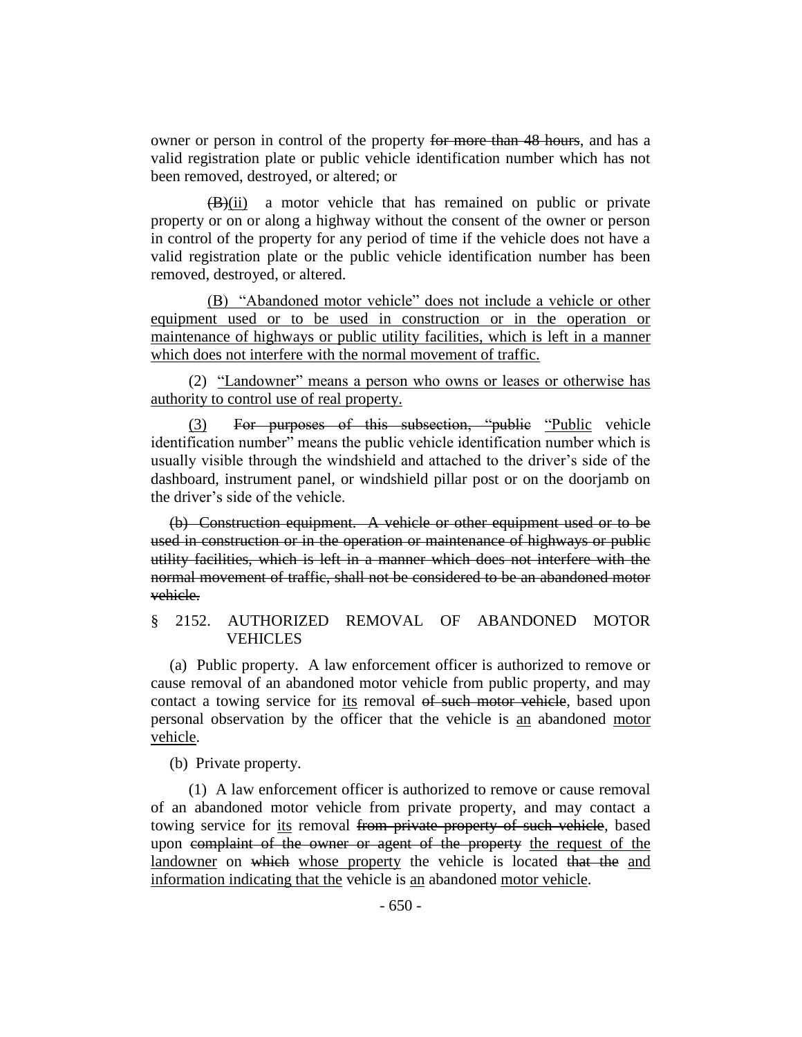owner or person in control of the property ~~for more than 48 hours~~, and has a valid registration plate or public vehicle identification number which has not been removed, destroyed, or altered; or

~~(B)~~(ii) a motor vehicle that has remained on public or private property or on or along a highway without the consent of the owner or person in control of the property for any period of time if the vehicle does not have a valid registration plate or the public vehicle identification number has been removed, destroyed, or altered.

<u>(B) "Abandoned motor vehicle" does not include a vehicle or other equipment used or to be used in construction or in the operation or maintenance of highways or public utility facilities, which is left in a manner which does not interfere with the normal movement of traffic.</u>

(2) <u>"Landowner" means a person who owns or leases or otherwise has authority to control use of real property.</u>

<u>(3)</u> ~~For purposes of this subsection, "public~~ <u>"Public</u> vehicle identification number" means the public vehicle identification number which is usually visible through the windshield and attached to the driver's side of the dashboard, instrument panel, or windshield pillar post or on the doorjamb on the driver's side of the vehicle.

~~(b) Construction equipment. A vehicle or other equipment used or to be used in construction or in the operation or maintenance of highways or public utility facilities, which is left in a manner which does not interfere with the normal movement of traffic, shall not be considered to be an abandoned motor vehicle.~~

§ 2152. AUTHORIZED REMOVAL OF ABANDONED MOTOR VEHICLES

(a) Public property. A law enforcement officer is authorized to remove or cause removal of an abandoned motor vehicle from public property, and may contact a towing service for <u>its</u> removal ~~of such motor vehicle~~, based upon personal observation by the officer that the vehicle is <u>an</u> abandoned <u>motor vehicle</u>.

(b) Private property.

(1) A law enforcement officer is authorized to remove or cause removal of an abandoned motor vehicle from private property, and may contact a towing service for <u>its</u> removal ~~from private property of such vehicle~~, based upon ~~complaint of the owner or agent of the property~~ <u>the request of the landowner</u> on ~~which~~ <u>whose property</u> the vehicle is located ~~that the~~ <u>and information indicating that the</u> vehicle is <u>an</u> abandoned <u>motor vehicle</u>.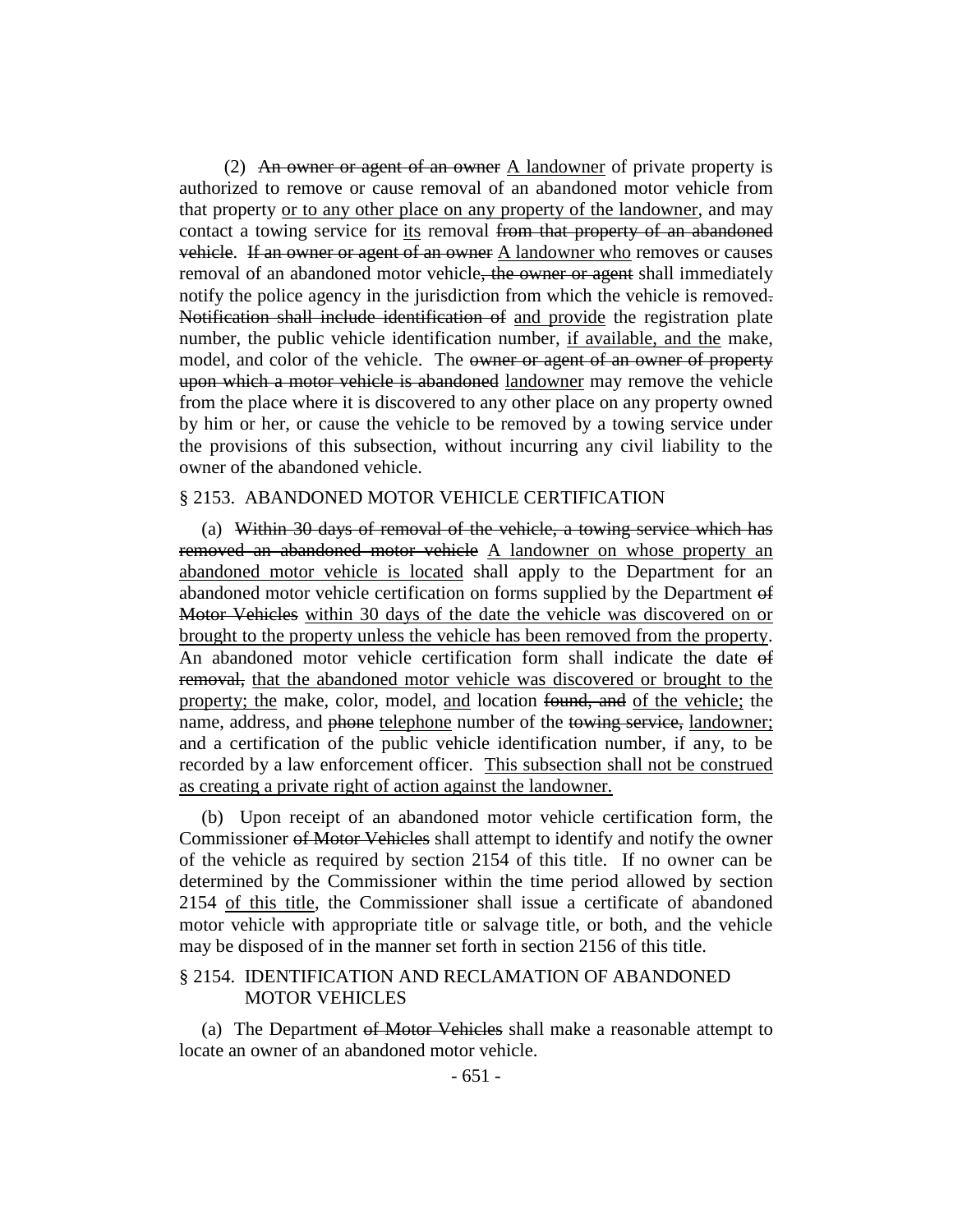(2) ~~An owner or agent of an owner~~ <u>A landowner</u> of private property is authorized to remove or cause removal of an abandoned motor vehicle from that property <u>or to any other place on any property of the landowner</u>, and may contact a towing service for <u>its</u> removal ~~from that property of an abandoned vehicle~~. ~~If an owner or agent of an owner~~ <u>A landowner who</u> removes or causes removal of an abandoned motor vehicle~~, the owner or agent~~ shall immediately notify the police agency in the jurisdiction from which the vehicle is removed~~. Notification shall include identification of~~ <u>and provide</u> the registration plate number, the public vehicle identification number, <u>if available, and the</u> make, model, and color of the vehicle. The ~~owner or agent of an owner of property upon which a motor vehicle is abandoned~~ <u>landowner</u> may remove the vehicle from the place where it is discovered to any other place on any property owned by him or her, or cause the vehicle to be removed by a towing service under the provisions of this subsection, without incurring any civil liability to the owner of the abandoned vehicle.

§ 2153. ABANDONED MOTOR VEHICLE CERTIFICATION

(a) ~~Within 30 days of removal of the vehicle, a towing service which has removed an abandoned motor vehicle~~ <u>A landowner on whose property an abandoned motor vehicle is located</u> shall apply to the Department for an abandoned motor vehicle certification on forms supplied by the Department ~~of Motor Vehicles~~ <u>within 30 days of the date the vehicle was discovered on or brought to the property unless the vehicle has been removed from the property</u>. An abandoned motor vehicle certification form shall indicate the date ~~of removal,~~ <u>that the abandoned motor vehicle was discovered or brought to the property; the</u> make, color, model, <u>and</u> location ~~found, and~~ <u>of the vehicle;</u> the name, address, and ~~phone~~ <u>telephone</u> number of the ~~towing service,~~ <u>landowner;</u> and a certification of the public vehicle identification number, if any, to be recorded by a law enforcement officer. <u>This subsection shall not be construed as creating a private right of action against the landowner.</u>

(b) Upon receipt of an abandoned motor vehicle certification form, the Commissioner ~~of Motor Vehicles~~ shall attempt to identify and notify the owner of the vehicle as required by section 2154 of this title. If no owner can be determined by the Commissioner within the time period allowed by section 2154 <u>of this title</u>, the Commissioner shall issue a certificate of abandoned motor vehicle with appropriate title or salvage title, or both, and the vehicle may be disposed of in the manner set forth in section 2156 of this title.

§ 2154. IDENTIFICATION AND RECLAMATION OF ABANDONED MOTOR VEHICLES

(a) The Department ~~of Motor Vehicles~~ shall make a reasonable attempt to locate an owner of an abandoned motor vehicle.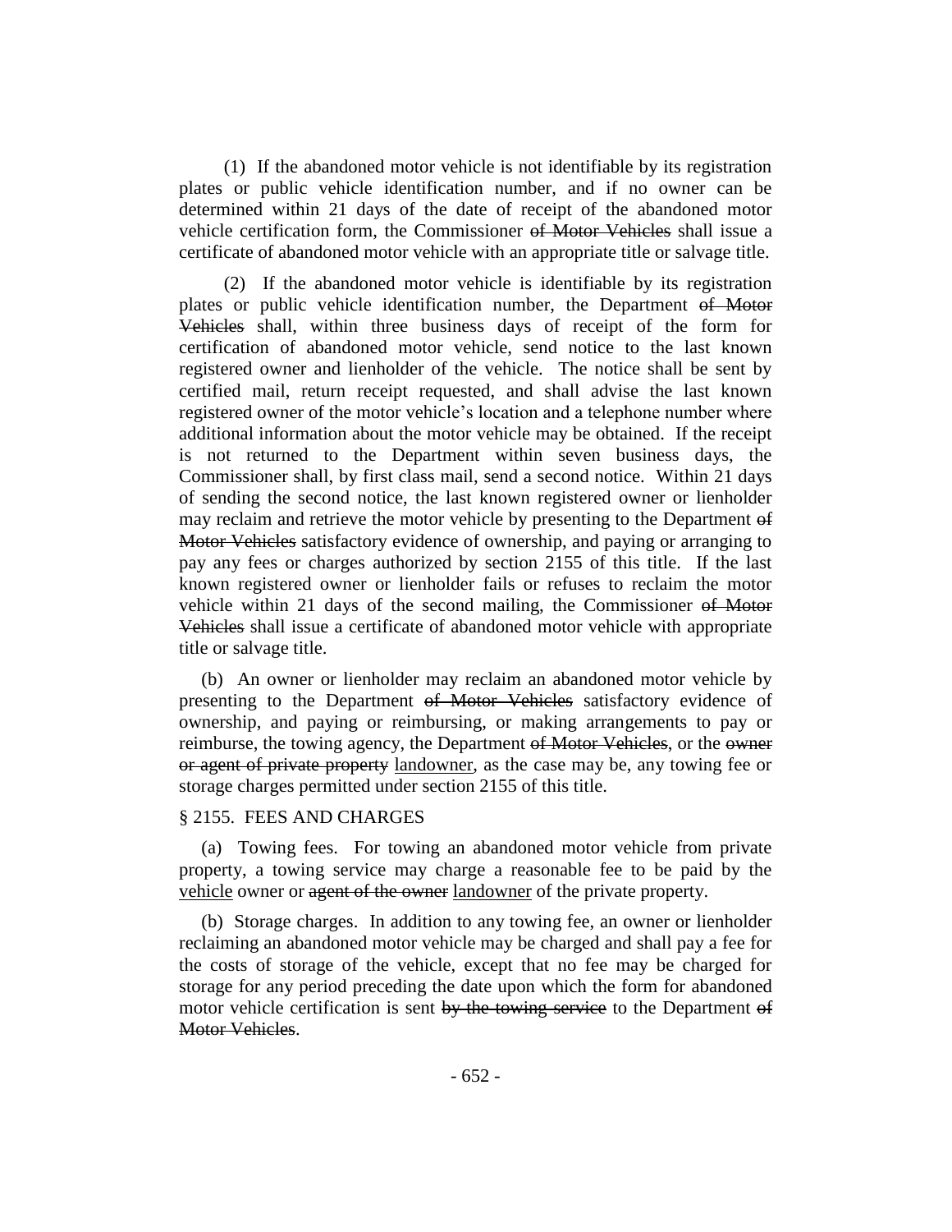(1) If the abandoned motor vehicle is not identifiable by its registration plates or public vehicle identification number, and if no owner can be determined within 21 days of the date of receipt of the abandoned motor vehicle certification form, the Commissioner ~~of Motor Vehicles~~ shall issue a certificate of abandoned motor vehicle with an appropriate title or salvage title.

(2) If the abandoned motor vehicle is identifiable by its registration plates or public vehicle identification number, the Department ~~of Motor Vehicles~~ shall, within three business days of receipt of the form for certification of abandoned motor vehicle, send notice to the last known registered owner and lienholder of the vehicle. The notice shall be sent by certified mail, return receipt requested, and shall advise the last known registered owner of the motor vehicle's location and a telephone number where additional information about the motor vehicle may be obtained. If the receipt is not returned to the Department within seven business days, the Commissioner shall, by first class mail, send a second notice. Within 21 days of sending the second notice, the last known registered owner or lienholder may reclaim and retrieve the motor vehicle by presenting to the Department ~~of Motor Vehicles~~ satisfactory evidence of ownership, and paying or arranging to pay any fees or charges authorized by section 2155 of this title. If the last known registered owner or lienholder fails or refuses to reclaim the motor vehicle within 21 days of the second mailing, the Commissioner ~~of Motor Vehicles~~ shall issue a certificate of abandoned motor vehicle with appropriate title or salvage title.

(b) An owner or lienholder may reclaim an abandoned motor vehicle by presenting to the Department ~~of Motor Vehicles~~ satisfactory evidence of ownership, and paying or reimbursing, or making arrangements to pay or reimburse, the towing agency, the Department ~~of Motor Vehicles~~, or the ~~owner or agent of private property~~ <u>landowner</u>, as the case may be, any towing fee or storage charges permitted under section 2155 of this title.

§ 2155. FEES AND CHARGES

(a) Towing fees. For towing an abandoned motor vehicle from private property, a towing service may charge a reasonable fee to be paid by the <u>vehicle</u> owner or ~~agent of the owner~~ <u>landowner</u> of the private property.

(b) Storage charges. In addition to any towing fee, an owner or lienholder reclaiming an abandoned motor vehicle may be charged and shall pay a fee for the costs of storage of the vehicle, except that no fee may be charged for storage for any period preceding the date upon which the form for abandoned motor vehicle certification is sent ~~by the towing service~~ to the Department ~~of Motor Vehicles~~.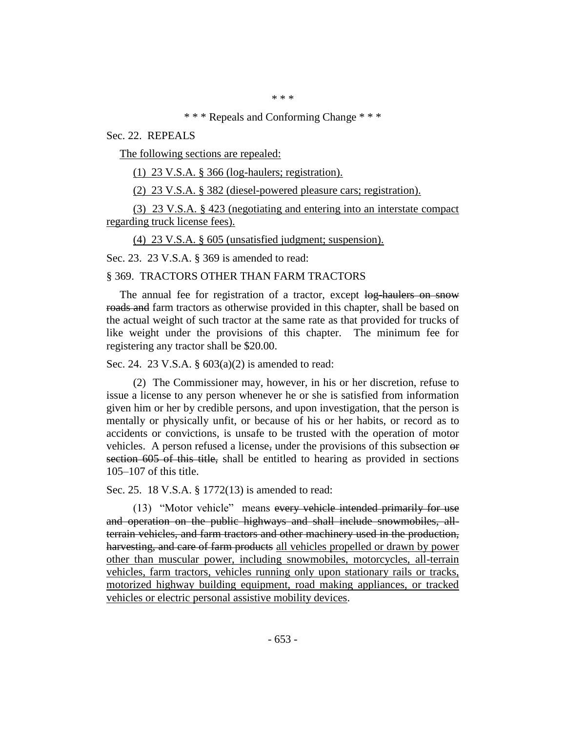\* \* \*

\* \* \* Repeals and Conforming Change \* \* \*

Sec. 22. REPEALS

<u>The following sections are repealed:</u>

<u>(1) 23 V.S.A. § 366 (log-haulers; registration).</u>

<u>(2) 23 V.S.A. § 382 (diesel-powered pleasure cars; registration).</u>

<u>(3) 23 V.S.A. § 423 (negotiating and entering into an interstate compact regarding truck license fees).</u>

<u>(4) 23 V.S.A. § 605 (unsatisfied judgment; suspension).</u>

Sec. 23. 23 V.S.A. § 369 is amended to read:

§ 369. TRACTORS OTHER THAN FARM TRACTORS

The annual fee for registration of a tractor, except ~~log-haulers on snow roads and~~ farm tractors as otherwise provided in this chapter, shall be based on the actual weight of such tractor at the same rate as that provided for trucks of like weight under the provisions of this chapter. The minimum fee for registering any tractor shall be $20.00.

Sec. 24. 23 V.S.A. § 603(a)(2) is amended to read:

(2) The Commissioner may, however, in his or her discretion, refuse to issue a license to any person whenever he or she is satisfied from information given him or her by credible persons, and upon investigation, that the person is mentally or physically unfit, or because of his or her habits, or record as to accidents or convictions, is unsafe to be trusted with the operation of motor vehicles. A person refused a license~~,~~ under the provisions of this subsection ~~or section 605 of this title,~~ shall be entitled to hearing as provided in sections 105–107 of this title.

Sec. 25. 18 V.S.A. § 1772(13) is amended to read:

(13) "Motor vehicle" means ~~every vehicle intended primarily for use and operation on the public highways and shall include snowmobiles, all-terrain vehicles, and farm tractors and other machinery used in the production, harvesting, and care of farm products~~ <u>all vehicles propelled or drawn by power other than muscular power, including snowmobiles, motorcycles, all-terrain vehicles, farm tractors, vehicles running only upon stationary rails or tracks, motorized highway building equipment, road making appliances, or tracked vehicles or electric personal assistive mobility devices</u>.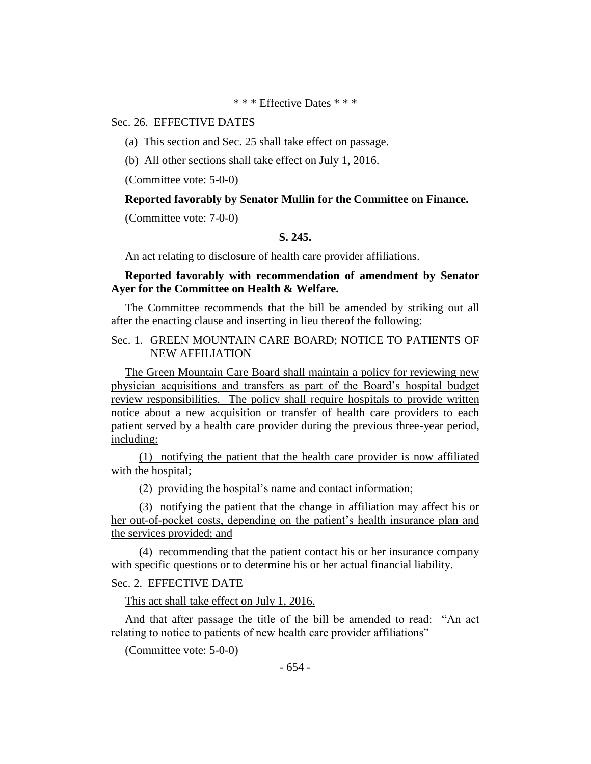\* \* \* Effective Dates \* \* \*

Sec. 26. EFFECTIVE DATES

(a) This section and Sec. 25 shall take effect on passage.

(b) All other sections shall take effect on July 1, 2016.

(Committee vote: 5-0-0)

**Reported favorably by Senator Mullin for the Committee on Finance.**

(Committee vote: 7-0-0)

**S. 245.**

An act relating to disclosure of health care provider affiliations.

**Reported favorably with recommendation of amendment by Senator Ayer for the Committee on Health & Welfare.**

The Committee recommends that the bill be amended by striking out all after the enacting clause and inserting in lieu thereof the following:

Sec. 1. GREEN MOUNTAIN CARE BOARD; NOTICE TO PATIENTS OF NEW AFFILIATION

The Green Mountain Care Board shall maintain a policy for reviewing new physician acquisitions and transfers as part of the Board's hospital budget review responsibilities. The policy shall require hospitals to provide written notice about a new acquisition or transfer of health care providers to each patient served by a health care provider during the previous three-year period, including:

(1) notifying the patient that the health care provider is now affiliated with the hospital;

(2) providing the hospital's name and contact information;

(3) notifying the patient that the change in affiliation may affect his or her out-of-pocket costs, depending on the patient's health insurance plan and the services provided; and

(4) recommending that the patient contact his or her insurance company with specific questions or to determine his or her actual financial liability.

Sec. 2. EFFECTIVE DATE

This act shall take effect on July 1, 2016.

And that after passage the title of the bill be amended to read: "An act relating to notice to patients of new health care provider affiliations"

(Committee vote: 5-0-0)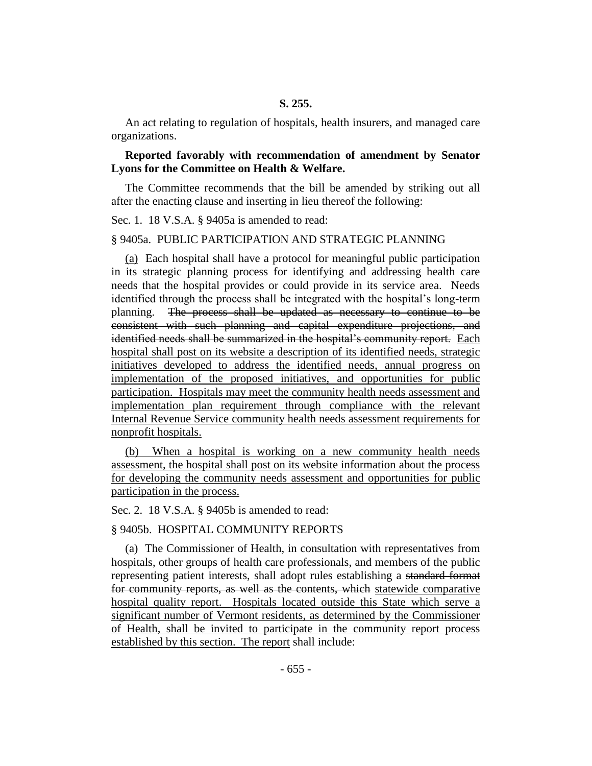**S. 255.**

An act relating to regulation of hospitals, health insurers, and managed care organizations.

**Reported favorably with recommendation of amendment by Senator Lyons for the Committee on Health & Welfare.**

The Committee recommends that the bill be amended by striking out all after the enacting clause and inserting in lieu thereof the following:

Sec. 1. 18 V.S.A. § 9405a is amended to read:

§ 9405a. PUBLIC PARTICIPATION AND STRATEGIC PLANNING

<u>(a)</u> Each hospital shall have a protocol for meaningful public participation in its strategic planning process for identifying and addressing health care needs that the hospital provides or could provide in its service area. Needs identified through the process shall be integrated with the hospital's long-term planning. ~~The process shall be updated as necessary to continue to be consistent with such planning and capital expenditure projections, and identified needs shall be summarized in the hospital's community report.~~ <u>Each hospital shall post on its website a description of its identified needs, strategic initiatives developed to address the identified needs, annual progress on implementation of the proposed initiatives, and opportunities for public participation. Hospitals may meet the community health needs assessment and implementation plan requirement through compliance with the relevant Internal Revenue Service community health needs assessment requirements for nonprofit hospitals.</u>

<u>(b) When a hospital is working on a new community health needs assessment, the hospital shall post on its website information about the process for developing the community needs assessment and opportunities for public participation in the process.</u>

Sec. 2. 18 V.S.A. § 9405b is amended to read:

§ 9405b. HOSPITAL COMMUNITY REPORTS

(a) The Commissioner of Health, in consultation with representatives from hospitals, other groups of health care professionals, and members of the public representing patient interests, shall adopt rules establishing a ~~standard format for community reports, as well as the contents, which~~ <u>statewide comparative hospital quality report. Hospitals located outside this State which serve a significant number of Vermont residents, as determined by the Commissioner of Health, shall be invited to participate in the community report process established by this section. The report</u> shall include: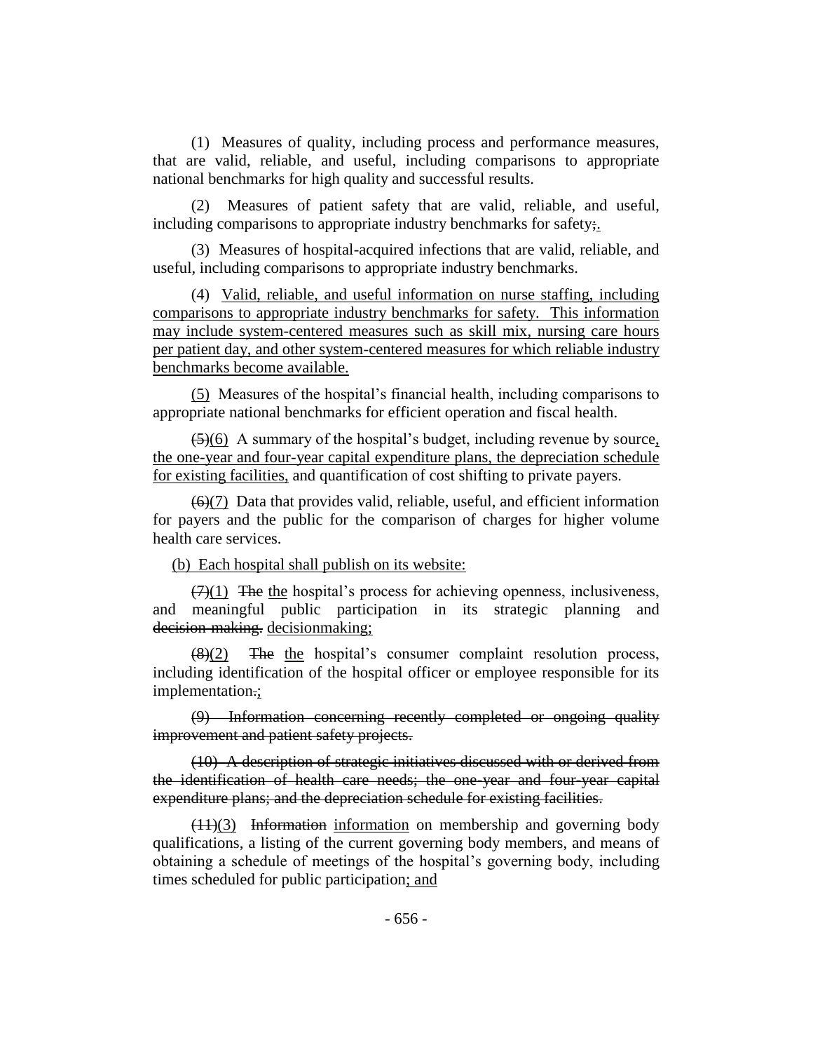(1) Measures of quality, including process and performance measures, that are valid, reliable, and useful, including comparisons to appropriate national benchmarks for high quality and successful results.

(2) Measures of patient safety that are valid, reliable, and useful, including comparisons to appropriate industry benchmarks for safety~~;~~<u>.</u>

(3) Measures of hospital-acquired infections that are valid, reliable, and useful, including comparisons to appropriate industry benchmarks.

(4) <u>Valid, reliable, and useful information on nurse staffing, including comparisons to appropriate industry benchmarks for safety. This information may include system-centered measures such as skill mix, nursing care hours per patient day, and other system-centered measures for which reliable industry benchmarks become available.</u>

<u>(5)</u> Measures of the hospital's financial health, including comparisons to appropriate national benchmarks for efficient operation and fiscal health.

~~(5)~~<u>(6)</u> A summary of the hospital's budget, including revenue by source<u>, the one-year and four-year capital expenditure plans, the depreciation schedule for existing facilities,</u> and quantification of cost shifting to private payers.

~~(6)~~<u>(7)</u> Data that provides valid, reliable, useful, and efficient information for payers and the public for the comparison of charges for higher volume health care services.

<u>(b) Each hospital shall publish on its website:</u>

~~(7)~~<u>(1)</u> ~~The~~ <u>the</u> hospital's process for achieving openness, inclusiveness, and meaningful public participation in its strategic planning and ~~decision-making.~~ <u>decisionmaking;</u>

~~(8)~~<u>(2)</u> ~~The~~ <u>the</u> hospital's consumer complaint resolution process, including identification of the hospital officer or employee responsible for its implementation~~.~~<u>;</u>

~~(9) Information concerning recently completed or ongoing quality improvement and patient safety projects.~~

~~(10) A description of strategic initiatives discussed with or derived from the identification of health care needs; the one-year and four-year capital expenditure plans; and the depreciation schedule for existing facilities.~~

~~(11)~~<u>(3)</u> ~~Information~~ <u>information</u> on membership and governing body qualifications, a listing of the current governing body members, and means of obtaining a schedule of meetings of the hospital's governing body, including times scheduled for public participation<u>; and</u>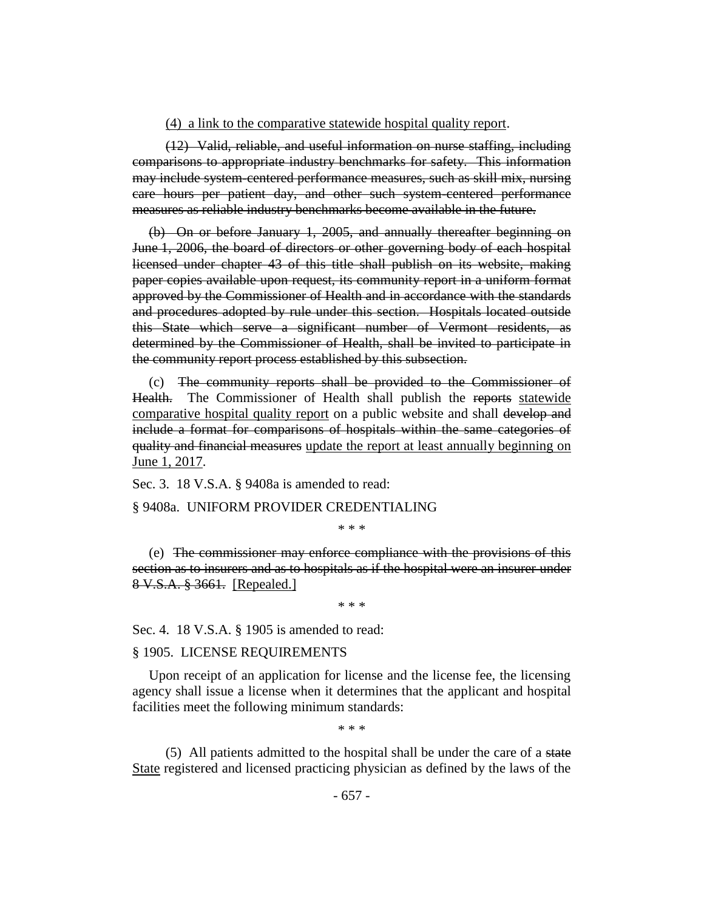(4) a link to the comparative statewide hospital quality report.

~~(12) Valid, reliable, and useful information on nurse staffing, including comparisons to appropriate industry benchmarks for safety. This information may include system-centered performance measures, such as skill mix, nursing care hours per patient day, and other such system-centered performance measures as reliable industry benchmarks become available in the future.~~

~~(b) On or before January 1, 2005, and annually thereafter beginning on June 1, 2006, the board of directors or other governing body of each hospital licensed under chapter 43 of this title shall publish on its website, making paper copies available upon request, its community report in a uniform format approved by the Commissioner of Health and in accordance with the standards and procedures adopted by rule under this section. Hospitals located outside this State which serve a significant number of Vermont residents, as determined by the Commissioner of Health, shall be invited to participate in the community report process established by this subsection.~~

(c) ~~The community reports shall be provided to the Commissioner of Health.~~ The Commissioner of Health shall publish the ~~reports~~ statewide comparative hospital quality report on a public website and shall ~~develop and include a format for comparisons of hospitals within the same categories of quality and financial measures~~ update the report at least annually beginning on June 1, 2017.

Sec. 3. 18 V.S.A. § 9408a is amended to read:

§ 9408a. UNIFORM PROVIDER CREDENTIALING

\* \* \*

(e) ~~The commissioner may enforce compliance with the provisions of this section as to insurers and as to hospitals as if the hospital were an insurer under 8 V.S.A. § 3661.~~ [Repealed.]

\* \* \*

Sec. 4. 18 V.S.A. § 1905 is amended to read:

§ 1905. LICENSE REQUIREMENTS

Upon receipt of an application for license and the license fee, the licensing agency shall issue a license when it determines that the applicant and hospital facilities meet the following minimum standards:

\* \* \*

(5) All patients admitted to the hospital shall be under the care of a ~~state~~ State registered and licensed practicing physician as defined by the laws of the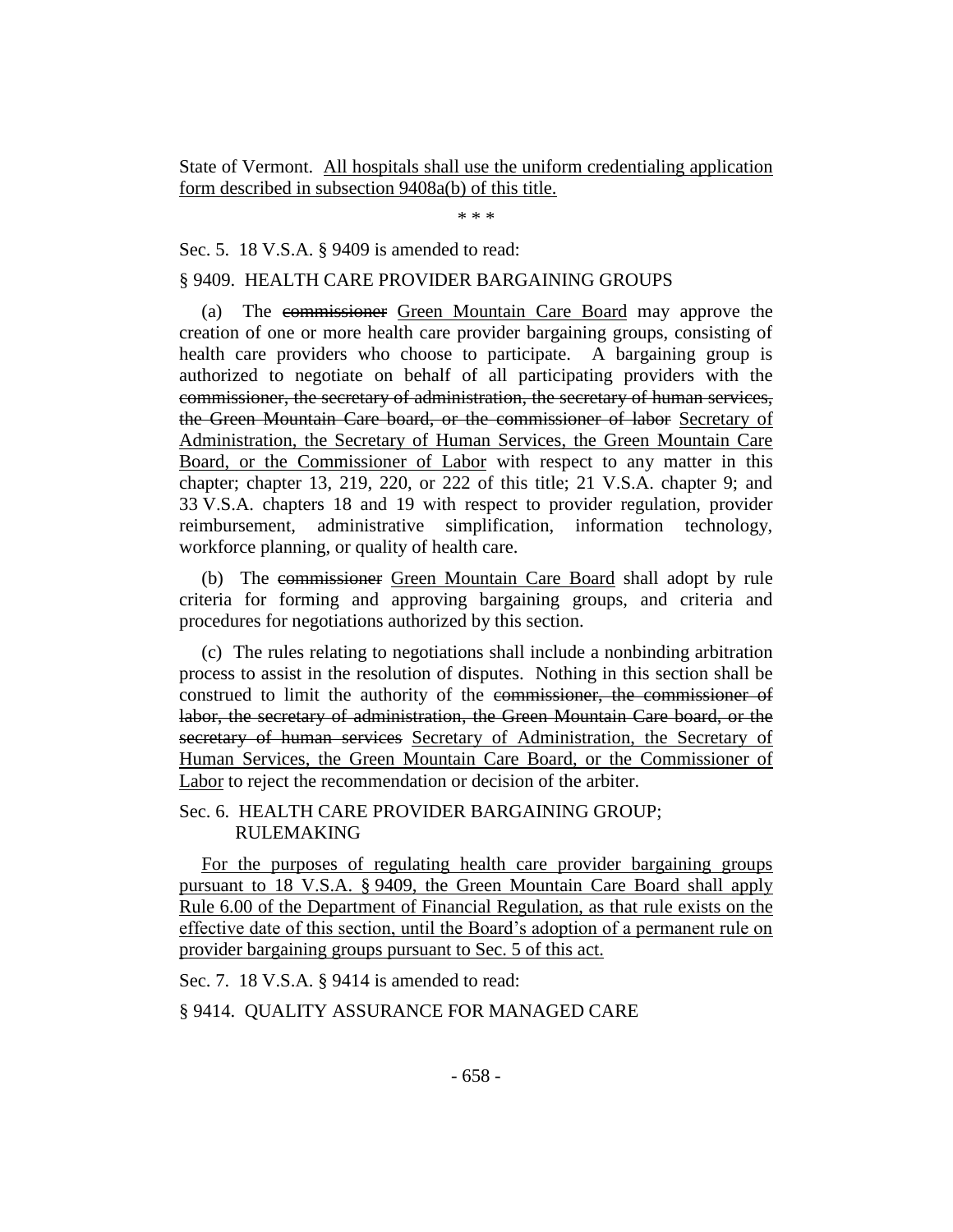State of Vermont. All hospitals shall use the uniform credentialing application form described in subsection 9408a(b) of this title.

\* \* \*

Sec. 5. 18 V.S.A. § 9409 is amended to read:

§ 9409. HEALTH CARE PROVIDER BARGAINING GROUPS

(a) The ~~commissioner~~ Green Mountain Care Board may approve the creation of one or more health care provider bargaining groups, consisting of health care providers who choose to participate. A bargaining group is authorized to negotiate on behalf of all participating providers with the ~~commissioner, the secretary of administration, the secretary of human services, the Green Mountain Care board, or the commissioner of labor~~ Secretary of Administration, the Secretary of Human Services, the Green Mountain Care Board, or the Commissioner of Labor with respect to any matter in this chapter; chapter 13, 219, 220, or 222 of this title; 21 V.S.A. chapter 9; and 33 V.S.A. chapters 18 and 19 with respect to provider regulation, provider reimbursement, administrative simplification, information technology, workforce planning, or quality of health care.

(b) The ~~commissioner~~ Green Mountain Care Board shall adopt by rule criteria for forming and approving bargaining groups, and criteria and procedures for negotiations authorized by this section.

(c) The rules relating to negotiations shall include a nonbinding arbitration process to assist in the resolution of disputes. Nothing in this section shall be construed to limit the authority of the ~~commissioner, the commissioner of labor, the secretary of administration, the Green Mountain Care board, or the secretary of human services~~ Secretary of Administration, the Secretary of Human Services, the Green Mountain Care Board, or the Commissioner of Labor to reject the recommendation or decision of the arbiter.

Sec. 6. HEALTH CARE PROVIDER BARGAINING GROUP; RULEMAKING

For the purposes of regulating health care provider bargaining groups pursuant to 18 V.S.A. § 9409, the Green Mountain Care Board shall apply Rule 6.00 of the Department of Financial Regulation, as that rule exists on the effective date of this section, until the Board's adoption of a permanent rule on provider bargaining groups pursuant to Sec. 5 of this act.

Sec. 7. 18 V.S.A. § 9414 is amended to read:

§ 9414. QUALITY ASSURANCE FOR MANAGED CARE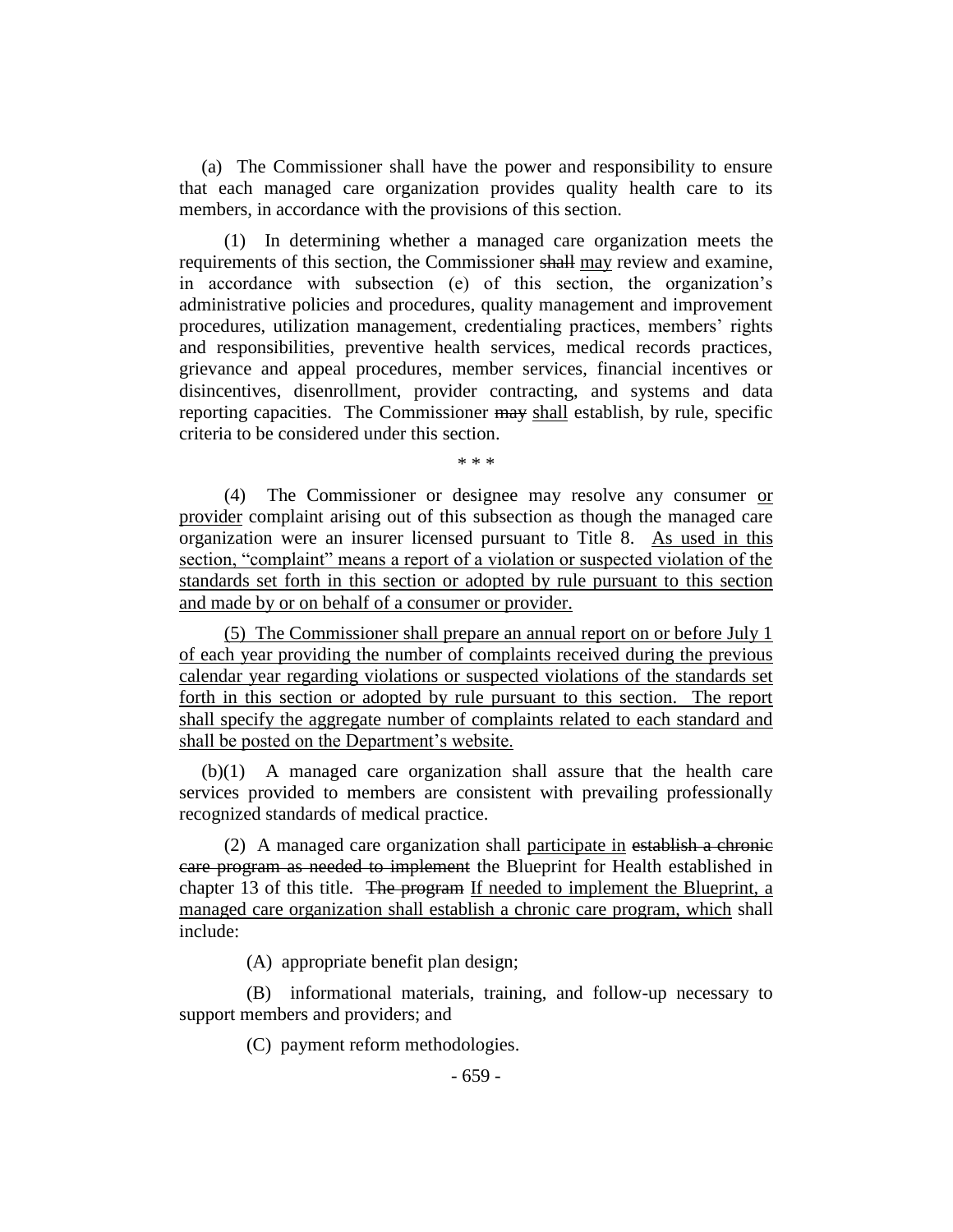(a) The Commissioner shall have the power and responsibility to ensure that each managed care organization provides quality health care to its members, in accordance with the provisions of this section.

(1) In determining whether a managed care organization meets the requirements of this section, the Commissioner ~~shall~~ <u>may</u> review and examine, in accordance with subsection (e) of this section, the organization's administrative policies and procedures, quality management and improvement procedures, utilization management, credentialing practices, members' rights and responsibilities, preventive health services, medical records practices, grievance and appeal procedures, member services, financial incentives or disincentives, disenrollment, provider contracting, and systems and data reporting capacities. The Commissioner ~~may~~ <u>shall</u> establish, by rule, specific criteria to be considered under this section.

\* \* \*

(4) The Commissioner or designee may resolve any consumer <u>or provider</u> complaint arising out of this subsection as though the managed care organization were an insurer licensed pursuant to Title 8. <u>As used in this section, "complaint" means a report of a violation or suspected violation of the standards set forth in this section or adopted by rule pursuant to this section and made by or on behalf of a consumer or provider.</u>

<u>(5) The Commissioner shall prepare an annual report on or before July 1 of each year providing the number of complaints received during the previous calendar year regarding violations or suspected violations of the standards set forth in this section or adopted by rule pursuant to this section. The report shall specify the aggregate number of complaints related to each standard and shall be posted on the Department's website.</u>

(b)(1) A managed care organization shall assure that the health care services provided to members are consistent with prevailing professionally recognized standards of medical practice.

(2) A managed care organization shall <u>participate in</u> ~~establish a chronic care program as needed to implement~~ the Blueprint for Health established in chapter 13 of this title. ~~The program~~ <u>If needed to implement the Blueprint, a managed care organization shall establish a chronic care program, which</u> shall include:

(A) appropriate benefit plan design;

(B) informational materials, training, and follow-up necessary to support members and providers; and

(C) payment reform methodologies.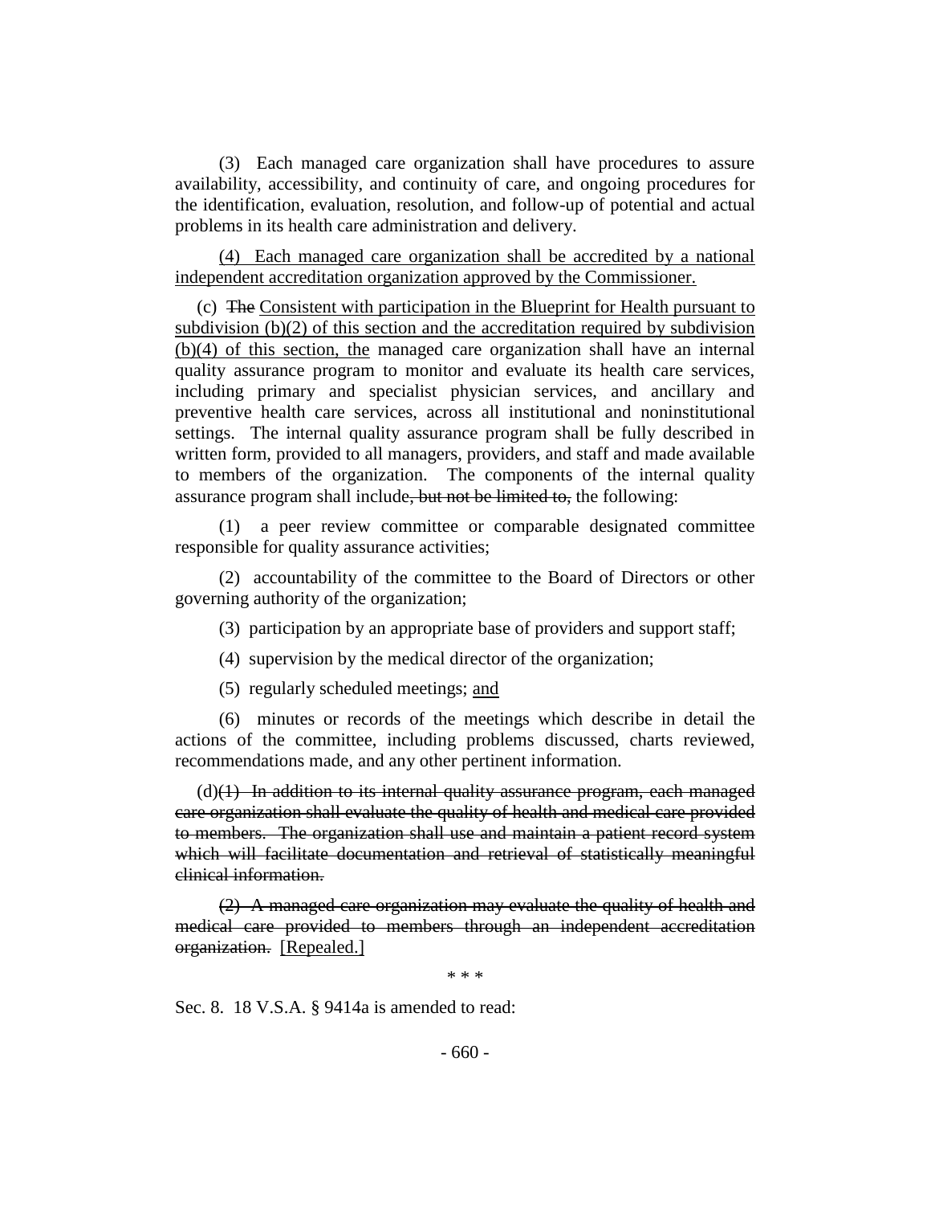(3) Each managed care organization shall have procedures to assure availability, accessibility, and continuity of care, and ongoing procedures for the identification, evaluation, resolution, and follow-up of potential and actual problems in its health care administration and delivery.

<u>(4) Each managed care organization shall be accredited by a national independent accreditation organization approved by the Commissioner.</u>

(c) ~~The~~ <u>Consistent with participation in the Blueprint for Health pursuant to subdivision (b)(2) of this section and the accreditation required by subdivision (b)(4) of this section, the</u> managed care organization shall have an internal quality assurance program to monitor and evaluate its health care services, including primary and specialist physician services, and ancillary and preventive health care services, across all institutional and noninstitutional settings. The internal quality assurance program shall be fully described in written form, provided to all managers, providers, and staff and made available to members of the organization. The components of the internal quality assurance program shall include~~, but not be limited to,~~ the following:

(1) a peer review committee or comparable designated committee responsible for quality assurance activities;

(2) accountability of the committee to the Board of Directors or other governing authority of the organization;

(3) participation by an appropriate base of providers and support staff;

(4) supervision by the medical director of the organization;

(5) regularly scheduled meetings; <u>and</u>

(6) minutes or records of the meetings which describe in detail the actions of the committee, including problems discussed, charts reviewed, recommendations made, and any other pertinent information.

(d)~~(1) In addition to its internal quality assurance program, each managed care organization shall evaluate the quality of health and medical care provided to members. The organization shall use and maintain a patient record system which will facilitate documentation and retrieval of statistically meaningful clinical information.~~

~~(2) A managed care organization may evaluate the quality of health and medical care provided to members through an independent accreditation organization.~~ [Repealed.]

\* \* \*

Sec. 8. 18 V.S.A. § 9414a is amended to read: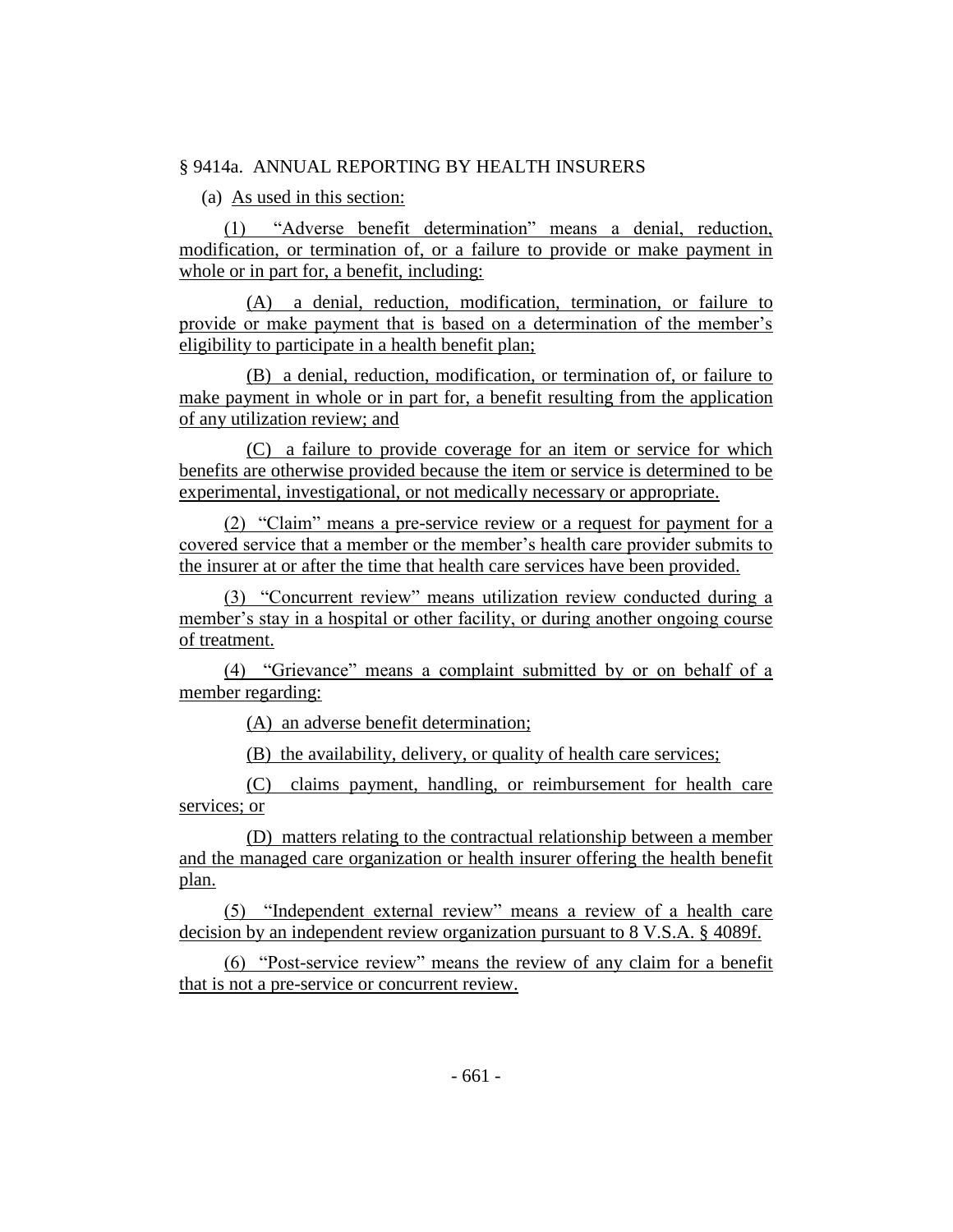§ 9414a. ANNUAL REPORTING BY HEALTH INSURERS

(a) As used in this section:

(1) "Adverse benefit determination" means a denial, reduction, modification, or termination of, or a failure to provide or make payment in whole or in part for, a benefit, including:

(A) a denial, reduction, modification, termination, or failure to provide or make payment that is based on a determination of the member's eligibility to participate in a health benefit plan;

(B) a denial, reduction, modification, or termination of, or failure to make payment in whole or in part for, a benefit resulting from the application of any utilization review; and

(C) a failure to provide coverage for an item or service for which benefits are otherwise provided because the item or service is determined to be experimental, investigational, or not medically necessary or appropriate.

(2) "Claim" means a pre-service review or a request for payment for a covered service that a member or the member's health care provider submits to the insurer at or after the time that health care services have been provided.

(3) "Concurrent review" means utilization review conducted during a member's stay in a hospital or other facility, or during another ongoing course of treatment.

(4) "Grievance" means a complaint submitted by or on behalf of a member regarding:

(A) an adverse benefit determination;

(B) the availability, delivery, or quality of health care services;

(C) claims payment, handling, or reimbursement for health care services; or

(D) matters relating to the contractual relationship between a member and the managed care organization or health insurer offering the health benefit plan.

(5) "Independent external review" means a review of a health care decision by an independent review organization pursuant to 8 V.S.A. § 4089f.

(6) "Post-service review" means the review of any claim for a benefit that is not a pre-service or concurrent review.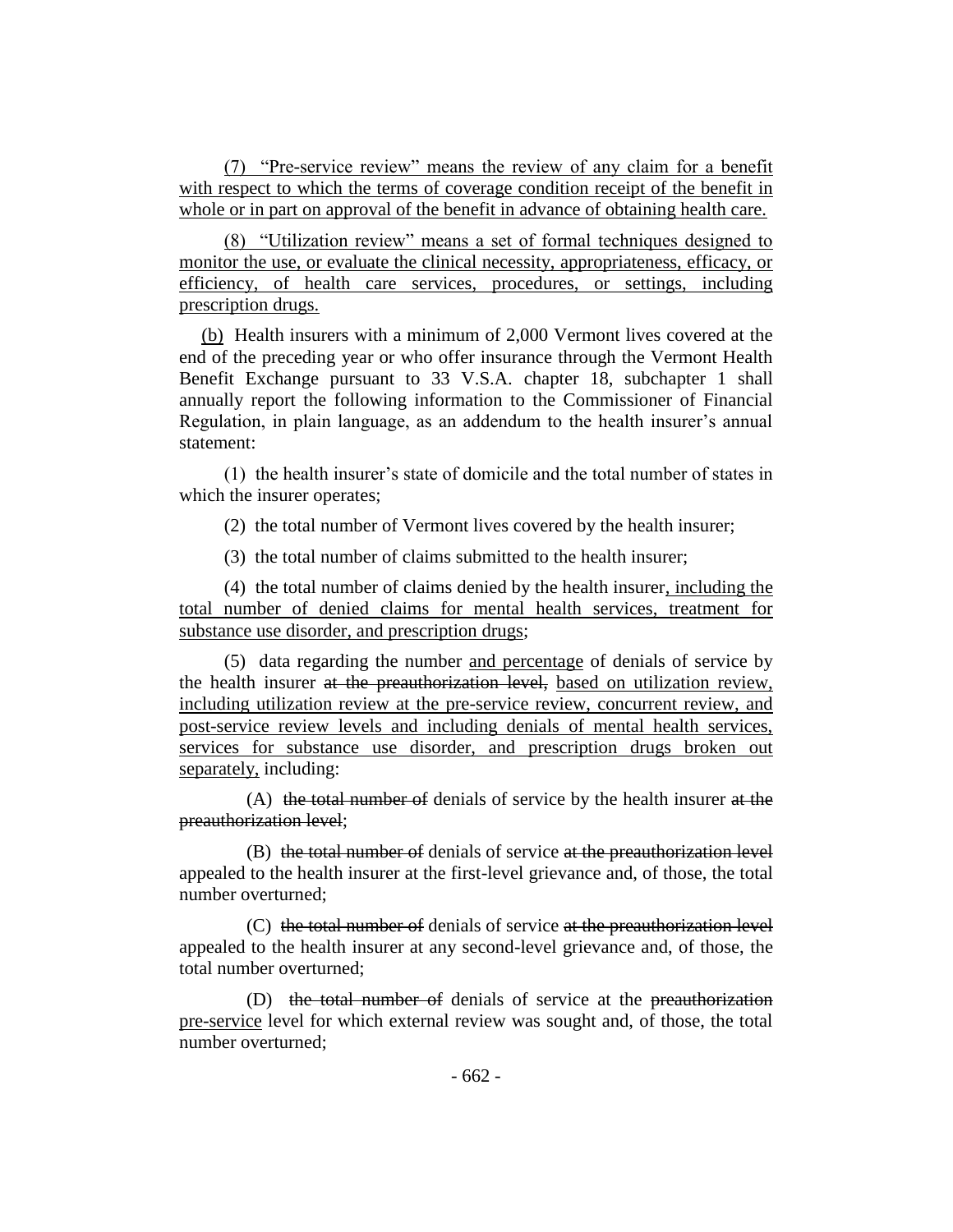(7) <u>"Pre-service review" means the review of any claim for a benefit with respect to which the terms of coverage condition receipt of the benefit in whole or in part on approval of the benefit in advance of obtaining health care.</u>

(8) <u>"Utilization review" means a set of formal techniques designed to monitor the use, or evaluate the clinical necessity, appropriateness, efficacy, or efficiency, of health care services, procedures, or settings, including prescription drugs.</u>

<u>(b)</u> Health insurers with a minimum of 2,000 Vermont lives covered at the end of the preceding year or who offer insurance through the Vermont Health Benefit Exchange pursuant to 33 V.S.A. chapter 18, subchapter 1 shall annually report the following information to the Commissioner of Financial Regulation, in plain language, as an addendum to the health insurer's annual statement:

(1) the health insurer's state of domicile and the total number of states in which the insurer operates;

(2) the total number of Vermont lives covered by the health insurer;

(3) the total number of claims submitted to the health insurer;

(4) the total number of claims denied by the health insurer<u>, including the total number of denied claims for mental health services, treatment for substance use disorder, and prescription drugs</u>;

(5) data regarding the number <u>and percentage</u> of denials of service by the health insurer ~~at the preauthorization level,~~ <u>based on utilization review, including utilization review at the pre-service review, concurrent review, and post-service review levels and including denials of mental health services, services for substance use disorder, and prescription drugs broken out separately,</u> including:

(A) ~~the total number of~~ denials of service by the health insurer ~~at the preauthorization level~~;

(B) ~~the total number of~~ denials of service ~~at the preauthorization level~~ appealed to the health insurer at the first-level grievance and, of those, the total number overturned;

(C) ~~the total number of~~ denials of service ~~at the preauthorization level~~ appealed to the health insurer at any second-level grievance and, of those, the total number overturned;

(D) ~~the total number of~~ denials of service at the ~~preauthorization~~ <u>pre-service</u> level for which external review was sought and, of those, the total number overturned;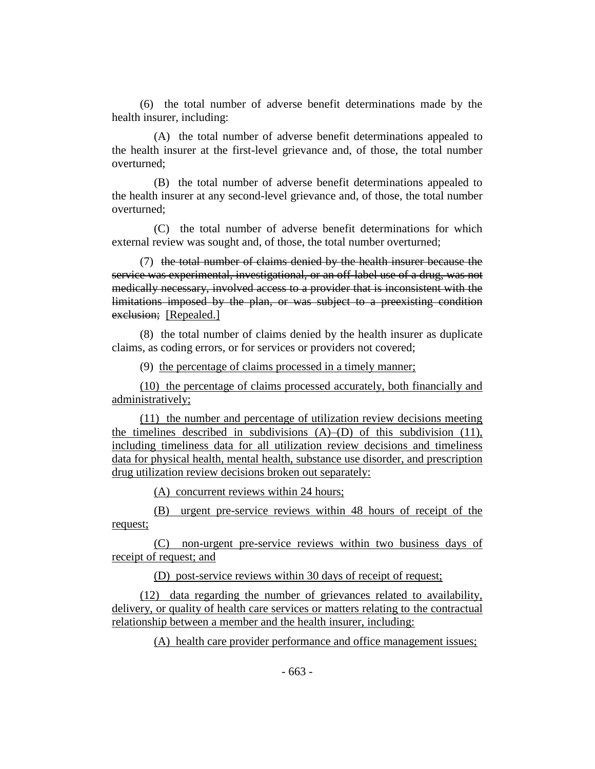(6) the total number of adverse benefit determinations made by the health insurer, including:

(A) the total number of adverse benefit determinations appealed to the health insurer at the first-level grievance and, of those, the total number overturned;

(B) the total number of adverse benefit determinations appealed to the health insurer at any second-level grievance and, of those, the total number overturned;

(C) the total number of adverse benefit determinations for which external review was sought and, of those, the total number overturned;

(7) ~~the total number of claims denied by the health insurer because the service was experimental, investigational, or an off-label use of a drug, was not medically necessary, involved access to a provider that is inconsistent with the limitations imposed by the plan, or was subject to a preexisting condition exclusion;~~ [Repealed.]

(8) the total number of claims denied by the health insurer as duplicate claims, as coding errors, or for services or providers not covered;

(9) <u>the percentage of claims processed in a timely manner;</u>

<u>(10) the percentage of claims processed accurately, both financially and administratively;</u>

<u>(11) the number and percentage of utilization review decisions meeting the timelines described in subdivisions (A)–(D) of this subdivision (11), including timeliness data for all utilization review decisions and timeliness data for physical health, mental health, substance use disorder, and prescription drug utilization review decisions broken out separately:</u>

<u>(A) concurrent reviews within 24 hours;</u>

<u>(B) urgent pre-service reviews within 48 hours of receipt of the request;</u>

<u>(C) non-urgent pre-service reviews within two business days of receipt of request; and</u>

<u>(D) post-service reviews within 30 days of receipt of request;</u>

<u>(12) data regarding the number of grievances related to availability, delivery, or quality of health care services or matters relating to the contractual relationship between a member and the health insurer, including:</u>

<u>(A) health care provider performance and office management issues;</u>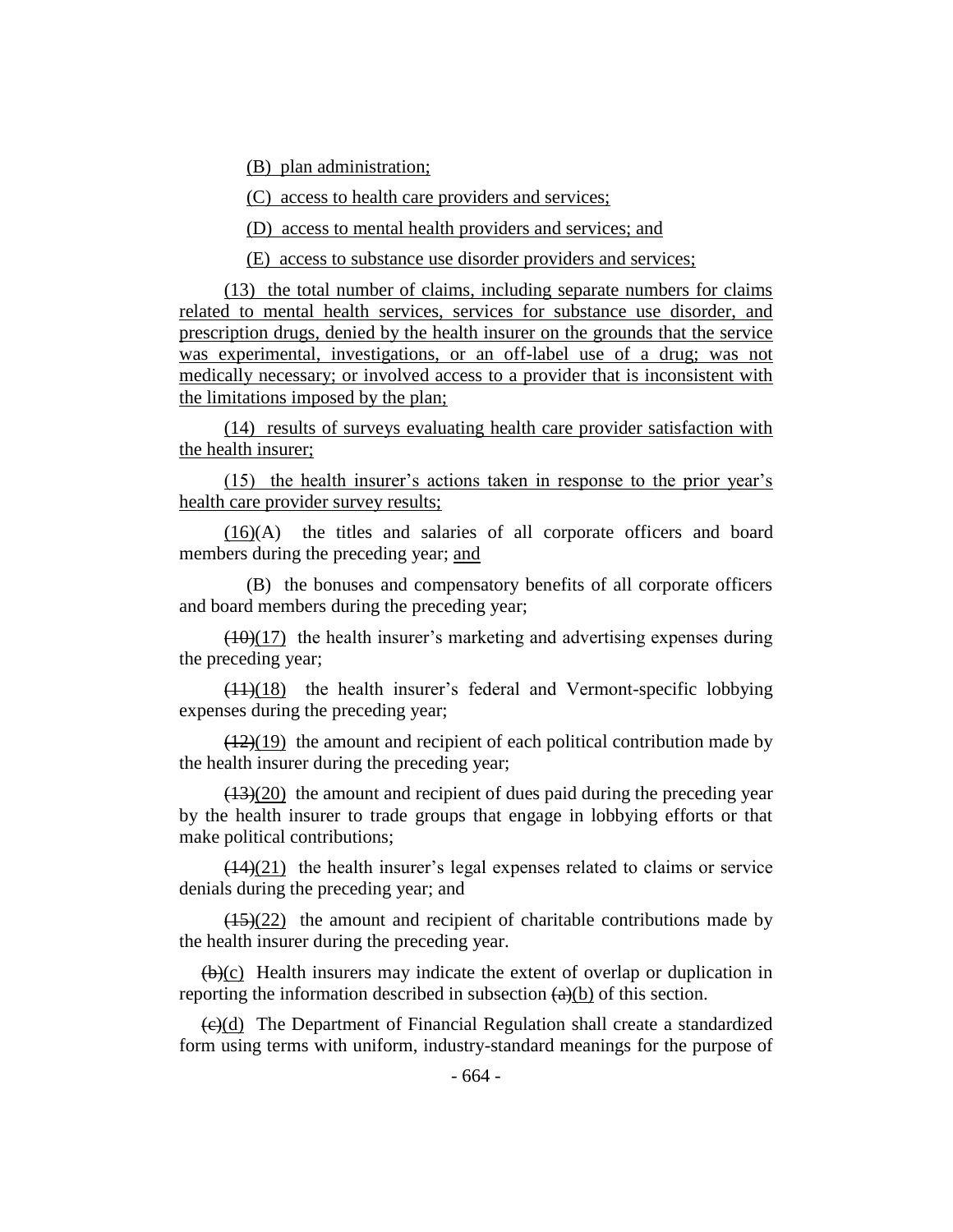(B) plan administration;

(C) access to health care providers and services;

(D) access to mental health providers and services; and

(E) access to substance use disorder providers and services;

(13) the total number of claims, including separate numbers for claims related to mental health services, services for substance use disorder, and prescription drugs, denied by the health insurer on the grounds that the service was experimental, investigations, or an off-label use of a drug; was not medically necessary; or involved access to a provider that is inconsistent with the limitations imposed by the plan;

(14) results of surveys evaluating health care provider satisfaction with the health insurer;

(15) the health insurer's actions taken in response to the prior year's health care provider survey results;

(16)(A) the titles and salaries of all corporate officers and board members during the preceding year; and

(B) the bonuses and compensatory benefits of all corporate officers and board members during the preceding year;

~~(10)~~(17) the health insurer's marketing and advertising expenses during the preceding year;

~~(11)~~(18) the health insurer's federal and Vermont-specific lobbying expenses during the preceding year;

~~(12)~~(19) the amount and recipient of each political contribution made by the health insurer during the preceding year;

~~(13)~~(20) the amount and recipient of dues paid during the preceding year by the health insurer to trade groups that engage in lobbying efforts or that make political contributions;

~~(14)~~(21) the health insurer's legal expenses related to claims or service denials during the preceding year; and

~~(15)~~(22) the amount and recipient of charitable contributions made by the health insurer during the preceding year.

~~(b)~~(c) Health insurers may indicate the extent of overlap or duplication in reporting the information described in subsection ~~(a)~~(b) of this section.

~~(c)~~(d) The Department of Financial Regulation shall create a standardized form using terms with uniform, industry-standard meanings for the purpose of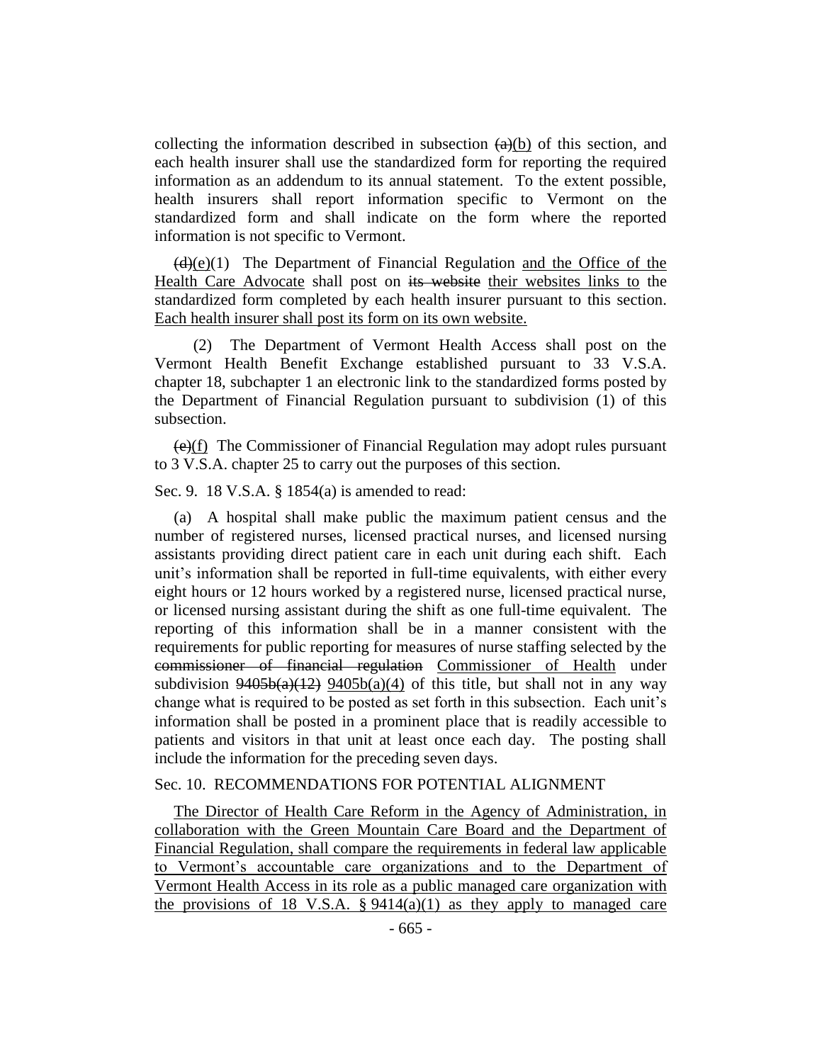collecting the information described in subsection ~~(a)~~(b) of this section, and each health insurer shall use the standardized form for reporting the required information as an addendum to its annual statement. To the extent possible, health insurers shall report information specific to Vermont on the standardized form and shall indicate on the form where the reported information is not specific to Vermont.

~~(d)~~(e)(1) The Department of Financial Regulation and the Office of the Health Care Advocate shall post on ~~its website~~ their websites links to the standardized form completed by each health insurer pursuant to this section. Each health insurer shall post its form on its own website.

(2) The Department of Vermont Health Access shall post on the Vermont Health Benefit Exchange established pursuant to 33 V.S.A. chapter 18, subchapter 1 an electronic link to the standardized forms posted by the Department of Financial Regulation pursuant to subdivision (1) of this subsection.

~~(e)~~(f) The Commissioner of Financial Regulation may adopt rules pursuant to 3 V.S.A. chapter 25 to carry out the purposes of this section.

Sec. 9. 18 V.S.A. § 1854(a) is amended to read:

(a) A hospital shall make public the maximum patient census and the number of registered nurses, licensed practical nurses, and licensed nursing assistants providing direct patient care in each unit during each shift. Each unit's information shall be reported in full-time equivalents, with either every eight hours or 12 hours worked by a registered nurse, licensed practical nurse, or licensed nursing assistant during the shift as one full-time equivalent. The reporting of this information shall be in a manner consistent with the requirements for public reporting for measures of nurse staffing selected by the ~~commissioner of financial regulation~~ Commissioner of Health under subdivision ~~9405b(a)(12)~~ 9405b(a)(4) of this title, but shall not in any way change what is required to be posted as set forth in this subsection. Each unit's information shall be posted in a prominent place that is readily accessible to patients and visitors in that unit at least once each day. The posting shall include the information for the preceding seven days.

Sec. 10. RECOMMENDATIONS FOR POTENTIAL ALIGNMENT

The Director of Health Care Reform in the Agency of Administration, in collaboration with the Green Mountain Care Board and the Department of Financial Regulation, shall compare the requirements in federal law applicable to Vermont's accountable care organizations and to the Department of Vermont Health Access in its role as a public managed care organization with the provisions of 18 V.S.A. § 9414(a)(1) as they apply to managed care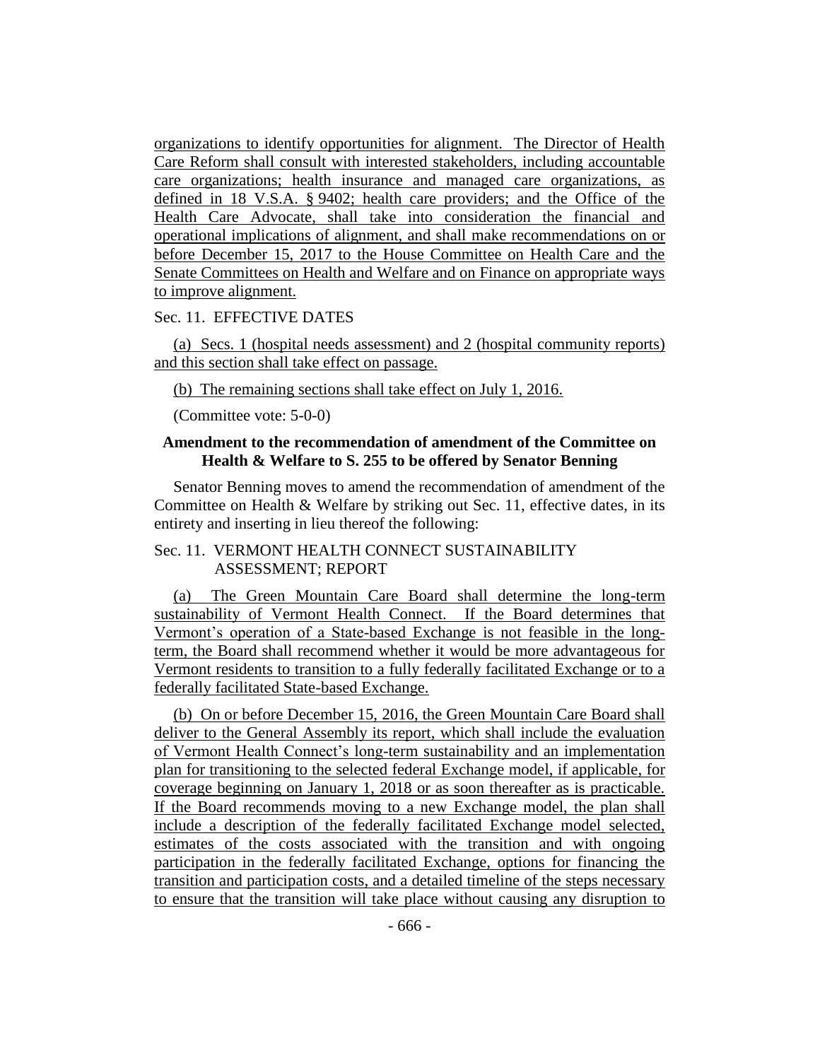organizations to identify opportunities for alignment. The Director of Health Care Reform shall consult with interested stakeholders, including accountable care organizations; health insurance and managed care organizations, as defined in 18 V.S.A. § 9402; health care providers; and the Office of the Health Care Advocate, shall take into consideration the financial and operational implications of alignment, and shall make recommendations on or before December 15, 2017 to the House Committee on Health Care and the Senate Committees on Health and Welfare and on Finance on appropriate ways to improve alignment.

Sec. 11. EFFECTIVE DATES

(a) Secs. 1 (hospital needs assessment) and 2 (hospital community reports) and this section shall take effect on passage.

(b) The remaining sections shall take effect on July 1, 2016.

(Committee vote: 5-0-0)

**Amendment to the recommendation of amendment of the Committee on Health & Welfare to S. 255 to be offered by Senator Benning**

Senator Benning moves to amend the recommendation of amendment of the Committee on Health & Welfare by striking out Sec. 11, effective dates, in its entirety and inserting in lieu thereof the following:

Sec. 11. VERMONT HEALTH CONNECT SUSTAINABILITY ASSESSMENT; REPORT

(a) The Green Mountain Care Board shall determine the long-term sustainability of Vermont Health Connect. If the Board determines that Vermont's operation of a State-based Exchange is not feasible in the long-term, the Board shall recommend whether it would be more advantageous for Vermont residents to transition to a fully federally facilitated Exchange or to a federally facilitated State-based Exchange.

(b) On or before December 15, 2016, the Green Mountain Care Board shall deliver to the General Assembly its report, which shall include the evaluation of Vermont Health Connect's long-term sustainability and an implementation plan for transitioning to the selected federal Exchange model, if applicable, for coverage beginning on January 1, 2018 or as soon thereafter as is practicable. If the Board recommends moving to a new Exchange model, the plan shall include a description of the federally facilitated Exchange model selected, estimates of the costs associated with the transition and with ongoing participation in the federally facilitated Exchange, options for financing the transition and participation costs, and a detailed timeline of the steps necessary to ensure that the transition will take place without causing any disruption to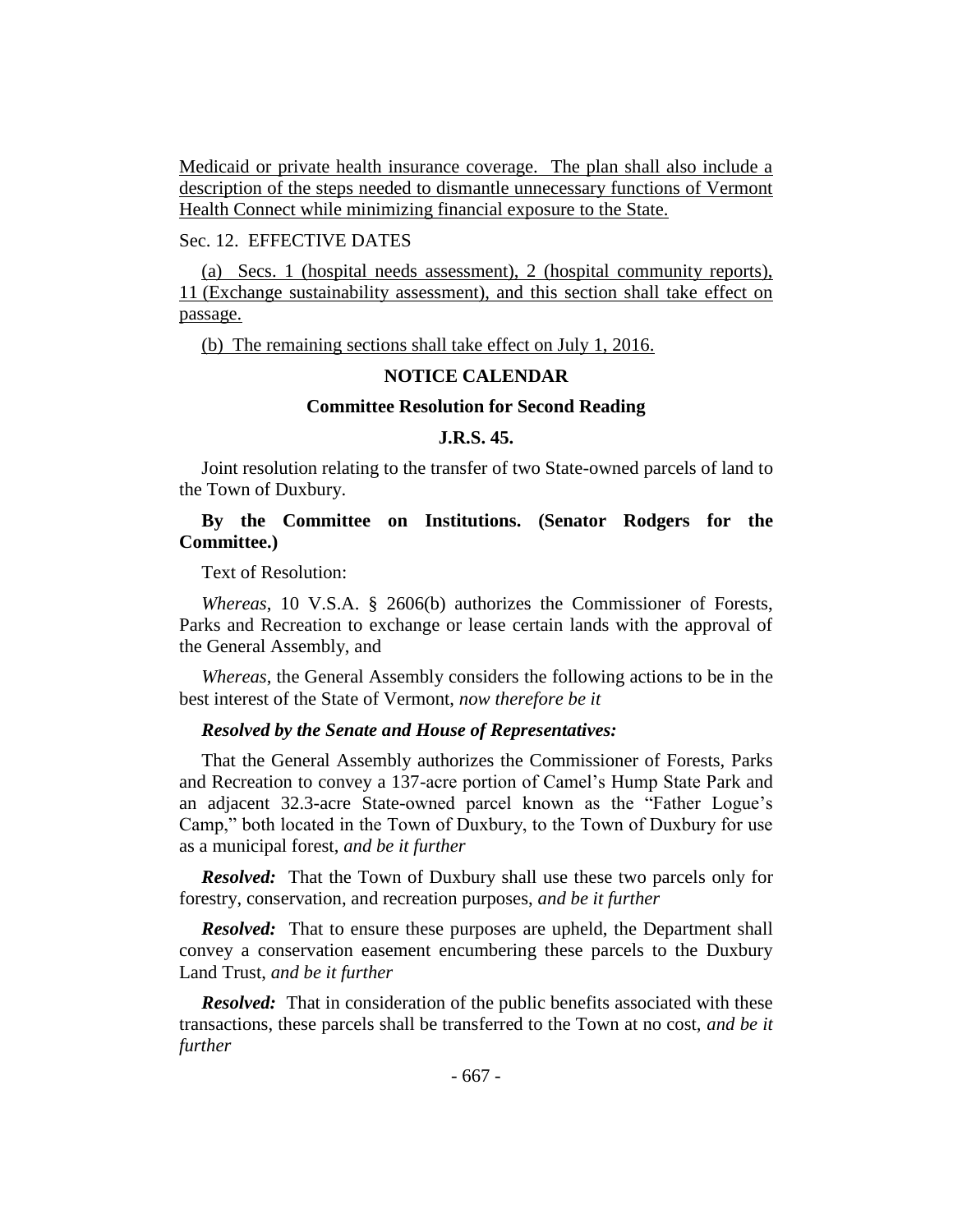Medicaid or private health insurance coverage. The plan shall also include a description of the steps needed to dismantle unnecessary functions of Vermont Health Connect while minimizing financial exposure to the State.

Sec. 12. EFFECTIVE DATES

(a) Secs. 1 (hospital needs assessment), 2 (hospital community reports), 11 (Exchange sustainability assessment), and this section shall take effect on passage.

(b) The remaining sections shall take effect on July 1, 2016.

## NOTICE CALENDAR

### Committee Resolution for Second Reading

### J.R.S. 45.

Joint resolution relating to the transfer of two State-owned parcels of land to the Town of Duxbury.

**By the Committee on Institutions. (Senator Rodgers for the Committee.)**

Text of Resolution:

*Whereas*, 10 V.S.A. § 2606(b) authorizes the Commissioner of Forests, Parks and Recreation to exchange or lease certain lands with the approval of the General Assembly, and

*Whereas*, the General Assembly considers the following actions to be in the best interest of the State of Vermont, *now therefore be it*

***Resolved by the Senate and House of Representatives:***

That the General Assembly authorizes the Commissioner of Forests, Parks and Recreation to convey a 137-acre portion of Camel's Hump State Park and an adjacent 32.3-acre State-owned parcel known as the "Father Logue's Camp," both located in the Town of Duxbury, to the Town of Duxbury for use as a municipal forest, *and be it further*

***Resolved:*** That the Town of Duxbury shall use these two parcels only for forestry, conservation, and recreation purposes, *and be it further*

***Resolved:*** That to ensure these purposes are upheld, the Department shall convey a conservation easement encumbering these parcels to the Duxbury Land Trust, *and be it further*

***Resolved:*** That in consideration of the public benefits associated with these transactions, these parcels shall be transferred to the Town at no cost, *and be it further*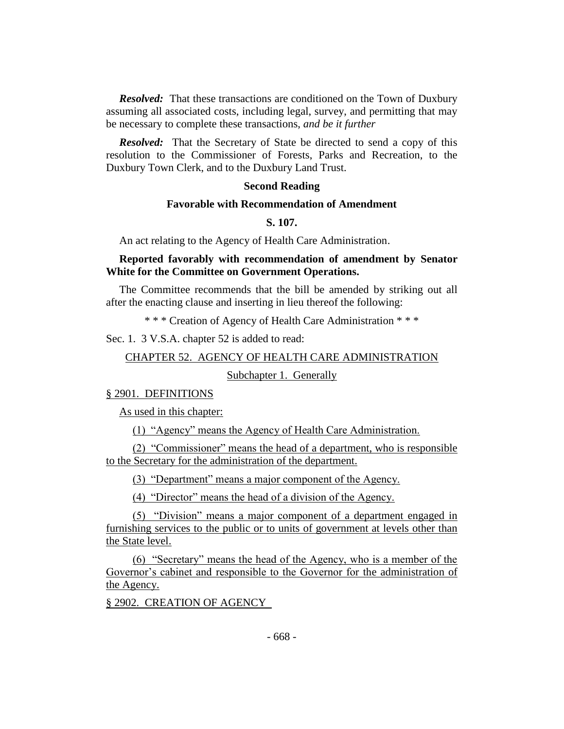***Resolved:*** That these transactions are conditioned on the Town of Duxbury assuming all associated costs, including legal, survey, and permitting that may be necessary to complete these transactions, *and be it further*

***Resolved:*** That the Secretary of State be directed to send a copy of this resolution to the Commissioner of Forests, Parks and Recreation, to the Duxbury Town Clerk, and to the Duxbury Land Trust.

**Second Reading**

**Favorable with Recommendation of Amendment**

**S. 107.**

An act relating to the Agency of Health Care Administration.

**Reported favorably with recommendation of amendment by Senator White for the Committee on Government Operations.**

The Committee recommends that the bill be amended by striking out all after the enacting clause and inserting in lieu thereof the following:

* * * Creation of Agency of Health Care Administration * * *

Sec. 1. 3 V.S.A. chapter 52 is added to read:

CHAPTER 52. AGENCY OF HEALTH CARE ADMINISTRATION

Subchapter 1. Generally

§ 2901. DEFINITIONS

As used in this chapter:

(1) "Agency" means the Agency of Health Care Administration.

(2) "Commissioner" means the head of a department, who is responsible to the Secretary for the administration of the department.

(3) "Department" means a major component of the Agency.

(4) "Director" means the head of a division of the Agency.

(5) "Division" means a major component of a department engaged in furnishing services to the public or to units of government at levels other than the State level.

(6) "Secretary" means the head of the Agency, who is a member of the Governor's cabinet and responsible to the Governor for the administration of the Agency.

§ 2902. CREATION OF AGENCY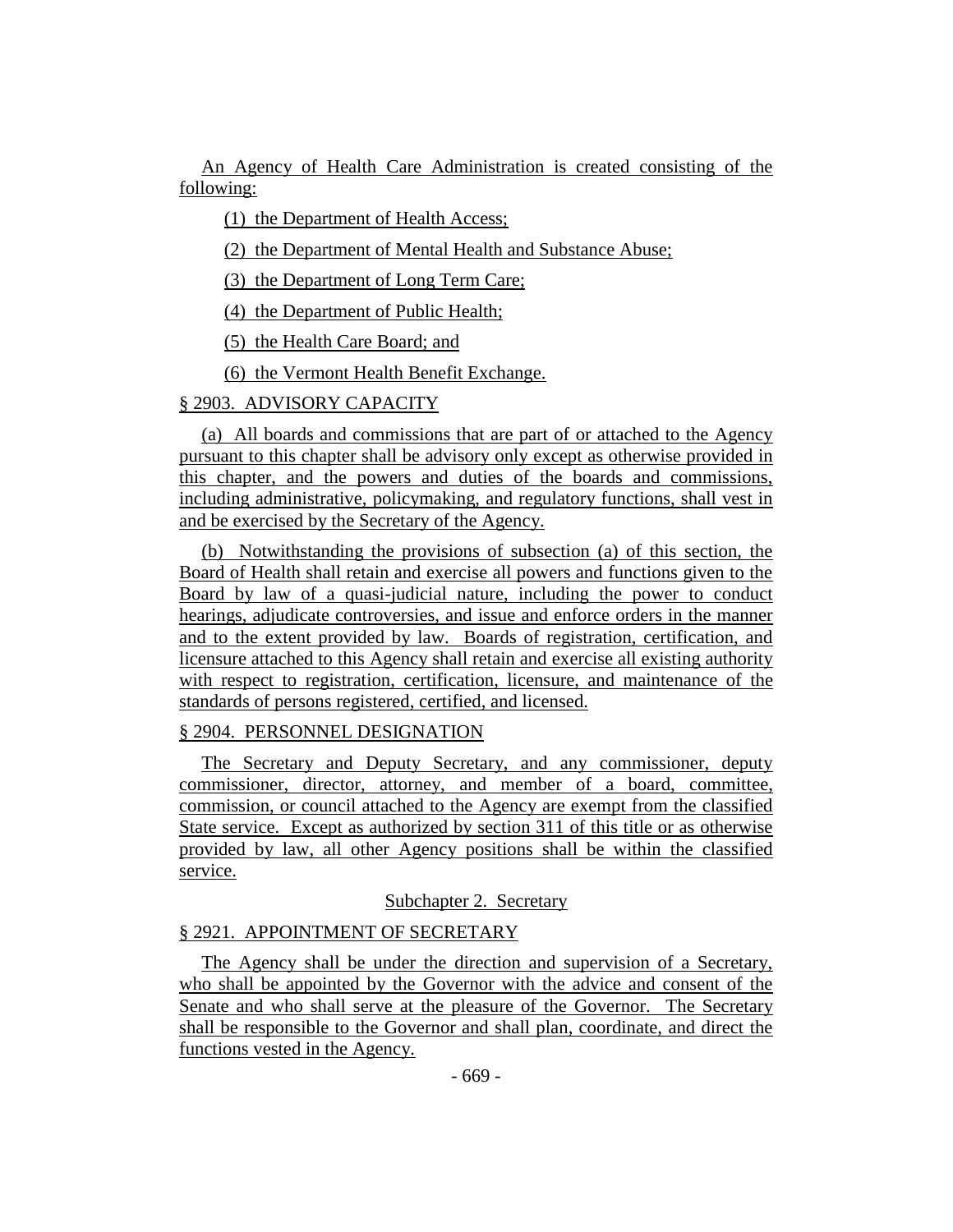An Agency of Health Care Administration is created consisting of the following:

(1) the Department of Health Access;

(2) the Department of Mental Health and Substance Abuse;

(3) the Department of Long Term Care;

(4) the Department of Public Health;

(5) the Health Care Board; and

(6) the Vermont Health Benefit Exchange.

§ 2903. ADVISORY CAPACITY

(a) All boards and commissions that are part of or attached to the Agency pursuant to this chapter shall be advisory only except as otherwise provided in this chapter, and the powers and duties of the boards and commissions, including administrative, policymaking, and regulatory functions, shall vest in and be exercised by the Secretary of the Agency.

(b) Notwithstanding the provisions of subsection (a) of this section, the Board of Health shall retain and exercise all powers and functions given to the Board by law of a quasi-judicial nature, including the power to conduct hearings, adjudicate controversies, and issue and enforce orders in the manner and to the extent provided by law. Boards of registration, certification, and licensure attached to this Agency shall retain and exercise all existing authority with respect to registration, certification, licensure, and maintenance of the standards of persons registered, certified, and licensed.

§ 2904. PERSONNEL DESIGNATION

The Secretary and Deputy Secretary, and any commissioner, deputy commissioner, director, attorney, and member of a board, committee, commission, or council attached to the Agency are exempt from the classified State service. Except as authorized by section 311 of this title or as otherwise provided by law, all other Agency positions shall be within the classified service.

Subchapter 2. Secretary

§ 2921. APPOINTMENT OF SECRETARY

The Agency shall be under the direction and supervision of a Secretary, who shall be appointed by the Governor with the advice and consent of the Senate and who shall serve at the pleasure of the Governor. The Secretary shall be responsible to the Governor and shall plan, coordinate, and direct the functions vested in the Agency.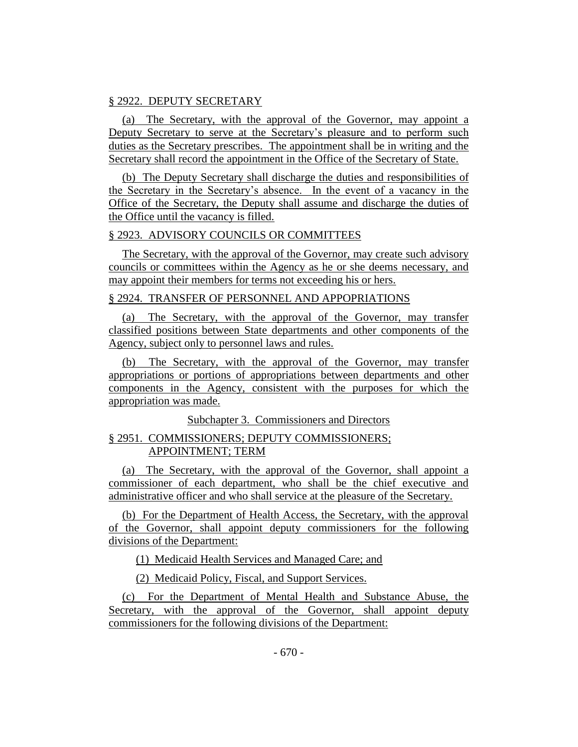§ 2922. DEPUTY SECRETARY

(a) The Secretary, with the approval of the Governor, may appoint a Deputy Secretary to serve at the Secretary's pleasure and to perform such duties as the Secretary prescribes. The appointment shall be in writing and the Secretary shall record the appointment in the Office of the Secretary of State.

(b) The Deputy Secretary shall discharge the duties and responsibilities of the Secretary in the Secretary's absence. In the event of a vacancy in the Office of the Secretary, the Deputy shall assume and discharge the duties of the Office until the vacancy is filled.

§ 2923. ADVISORY COUNCILS OR COMMITTEES

The Secretary, with the approval of the Governor, may create such advisory councils or committees within the Agency as he or she deems necessary, and may appoint their members for terms not exceeding his or hers.

§ 2924. TRANSFER OF PERSONNEL AND APPOPRIATIONS

(a) The Secretary, with the approval of the Governor, may transfer classified positions between State departments and other components of the Agency, subject only to personnel laws and rules.

(b) The Secretary, with the approval of the Governor, may transfer appropriations or portions of appropriations between departments and other components in the Agency, consistent with the purposes for which the appropriation was made.

Subchapter 3. Commissioners and Directors

§ 2951. COMMISSIONERS; DEPUTY COMMISSIONERS; APPOINTMENT; TERM

(a) The Secretary, with the approval of the Governor, shall appoint a commissioner of each department, who shall be the chief executive and administrative officer and who shall service at the pleasure of the Secretary.

(b) For the Department of Health Access, the Secretary, with the approval of the Governor, shall appoint deputy commissioners for the following divisions of the Department:

(1) Medicaid Health Services and Managed Care; and

(2) Medicaid Policy, Fiscal, and Support Services.

(c) For the Department of Mental Health and Substance Abuse, the Secretary, with the approval of the Governor, shall appoint deputy commissioners for the following divisions of the Department: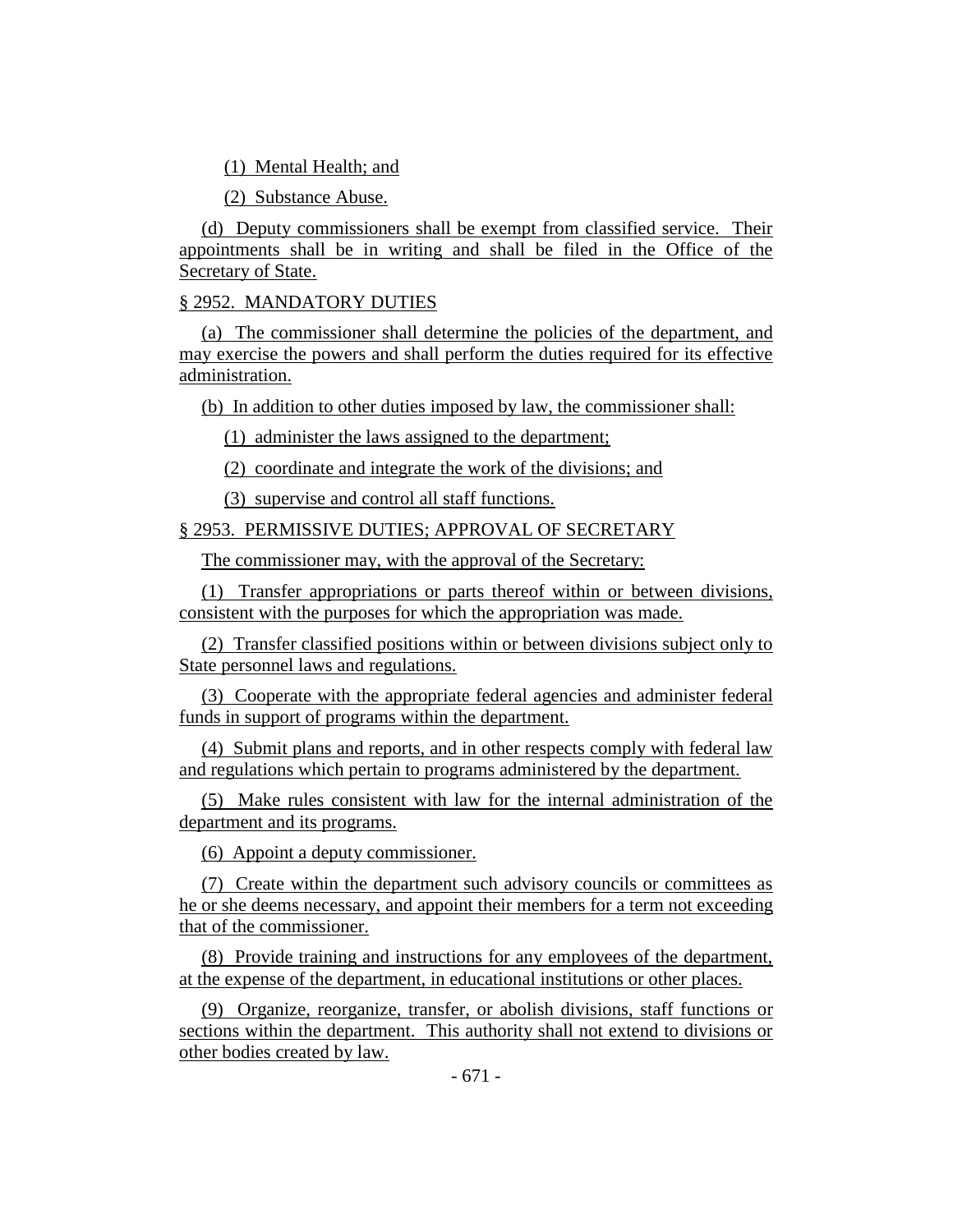(1) Mental Health; and

(2) Substance Abuse.

(d) Deputy commissioners shall be exempt from classified service. Their appointments shall be in writing and shall be filed in the Office of the Secretary of State.

§ 2952. MANDATORY DUTIES

(a) The commissioner shall determine the policies of the department, and may exercise the powers and shall perform the duties required for its effective administration.

(b) In addition to other duties imposed by law, the commissioner shall:

(1) administer the laws assigned to the department;

(2) coordinate and integrate the work of the divisions; and

(3) supervise and control all staff functions.

§ 2953. PERMISSIVE DUTIES; APPROVAL OF SECRETARY

The commissioner may, with the approval of the Secretary:

(1) Transfer appropriations or parts thereof within or between divisions, consistent with the purposes for which the appropriation was made.

(2) Transfer classified positions within or between divisions subject only to State personnel laws and regulations.

(3) Cooperate with the appropriate federal agencies and administer federal funds in support of programs within the department.

(4) Submit plans and reports, and in other respects comply with federal law and regulations which pertain to programs administered by the department.

(5) Make rules consistent with law for the internal administration of the department and its programs.

(6) Appoint a deputy commissioner.

(7) Create within the department such advisory councils or committees as he or she deems necessary, and appoint their members for a term not exceeding that of the commissioner.

(8) Provide training and instructions for any employees of the department, at the expense of the department, in educational institutions or other places.

(9) Organize, reorganize, transfer, or abolish divisions, staff functions or sections within the department. This authority shall not extend to divisions or other bodies created by law.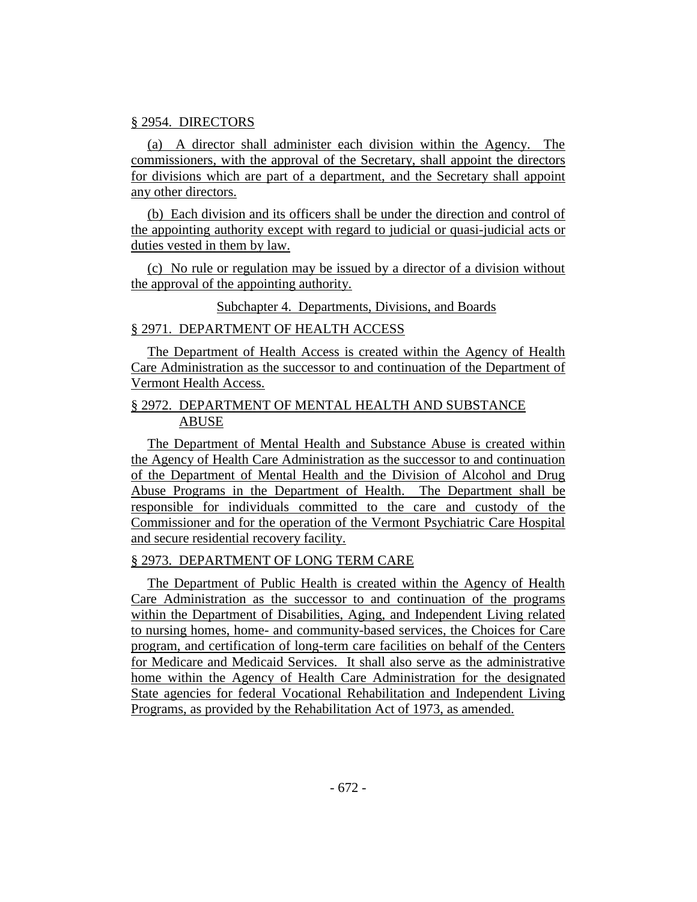§ 2954. DIRECTORS

(a) A director shall administer each division within the Agency. The commissioners, with the approval of the Secretary, shall appoint the directors for divisions which are part of a department, and the Secretary shall appoint any other directors.

(b) Each division and its officers shall be under the direction and control of the appointing authority except with regard to judicial or quasi-judicial acts or duties vested in them by law.

(c) No rule or regulation may be issued by a director of a division without the approval of the appointing authority.

Subchapter 4. Departments, Divisions, and Boards

§ 2971. DEPARTMENT OF HEALTH ACCESS

The Department of Health Access is created within the Agency of Health Care Administration as the successor to and continuation of the Department of Vermont Health Access.

§ 2972. DEPARTMENT OF MENTAL HEALTH AND SUBSTANCE ABUSE

The Department of Mental Health and Substance Abuse is created within the Agency of Health Care Administration as the successor to and continuation of the Department of Mental Health and the Division of Alcohol and Drug Abuse Programs in the Department of Health. The Department shall be responsible for individuals committed to the care and custody of the Commissioner and for the operation of the Vermont Psychiatric Care Hospital and secure residential recovery facility.

§ 2973. DEPARTMENT OF LONG TERM CARE

The Department of Public Health is created within the Agency of Health Care Administration as the successor to and continuation of the programs within the Department of Disabilities, Aging, and Independent Living related to nursing homes, home- and community-based services, the Choices for Care program, and certification of long-term care facilities on behalf of the Centers for Medicare and Medicaid Services. It shall also serve as the administrative home within the Agency of Health Care Administration for the designated State agencies for federal Vocational Rehabilitation and Independent Living Programs, as provided by the Rehabilitation Act of 1973, as amended.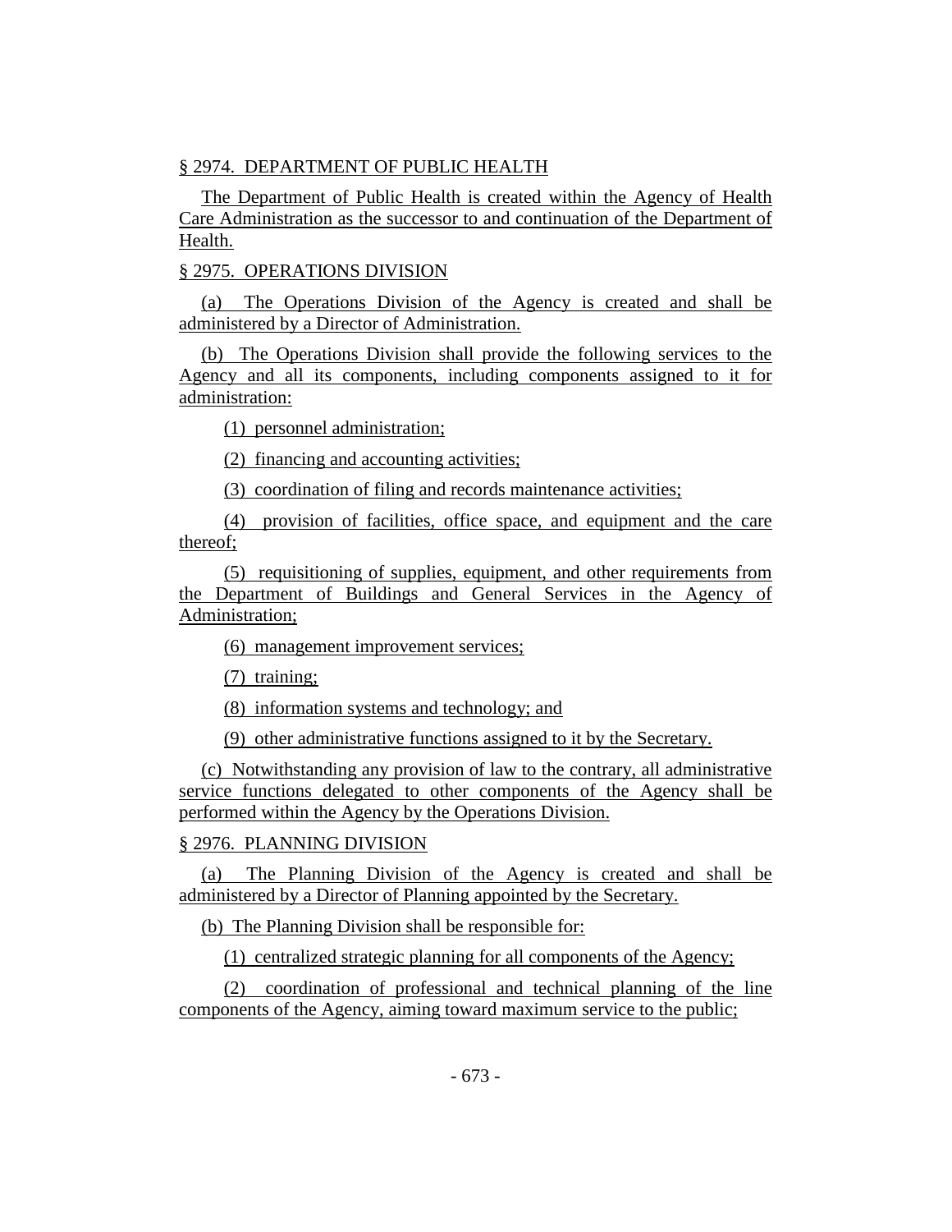§ 2974. DEPARTMENT OF PUBLIC HEALTH

The Department of Public Health is created within the Agency of Health Care Administration as the successor to and continuation of the Department of Health.

§ 2975. OPERATIONS DIVISION

(a) The Operations Division of the Agency is created and shall be administered by a Director of Administration.

(b) The Operations Division shall provide the following services to the Agency and all its components, including components assigned to it for administration:

(1) personnel administration;

(2) financing and accounting activities;

(3) coordination of filing and records maintenance activities;

(4) provision of facilities, office space, and equipment and the care thereof;

(5) requisitioning of supplies, equipment, and other requirements from the Department of Buildings and General Services in the Agency of Administration;

(6) management improvement services;

(7) training;

(8) information systems and technology; and

(9) other administrative functions assigned to it by the Secretary.

(c) Notwithstanding any provision of law to the contrary, all administrative service functions delegated to other components of the Agency shall be performed within the Agency by the Operations Division.

§ 2976. PLANNING DIVISION

(a) The Planning Division of the Agency is created and shall be administered by a Director of Planning appointed by the Secretary.

(b) The Planning Division shall be responsible for:

(1) centralized strategic planning for all components of the Agency;

(2) coordination of professional and technical planning of the line components of the Agency, aiming toward maximum service to the public;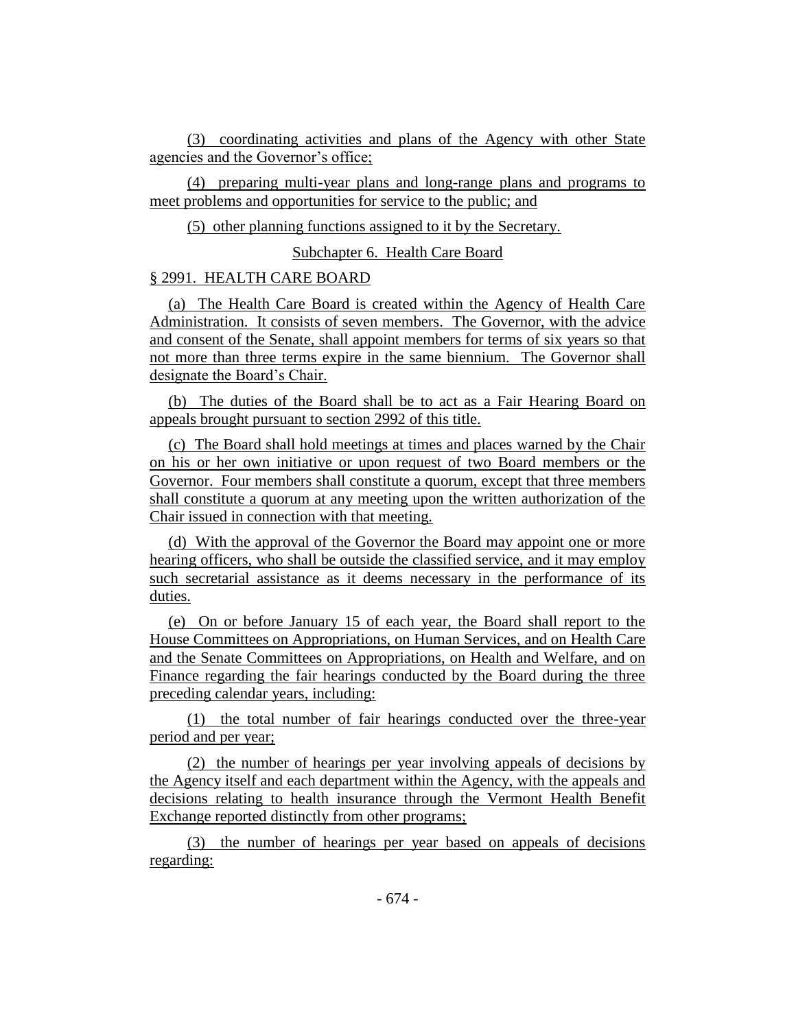(3) coordinating activities and plans of the Agency with other State agencies and the Governor's office;

(4) preparing multi-year plans and long-range plans and programs to meet problems and opportunities for service to the public; and

(5) other planning functions assigned to it by the Secretary.

Subchapter 6. Health Care Board

§ 2991. HEALTH CARE BOARD

(a) The Health Care Board is created within the Agency of Health Care Administration. It consists of seven members. The Governor, with the advice and consent of the Senate, shall appoint members for terms of six years so that not more than three terms expire in the same biennium. The Governor shall designate the Board's Chair.

(b) The duties of the Board shall be to act as a Fair Hearing Board on appeals brought pursuant to section 2992 of this title.

(c) The Board shall hold meetings at times and places warned by the Chair on his or her own initiative or upon request of two Board members or the Governor. Four members shall constitute a quorum, except that three members shall constitute a quorum at any meeting upon the written authorization of the Chair issued in connection with that meeting.

(d) With the approval of the Governor the Board may appoint one or more hearing officers, who shall be outside the classified service, and it may employ such secretarial assistance as it deems necessary in the performance of its duties.

(e) On or before January 15 of each year, the Board shall report to the House Committees on Appropriations, on Human Services, and on Health Care and the Senate Committees on Appropriations, on Health and Welfare, and on Finance regarding the fair hearings conducted by the Board during the three preceding calendar years, including:

(1) the total number of fair hearings conducted over the three-year period and per year;

(2) the number of hearings per year involving appeals of decisions by the Agency itself and each department within the Agency, with the appeals and decisions relating to health insurance through the Vermont Health Benefit Exchange reported distinctly from other programs;

(3) the number of hearings per year based on appeals of decisions regarding: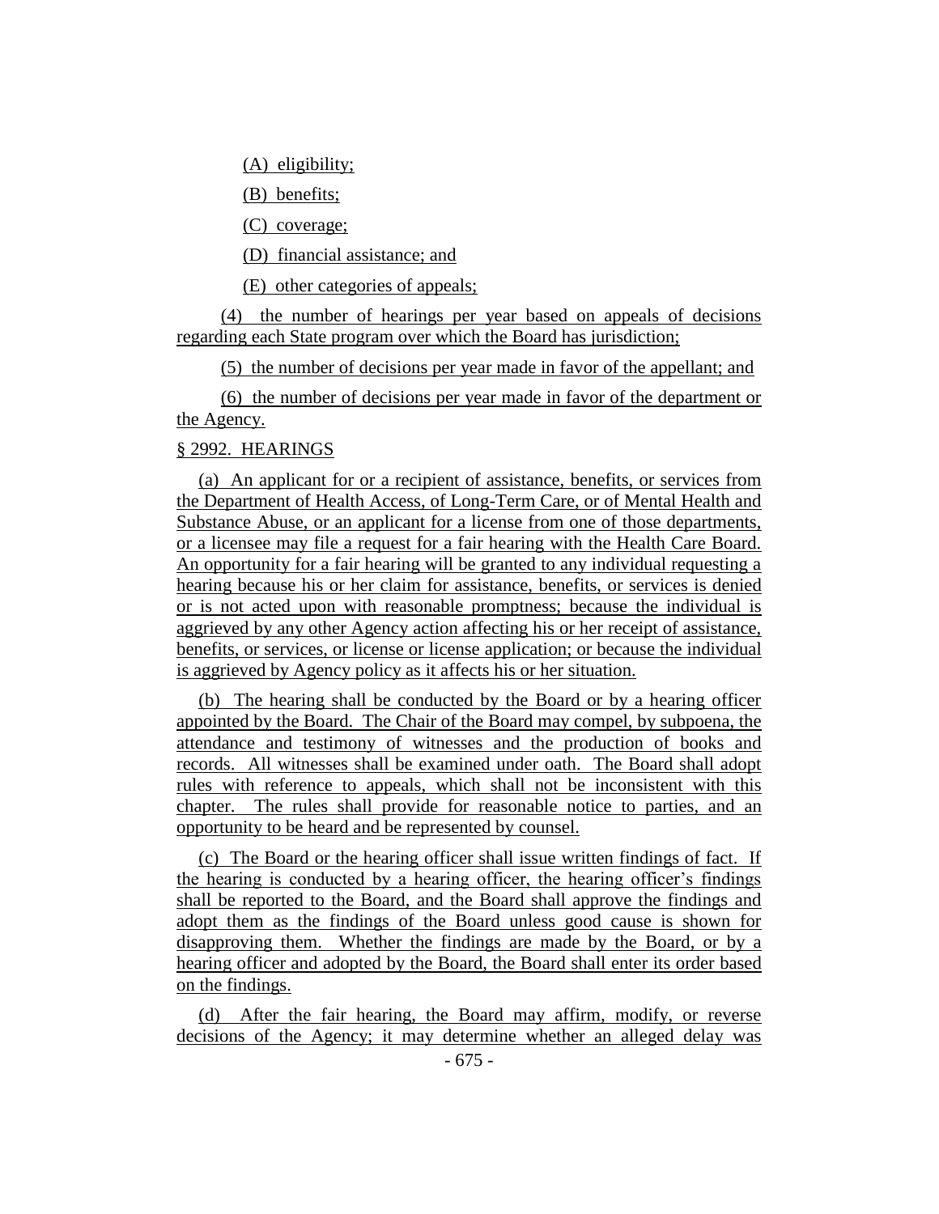(A) eligibility;

(B) benefits;

(C) coverage;

(D) financial assistance; and

(E) other categories of appeals;

(4) the number of hearings per year based on appeals of decisions regarding each State program over which the Board has jurisdiction;

(5) the number of decisions per year made in favor of the appellant; and

(6) the number of decisions per year made in favor of the department or the Agency.

§ 2992. HEARINGS

(a) An applicant for or a recipient of assistance, benefits, or services from the Department of Health Access, of Long-Term Care, or of Mental Health and Substance Abuse, or an applicant for a license from one of those departments, or a licensee may file a request for a fair hearing with the Health Care Board. An opportunity for a fair hearing will be granted to any individual requesting a hearing because his or her claim for assistance, benefits, or services is denied or is not acted upon with reasonable promptness; because the individual is aggrieved by any other Agency action affecting his or her receipt of assistance, benefits, or services, or license or license application; or because the individual is aggrieved by Agency policy as it affects his or her situation.

(b) The hearing shall be conducted by the Board or by a hearing officer appointed by the Board. The Chair of the Board may compel, by subpoena, the attendance and testimony of witnesses and the production of books and records. All witnesses shall be examined under oath. The Board shall adopt rules with reference to appeals, which shall not be inconsistent with this chapter. The rules shall provide for reasonable notice to parties, and an opportunity to be heard and be represented by counsel.

(c) The Board or the hearing officer shall issue written findings of fact. If the hearing is conducted by a hearing officer, the hearing officer's findings shall be reported to the Board, and the Board shall approve the findings and adopt them as the findings of the Board unless good cause is shown for disapproving them. Whether the findings are made by the Board, or by a hearing officer and adopted by the Board, the Board shall enter its order based on the findings.

(d) After the fair hearing, the Board may affirm, modify, or reverse decisions of the Agency; it may determine whether an alleged delay was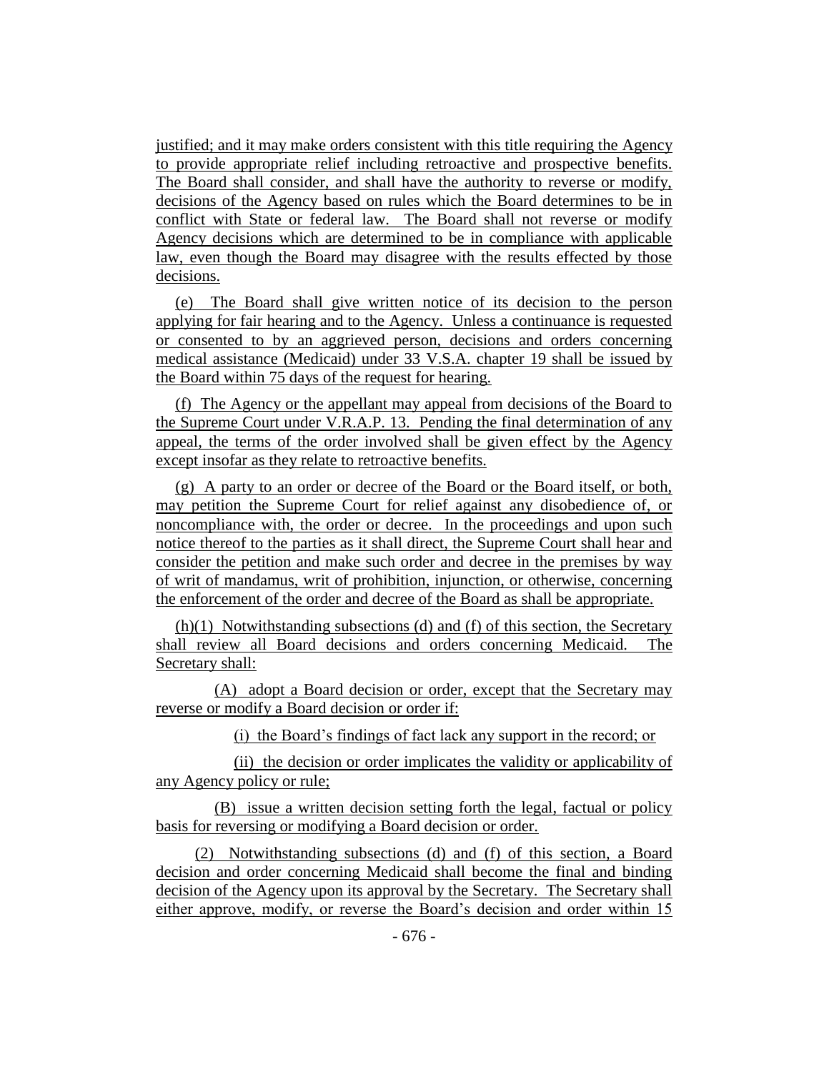justified; and it may make orders consistent with this title requiring the Agency to provide appropriate relief including retroactive and prospective benefits. The Board shall consider, and shall have the authority to reverse or modify, decisions of the Agency based on rules which the Board determines to be in conflict with State or federal law. The Board shall not reverse or modify Agency decisions which are determined to be in compliance with applicable law, even though the Board may disagree with the results effected by those decisions.

(e) The Board shall give written notice of its decision to the person applying for fair hearing and to the Agency. Unless a continuance is requested or consented to by an aggrieved person, decisions and orders concerning medical assistance (Medicaid) under 33 V.S.A. chapter 19 shall be issued by the Board within 75 days of the request for hearing.

(f) The Agency or the appellant may appeal from decisions of the Board to the Supreme Court under V.R.A.P. 13. Pending the final determination of any appeal, the terms of the order involved shall be given effect by the Agency except insofar as they relate to retroactive benefits.

(g) A party to an order or decree of the Board or the Board itself, or both, may petition the Supreme Court for relief against any disobedience of, or noncompliance with, the order or decree. In the proceedings and upon such notice thereof to the parties as it shall direct, the Supreme Court shall hear and consider the petition and make such order and decree in the premises by way of writ of mandamus, writ of prohibition, injunction, or otherwise, concerning the enforcement of the order and decree of the Board as shall be appropriate.

(h)(1) Notwithstanding subsections (d) and (f) of this section, the Secretary shall review all Board decisions and orders concerning Medicaid. The Secretary shall:

(A) adopt a Board decision or order, except that the Secretary may reverse or modify a Board decision or order if:

(i) the Board's findings of fact lack any support in the record; or

(ii) the decision or order implicates the validity or applicability of any Agency policy or rule;

(B) issue a written decision setting forth the legal, factual or policy basis for reversing or modifying a Board decision or order.

(2) Notwithstanding subsections (d) and (f) of this section, a Board decision and order concerning Medicaid shall become the final and binding decision of the Agency upon its approval by the Secretary. The Secretary shall either approve, modify, or reverse the Board's decision and order within 15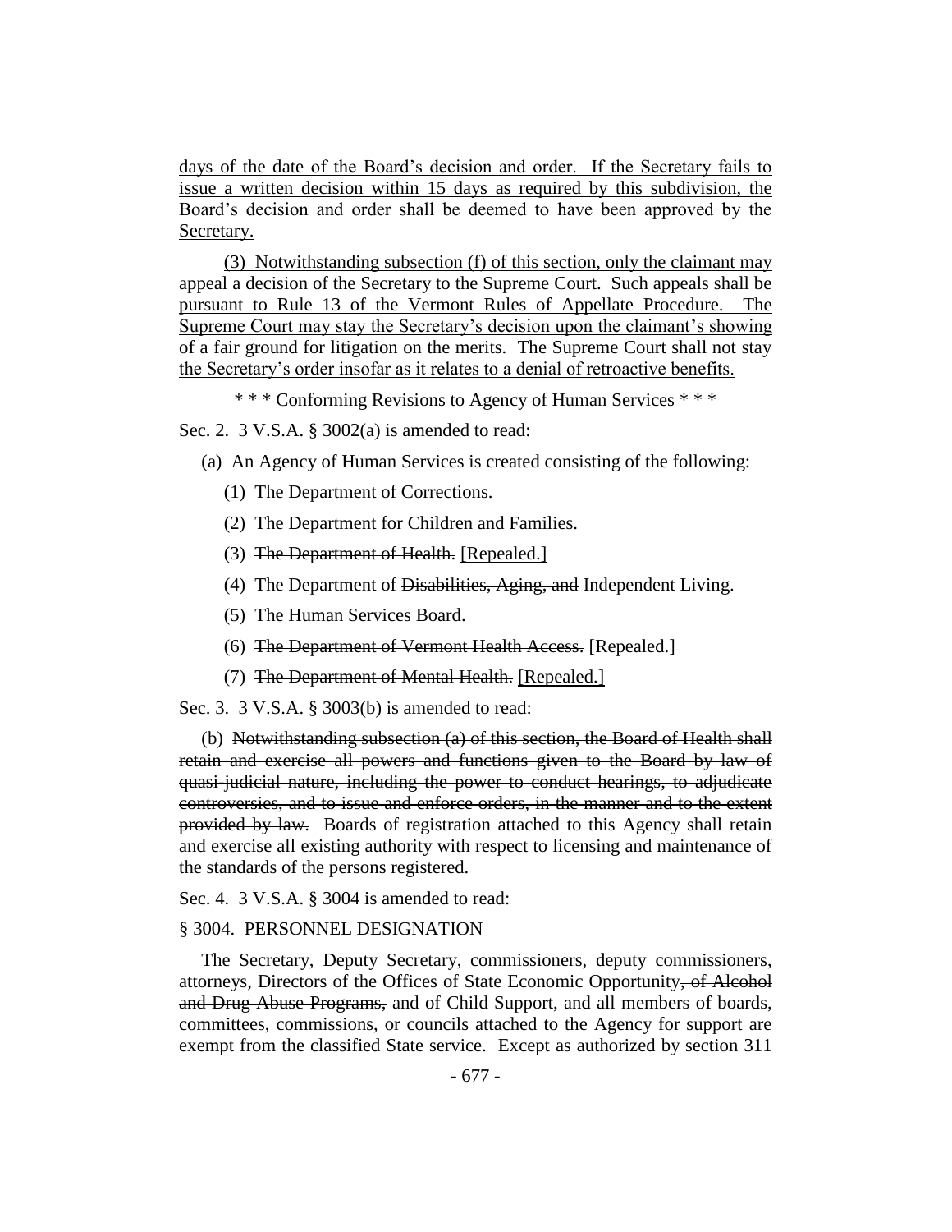days of the date of the Board's decision and order. If the Secretary fails to issue a written decision within 15 days as required by this subdivision, the Board's decision and order shall be deemed to have been approved by the Secretary.

(3) Notwithstanding subsection (f) of this section, only the claimant may appeal a decision of the Secretary to the Supreme Court. Such appeals shall be pursuant to Rule 13 of the Vermont Rules of Appellate Procedure. The Supreme Court may stay the Secretary's decision upon the claimant's showing of a fair ground for litigation on the merits. The Supreme Court shall not stay the Secretary's order insofar as it relates to a denial of retroactive benefits.

\* \* \* Conforming Revisions to Agency of Human Services \* \* \*

Sec. 2. 3 V.S.A. § 3002(a) is amended to read:

(a) An Agency of Human Services is created consisting of the following:

(1) The Department of Corrections.

(2) The Department for Children and Families.

(3) ~~The Department of Health.~~ [Repealed.]

(4) The Department of ~~Disabilities, Aging, and~~ Independent Living.

(5) The Human Services Board.

(6) ~~The Department of Vermont Health Access.~~ [Repealed.]

(7) ~~The Department of Mental Health.~~ [Repealed.]

Sec. 3. 3 V.S.A. § 3003(b) is amended to read:

(b) ~~Notwithstanding subsection (a) of this section, the Board of Health shall retain and exercise all powers and functions given to the Board by law of quasi-judicial nature, including the power to conduct hearings, to adjudicate controversies, and to issue and enforce orders, in the manner and to the extent provided by law.~~ Boards of registration attached to this Agency shall retain and exercise all existing authority with respect to licensing and maintenance of the standards of the persons registered.

Sec. 4. 3 V.S.A. § 3004 is amended to read:

§ 3004. PERSONNEL DESIGNATION

The Secretary, Deputy Secretary, commissioners, deputy commissioners, attorneys, Directors of the Offices of State Economic Opportunity~~, of Alcohol and Drug Abuse Programs,~~ and of Child Support, and all members of boards, committees, commissions, or councils attached to the Agency for support are exempt from the classified State service. Except as authorized by section 311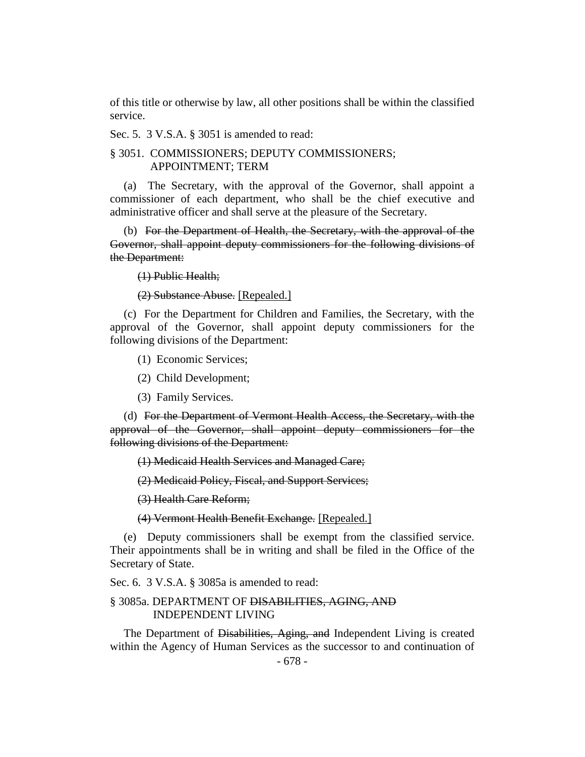of this title or otherwise by law, all other positions shall be within the classified service.

Sec. 5. 3 V.S.A. § 3051 is amended to read:

§ 3051. COMMISSIONERS; DEPUTY COMMISSIONERS; APPOINTMENT; TERM

(a) The Secretary, with the approval of the Governor, shall appoint a commissioner of each department, who shall be the chief executive and administrative officer and shall serve at the pleasure of the Secretary.

(b) ~~For the Department of Health, the Secretary, with the approval of the Governor, shall appoint deputy commissioners for the following divisions of the Department:~~

~~(1) Public Health;~~

~~(2) Substance Abuse.~~ [Repealed.]

(c) For the Department for Children and Families, the Secretary, with the approval of the Governor, shall appoint deputy commissioners for the following divisions of the Department:

(1) Economic Services;

(2) Child Development;

(3) Family Services.

(d) ~~For the Department of Vermont Health Access, the Secretary, with the approval of the Governor, shall appoint deputy commissioners for the following divisions of the Department:~~

~~(1) Medicaid Health Services and Managed Care;~~

~~(2) Medicaid Policy, Fiscal, and Support Services;~~

~~(3) Health Care Reform;~~

~~(4) Vermont Health Benefit Exchange.~~ [Repealed.]

(e) Deputy commissioners shall be exempt from the classified service. Their appointments shall be in writing and shall be filed in the Office of the Secretary of State.

Sec. 6. 3 V.S.A. § 3085a is amended to read:

§ 3085a. DEPARTMENT OF ~~DISABILITIES, AGING, AND~~ INDEPENDENT LIVING

The Department of ~~Disabilities, Aging, and~~ Independent Living is created within the Agency of Human Services as the successor to and continuation of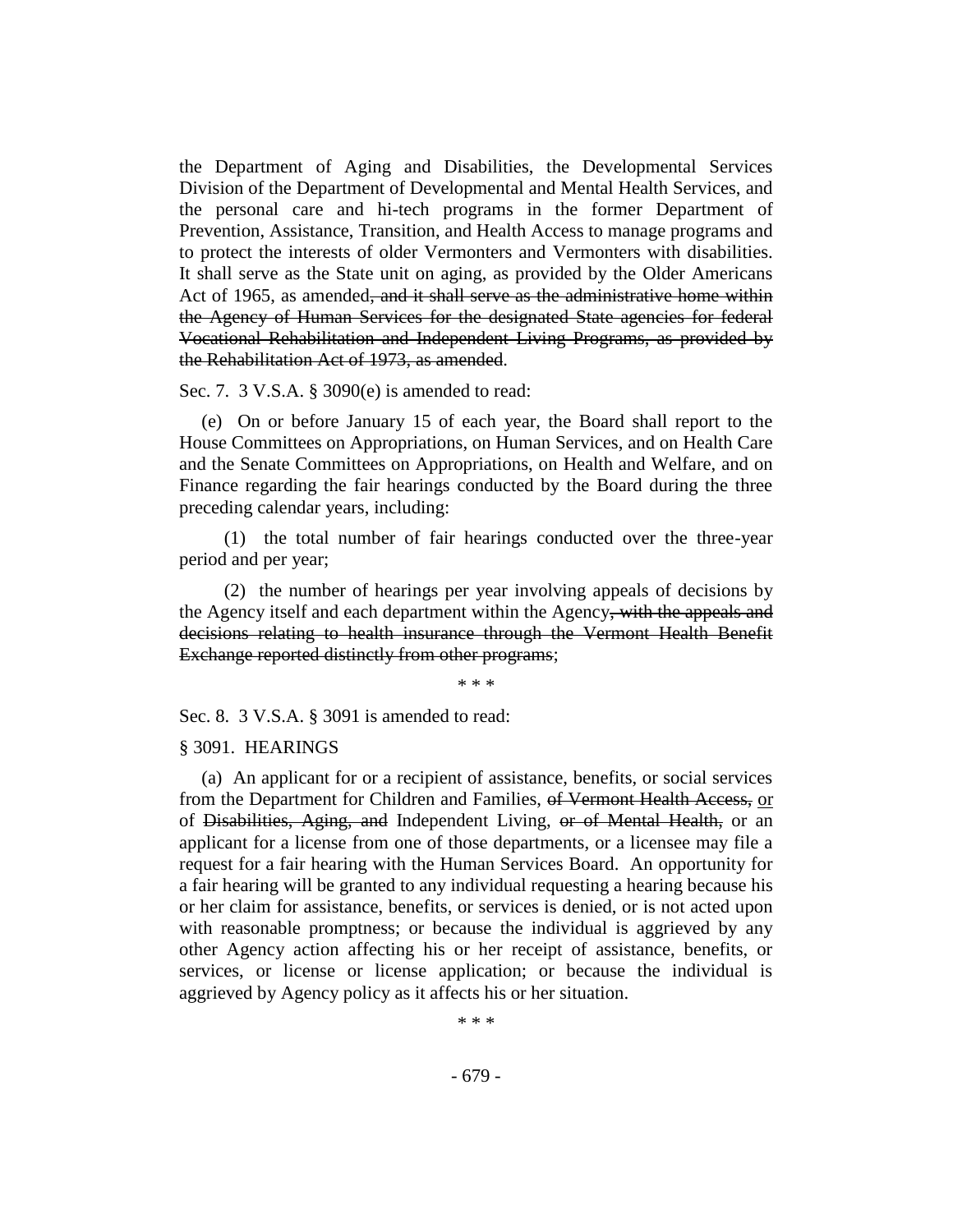the Department of Aging and Disabilities, the Developmental Services Division of the Department of Developmental and Mental Health Services, and the personal care and hi-tech programs in the former Department of Prevention, Assistance, Transition, and Health Access to manage programs and to protect the interests of older Vermonters and Vermonters with disabilities. It shall serve as the State unit on aging, as provided by the Older Americans Act of 1965, as amended~~, and it shall serve as the administrative home within the Agency of Human Services for the designated State agencies for federal Vocational Rehabilitation and Independent Living Programs, as provided by the Rehabilitation Act of 1973, as amended~~.

Sec. 7. 3 V.S.A. § 3090(e) is amended to read:

(e) On or before January 15 of each year, the Board shall report to the House Committees on Appropriations, on Human Services, and on Health Care and the Senate Committees on Appropriations, on Health and Welfare, and on Finance regarding the fair hearings conducted by the Board during the three preceding calendar years, including:

(1) the total number of fair hearings conducted over the three-year period and per year;

(2) the number of hearings per year involving appeals of decisions by the Agency itself and each department within the Agency~~, with the appeals and decisions relating to health insurance through the Vermont Health Benefit Exchange reported distinctly from other programs~~;

\* \* \*

Sec. 8. 3 V.S.A. § 3091 is amended to read:

§ 3091. HEARINGS

(a) An applicant for or a recipient of assistance, benefits, or social services from the Department for Children and Families, ~~of Vermont Health Access,~~ <u>or</u> of ~~Disabilities, Aging, and~~ Independent Living, ~~or of Mental Health,~~ or an applicant for a license from one of those departments, or a licensee may file a request for a fair hearing with the Human Services Board. An opportunity for a fair hearing will be granted to any individual requesting a hearing because his or her claim for assistance, benefits, or services is denied, or is not acted upon with reasonable promptness; or because the individual is aggrieved by any other Agency action affecting his or her receipt of assistance, benefits, or services, or license or license application; or because the individual is aggrieved by Agency policy as it affects his or her situation.

\* \* \*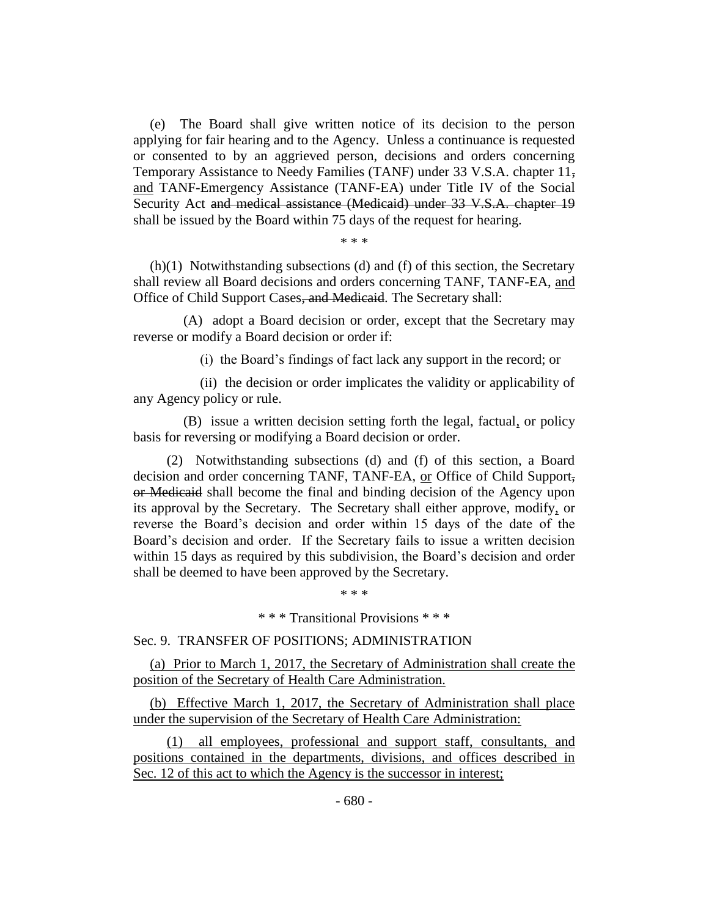(e) The Board shall give written notice of its decision to the person applying for fair hearing and to the Agency. Unless a continuance is requested or consented to by an aggrieved person, decisions and orders concerning Temporary Assistance to Needy Families (TANF) under 33 V.S.A. chapter 11, and TANF-Emergency Assistance (TANF-EA) under Title IV of the Social Security Act and medical assistance (Medicaid) under 33 V.S.A. chapter 19 shall be issued by the Board within 75 days of the request for hearing.

\* \* \*

(h)(1) Notwithstanding subsections (d) and (f) of this section, the Secretary shall review all Board decisions and orders concerning TANF, TANF-EA, and Office of Child Support Cases, and Medicaid. The Secretary shall:

(A) adopt a Board decision or order, except that the Secretary may reverse or modify a Board decision or order if:

(i) the Board's findings of fact lack any support in the record; or

(ii) the decision or order implicates the validity or applicability of any Agency policy or rule.

(B) issue a written decision setting forth the legal, factual, or policy basis for reversing or modifying a Board decision or order.

(2) Notwithstanding subsections (d) and (f) of this section, a Board decision and order concerning TANF, TANF-EA, or Office of Child Support, or Medicaid shall become the final and binding decision of the Agency upon its approval by the Secretary. The Secretary shall either approve, modify, or reverse the Board's decision and order within 15 days of the date of the Board's decision and order. If the Secretary fails to issue a written decision within 15 days as required by this subdivision, the Board's decision and order shall be deemed to have been approved by the Secretary.

\* \* \*

\* \* \* Transitional Provisions \* \* \*

Sec. 9. TRANSFER OF POSITIONS; ADMINISTRATION

(a) Prior to March 1, 2017, the Secretary of Administration shall create the position of the Secretary of Health Care Administration.

(b) Effective March 1, 2017, the Secretary of Administration shall place under the supervision of the Secretary of Health Care Administration:

(1) all employees, professional and support staff, consultants, and positions contained in the departments, divisions, and offices described in Sec. 12 of this act to which the Agency is the successor in interest;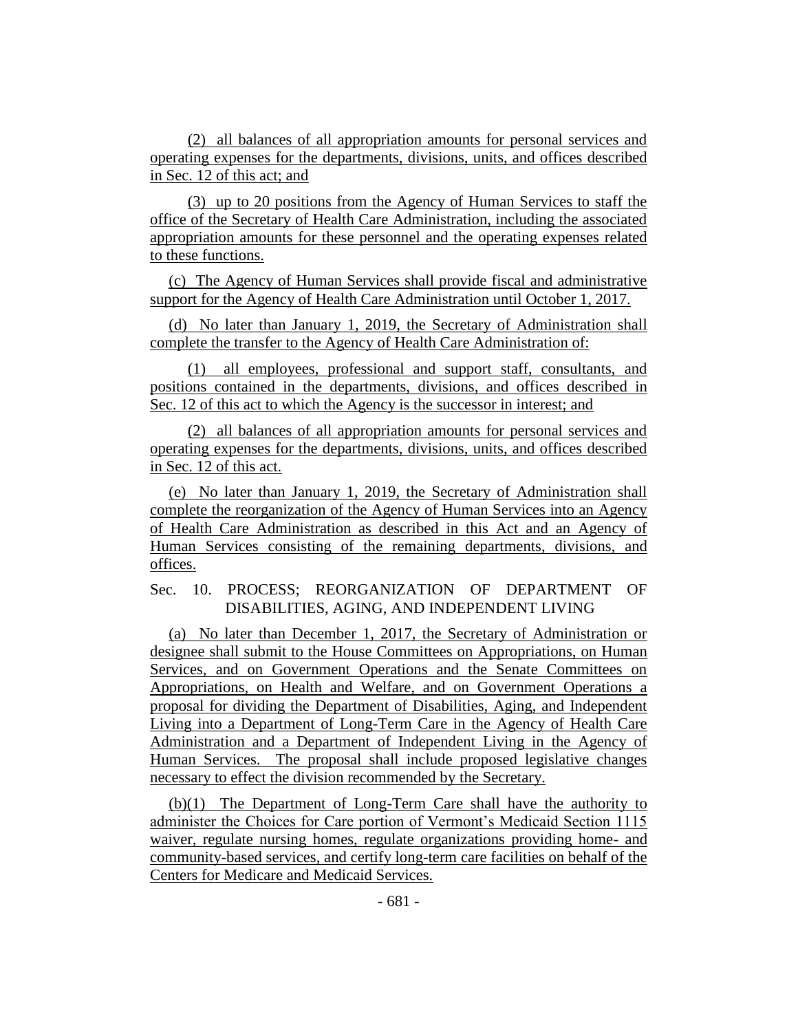(2) all balances of all appropriation amounts for personal services and operating expenses for the departments, divisions, units, and offices described in Sec. 12 of this act; and

(3) up to 20 positions from the Agency of Human Services to staff the office of the Secretary of Health Care Administration, including the associated appropriation amounts for these personnel and the operating expenses related to these functions.

(c) The Agency of Human Services shall provide fiscal and administrative support for the Agency of Health Care Administration until October 1, 2017.

(d) No later than January 1, 2019, the Secretary of Administration shall complete the transfer to the Agency of Health Care Administration of:

(1) all employees, professional and support staff, consultants, and positions contained in the departments, divisions, and offices described in Sec. 12 of this act to which the Agency is the successor in interest; and

(2) all balances of all appropriation amounts for personal services and operating expenses for the departments, divisions, units, and offices described in Sec. 12 of this act.

(e) No later than January 1, 2019, the Secretary of Administration shall complete the reorganization of the Agency of Human Services into an Agency of Health Care Administration as described in this Act and an Agency of Human Services consisting of the remaining departments, divisions, and offices.

Sec. 10. PROCESS; REORGANIZATION OF DEPARTMENT OF DISABILITIES, AGING, AND INDEPENDENT LIVING

(a) No later than December 1, 2017, the Secretary of Administration or designee shall submit to the House Committees on Appropriations, on Human Services, and on Government Operations and the Senate Committees on Appropriations, on Health and Welfare, and on Government Operations a proposal for dividing the Department of Disabilities, Aging, and Independent Living into a Department of Long-Term Care in the Agency of Health Care Administration and a Department of Independent Living in the Agency of Human Services. The proposal shall include proposed legislative changes necessary to effect the division recommended by the Secretary.

(b)(1) The Department of Long-Term Care shall have the authority to administer the Choices for Care portion of Vermont's Medicaid Section 1115 waiver, regulate nursing homes, regulate organizations providing home- and community-based services, and certify long-term care facilities on behalf of the Centers for Medicare and Medicaid Services.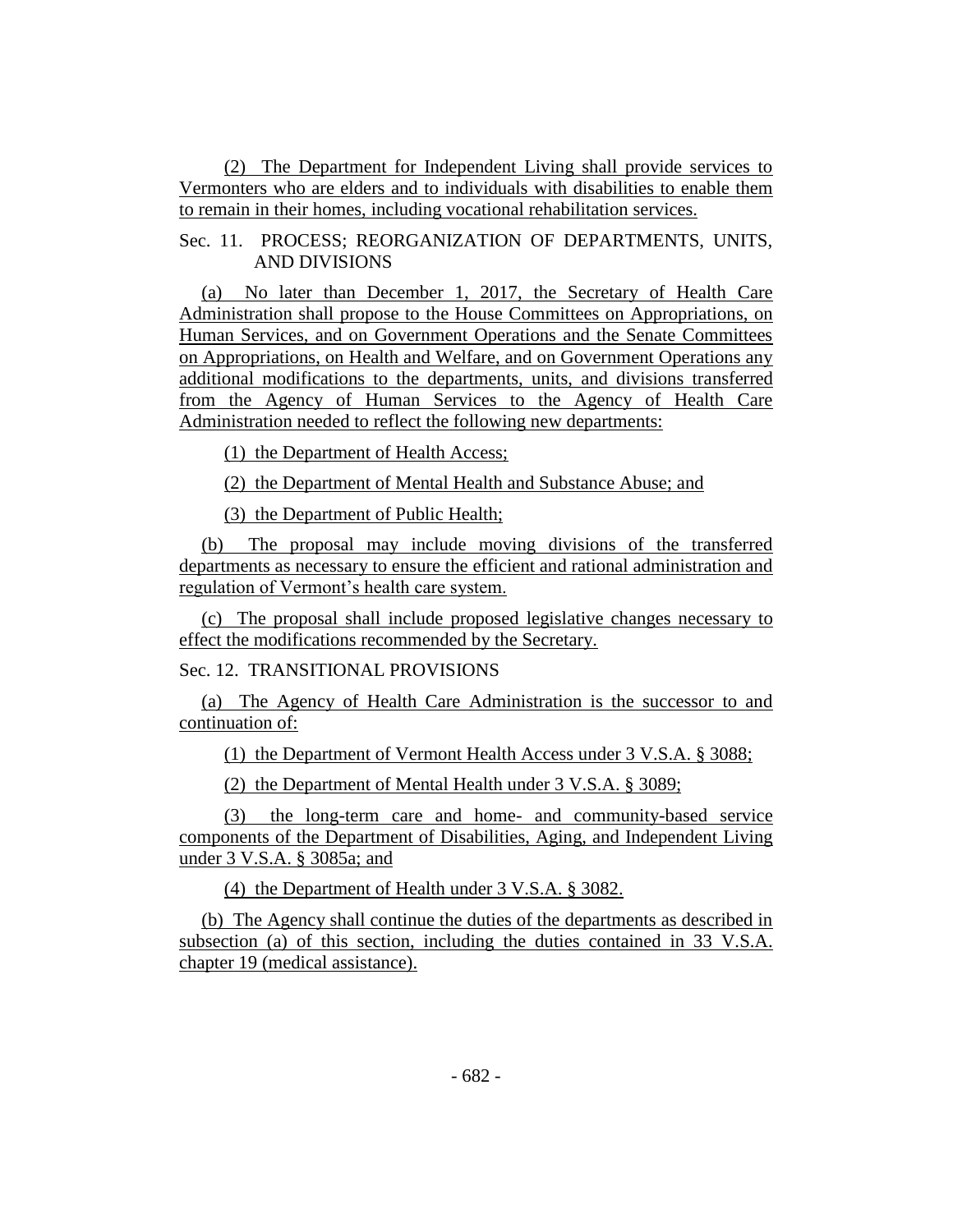(2) The Department for Independent Living shall provide services to Vermonters who are elders and to individuals with disabilities to enable them to remain in their homes, including vocational rehabilitation services.

Sec. 11. PROCESS; REORGANIZATION OF DEPARTMENTS, UNITS, AND DIVISIONS

(a) No later than December 1, 2017, the Secretary of Health Care Administration shall propose to the House Committees on Appropriations, on Human Services, and on Government Operations and the Senate Committees on Appropriations, on Health and Welfare, and on Government Operations any additional modifications to the departments, units, and divisions transferred from the Agency of Human Services to the Agency of Health Care Administration needed to reflect the following new departments:

(1) the Department of Health Access;

(2) the Department of Mental Health and Substance Abuse; and

(3) the Department of Public Health;

(b) The proposal may include moving divisions of the transferred departments as necessary to ensure the efficient and rational administration and regulation of Vermont's health care system.

(c) The proposal shall include proposed legislative changes necessary to effect the modifications recommended by the Secretary.

Sec. 12. TRANSITIONAL PROVISIONS

(a) The Agency of Health Care Administration is the successor to and continuation of:

(1) the Department of Vermont Health Access under 3 V.S.A. § 3088;

(2) the Department of Mental Health under 3 V.S.A. § 3089;

(3) the long-term care and home- and community-based service components of the Department of Disabilities, Aging, and Independent Living under 3 V.S.A. § 3085a; and

(4) the Department of Health under 3 V.S.A. § 3082.

(b) The Agency shall continue the duties of the departments as described in subsection (a) of this section, including the duties contained in 33 V.S.A. chapter 19 (medical assistance).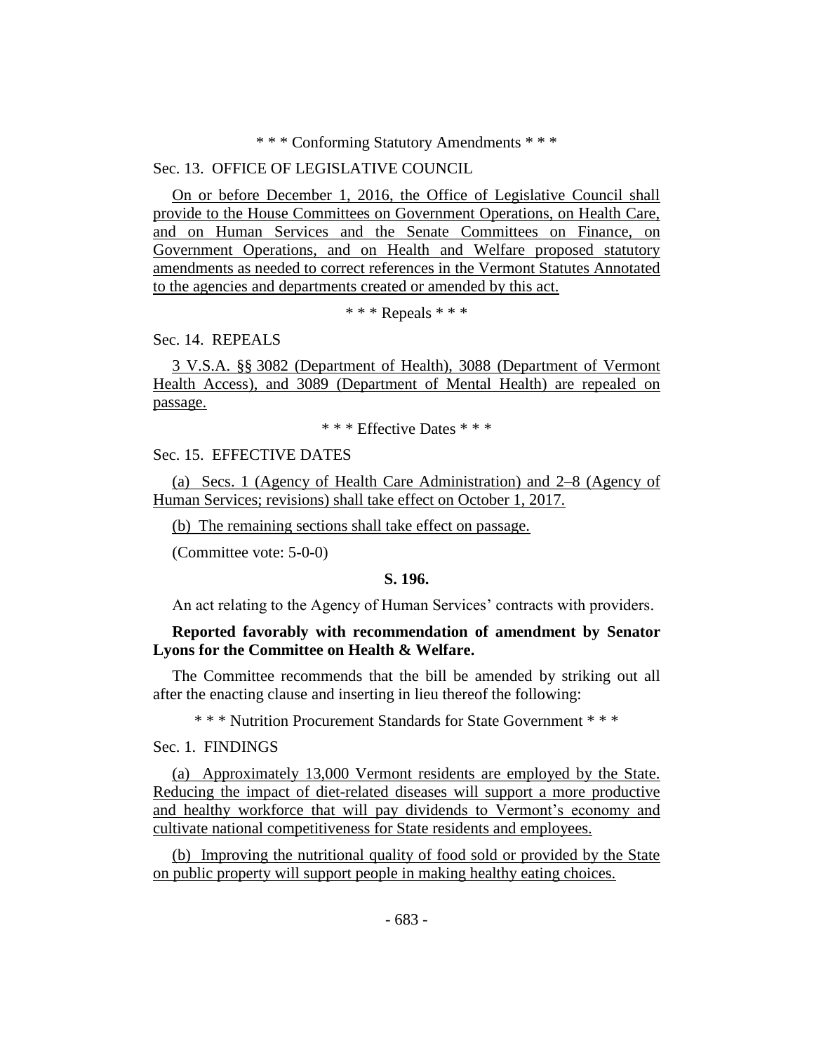\* \* \* Conforming Statutory Amendments \* \* \*

Sec. 13. OFFICE OF LEGISLATIVE COUNCIL

On or before December 1, 2016, the Office of Legislative Council shall provide to the House Committees on Government Operations, on Health Care, and on Human Services and the Senate Committees on Finance, on Government Operations, and on Health and Welfare proposed statutory amendments as needed to correct references in the Vermont Statutes Annotated to the agencies and departments created or amended by this act.

\* \* \* Repeals \* \* \*

Sec. 14. REPEALS

3 V.S.A. §§ 3082 (Department of Health), 3088 (Department of Vermont Health Access), and 3089 (Department of Mental Health) are repealed on passage.

\* \* \* Effective Dates \* \* \*

Sec. 15. EFFECTIVE DATES

(a) Secs. 1 (Agency of Health Care Administration) and 2–8 (Agency of Human Services; revisions) shall take effect on October 1, 2017.

(b) The remaining sections shall take effect on passage.

(Committee vote: 5-0-0)

**S. 196.**

An act relating to the Agency of Human Services' contracts with providers.

**Reported favorably with recommendation of amendment by Senator Lyons for the Committee on Health & Welfare.**

The Committee recommends that the bill be amended by striking out all after the enacting clause and inserting in lieu thereof the following:

\* \* \* Nutrition Procurement Standards for State Government \* \* \*

Sec. 1. FINDINGS

(a) Approximately 13,000 Vermont residents are employed by the State. Reducing the impact of diet-related diseases will support a more productive and healthy workforce that will pay dividends to Vermont's economy and cultivate national competitiveness for State residents and employees.

(b) Improving the nutritional quality of food sold or provided by the State on public property will support people in making healthy eating choices.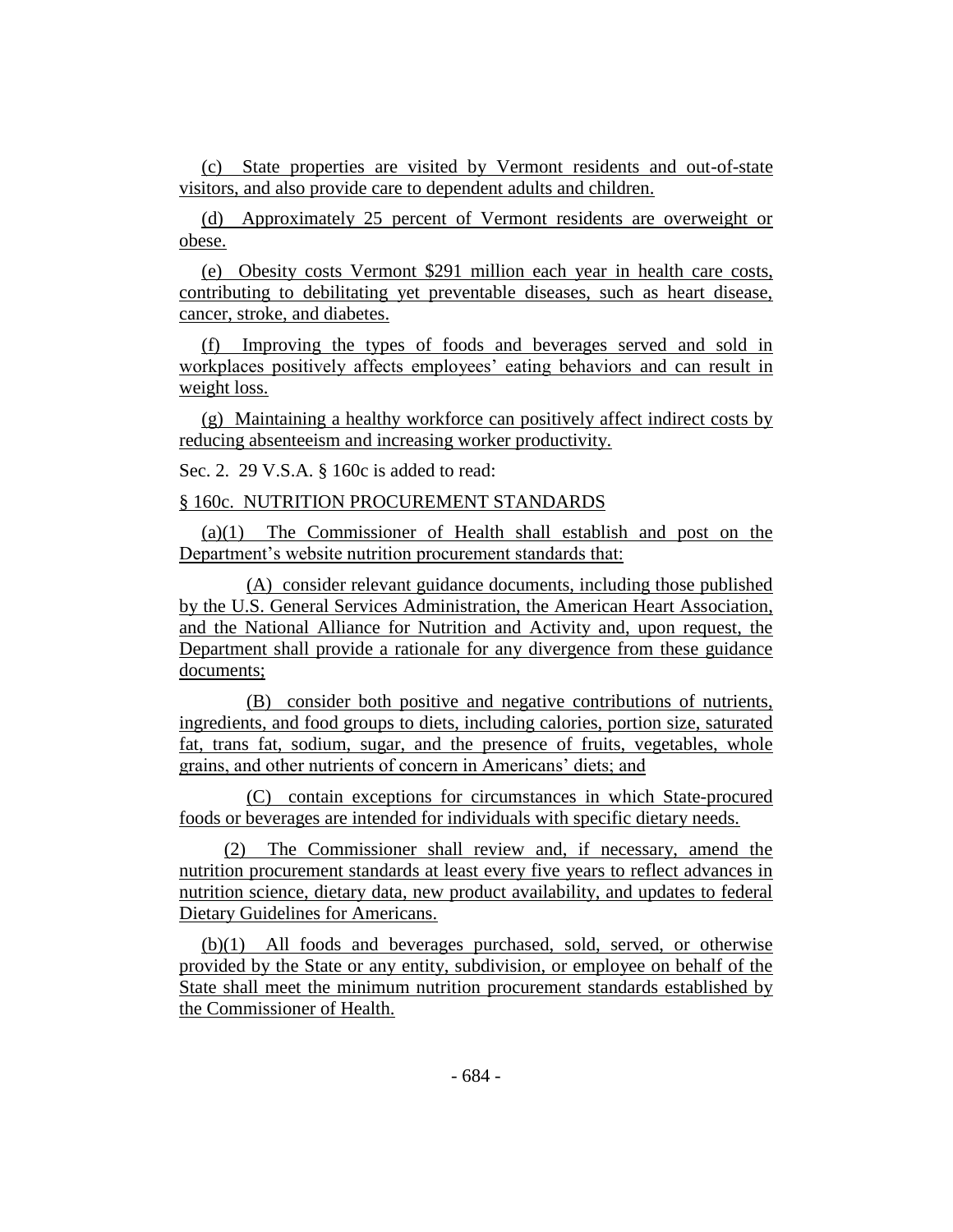(c) State properties are visited by Vermont residents and out-of-state visitors, and also provide care to dependent adults and children.

(d) Approximately 25 percent of Vermont residents are overweight or obese.

(e) Obesity costs Vermont $291 million each year in health care costs, contributing to debilitating yet preventable diseases, such as heart disease, cancer, stroke, and diabetes.

(f) Improving the types of foods and beverages served and sold in workplaces positively affects employees' eating behaviors and can result in weight loss.

(g) Maintaining a healthy workforce can positively affect indirect costs by reducing absenteeism and increasing worker productivity.

Sec. 2. 29 V.S.A. § 160c is added to read:

§ 160c. NUTRITION PROCUREMENT STANDARDS

(a)(1) The Commissioner of Health shall establish and post on the Department's website nutrition procurement standards that:

(A) consider relevant guidance documents, including those published by the U.S. General Services Administration, the American Heart Association, and the National Alliance for Nutrition and Activity and, upon request, the Department shall provide a rationale for any divergence from these guidance documents;

(B) consider both positive and negative contributions of nutrients, ingredients, and food groups to diets, including calories, portion size, saturated fat, trans fat, sodium, sugar, and the presence of fruits, vegetables, whole grains, and other nutrients of concern in Americans' diets; and

(C) contain exceptions for circumstances in which State-procured foods or beverages are intended for individuals with specific dietary needs.

(2) The Commissioner shall review and, if necessary, amend the nutrition procurement standards at least every five years to reflect advances in nutrition science, dietary data, new product availability, and updates to federal Dietary Guidelines for Americans.

(b)(1) All foods and beverages purchased, sold, served, or otherwise provided by the State or any entity, subdivision, or employee on behalf of the State shall meet the minimum nutrition procurement standards established by the Commissioner of Health.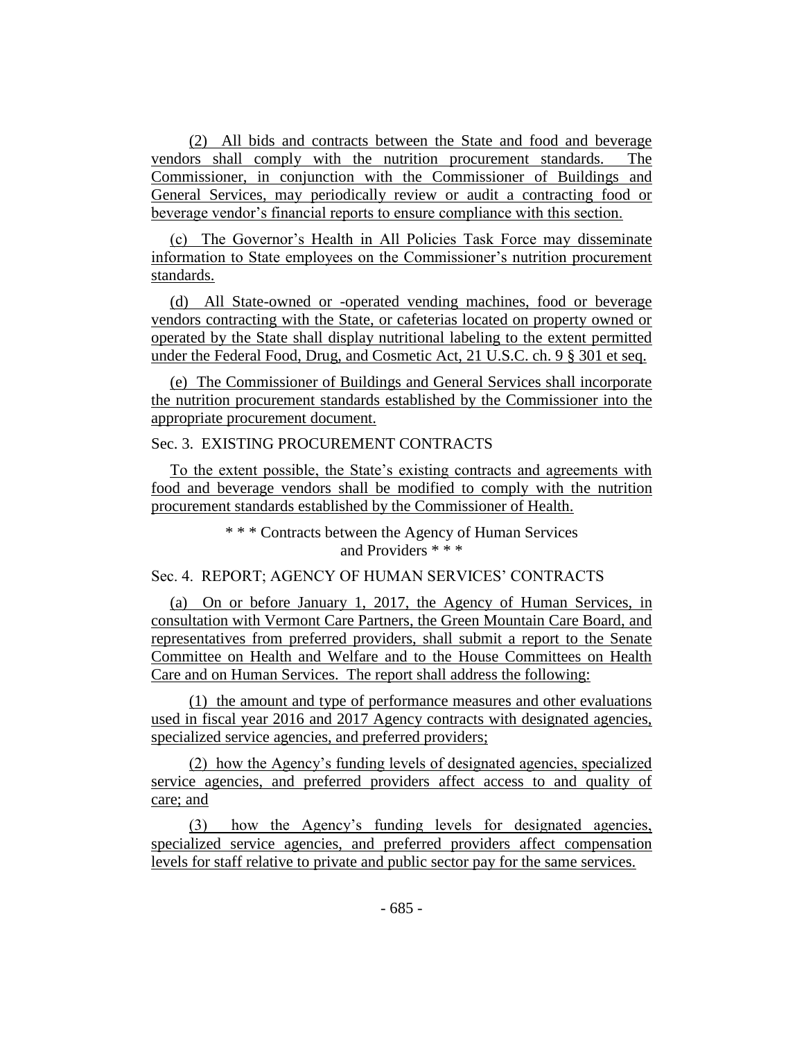(2) All bids and contracts between the State and food and beverage vendors shall comply with the nutrition procurement standards. The Commissioner, in conjunction with the Commissioner of Buildings and General Services, may periodically review or audit a contracting food or beverage vendor's financial reports to ensure compliance with this section.

(c) The Governor's Health in All Policies Task Force may disseminate information to State employees on the Commissioner's nutrition procurement standards.

(d) All State-owned or -operated vending machines, food or beverage vendors contracting with the State, or cafeterias located on property owned or operated by the State shall display nutritional labeling to the extent permitted under the Federal Food, Drug, and Cosmetic Act, 21 U.S.C. ch. 9 § 301 et seq.

(e) The Commissioner of Buildings and General Services shall incorporate the nutrition procurement standards established by the Commissioner into the appropriate procurement document.

Sec. 3. EXISTING PROCUREMENT CONTRACTS

To the extent possible, the State's existing contracts and agreements with food and beverage vendors shall be modified to comply with the nutrition procurement standards established by the Commissioner of Health.

\* \* \* Contracts between the Agency of Human Services and Providers \* \* \*

Sec. 4. REPORT; AGENCY OF HUMAN SERVICES' CONTRACTS

(a) On or before January 1, 2017, the Agency of Human Services, in consultation with Vermont Care Partners, the Green Mountain Care Board, and representatives from preferred providers, shall submit a report to the Senate Committee on Health and Welfare and to the House Committees on Health Care and on Human Services. The report shall address the following:

(1) the amount and type of performance measures and other evaluations used in fiscal year 2016 and 2017 Agency contracts with designated agencies, specialized service agencies, and preferred providers;

(2) how the Agency's funding levels of designated agencies, specialized service agencies, and preferred providers affect access to and quality of care; and

(3) how the Agency's funding levels for designated agencies, specialized service agencies, and preferred providers affect compensation levels for staff relative to private and public sector pay for the same services.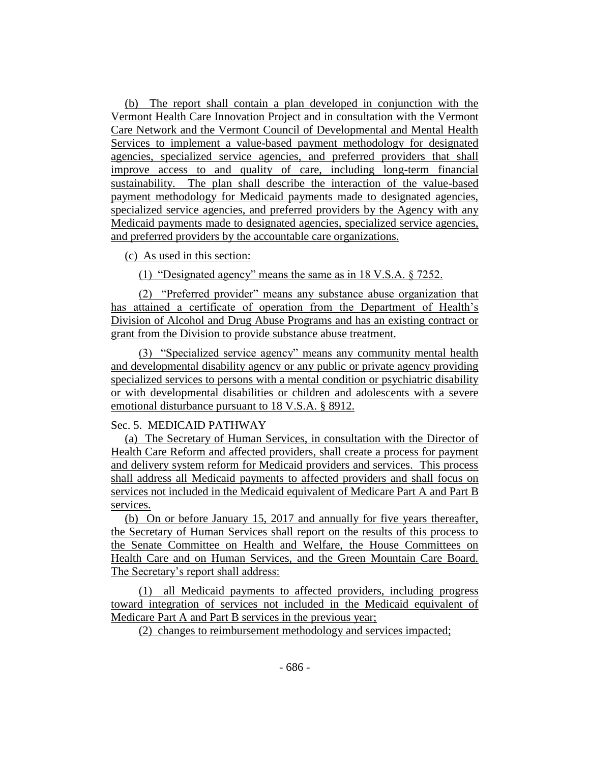(b) The report shall contain a plan developed in conjunction with the Vermont Health Care Innovation Project and in consultation with the Vermont Care Network and the Vermont Council of Developmental and Mental Health Services to implement a value-based payment methodology for designated agencies, specialized service agencies, and preferred providers that shall improve access to and quality of care, including long-term financial sustainability. The plan shall describe the interaction of the value-based payment methodology for Medicaid payments made to designated agencies, specialized service agencies, and preferred providers by the Agency with any Medicaid payments made to designated agencies, specialized service agencies, and preferred providers by the accountable care organizations.

(c) As used in this section:

(1) "Designated agency" means the same as in 18 V.S.A. § 7252.

(2) "Preferred provider" means any substance abuse organization that has attained a certificate of operation from the Department of Health's Division of Alcohol and Drug Abuse Programs and has an existing contract or grant from the Division to provide substance abuse treatment.

(3) "Specialized service agency" means any community mental health and developmental disability agency or any public or private agency providing specialized services to persons with a mental condition or psychiatric disability or with developmental disabilities or children and adolescents with a severe emotional disturbance pursuant to 18 V.S.A. § 8912.

Sec. 5. MEDICAID PATHWAY

(a) The Secretary of Human Services, in consultation with the Director of Health Care Reform and affected providers, shall create a process for payment and delivery system reform for Medicaid providers and services. This process shall address all Medicaid payments to affected providers and shall focus on services not included in the Medicaid equivalent of Medicare Part A and Part B services.

(b) On or before January 15, 2017 and annually for five years thereafter, the Secretary of Human Services shall report on the results of this process to the Senate Committee on Health and Welfare, the House Committees on Health Care and on Human Services, and the Green Mountain Care Board. The Secretary's report shall address:

(1) all Medicaid payments to affected providers, including progress toward integration of services not included in the Medicaid equivalent of Medicare Part A and Part B services in the previous year;

(2) changes to reimbursement methodology and services impacted;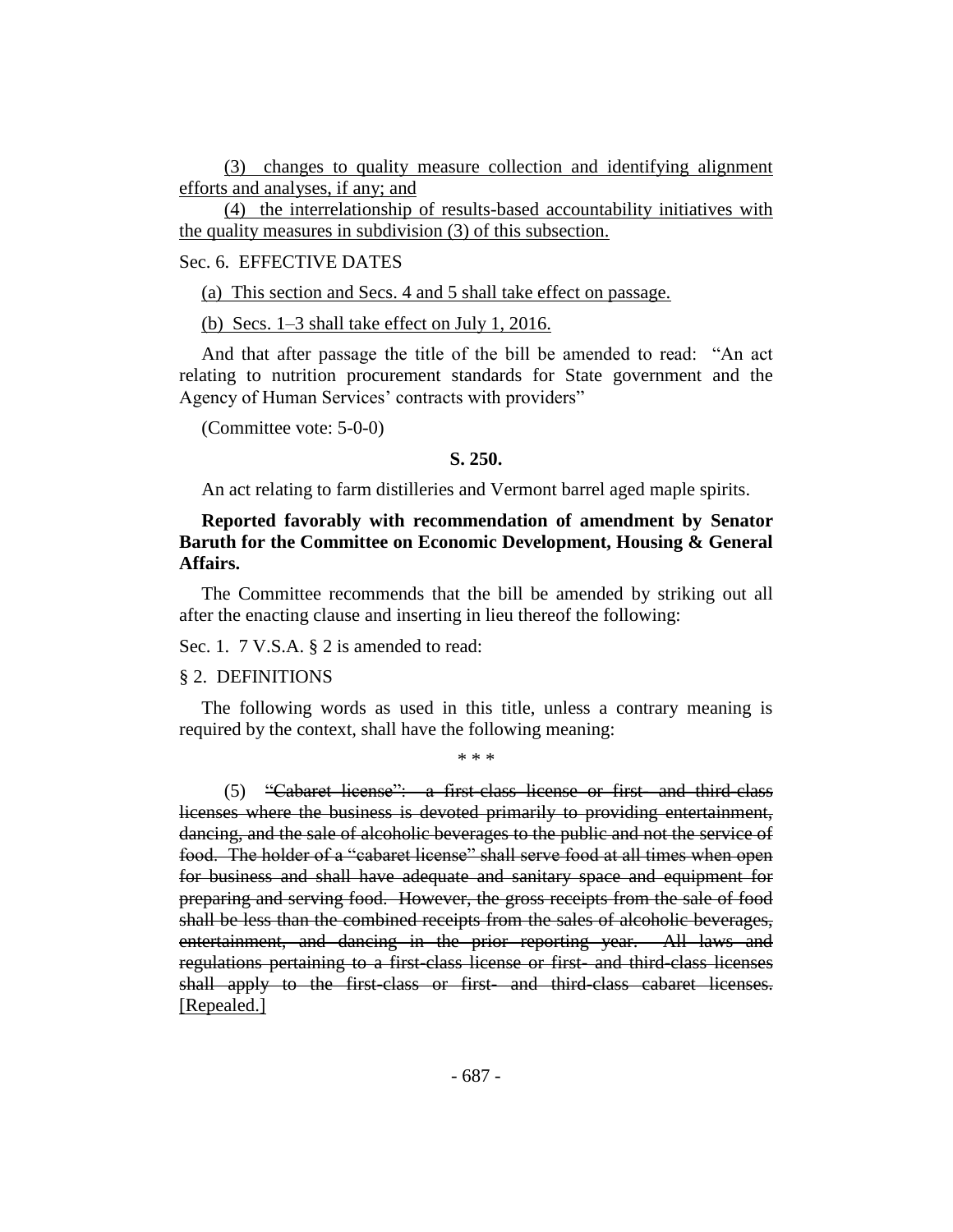(3) changes to quality measure collection and identifying alignment efforts and analyses, if any; and

(4) the interrelationship of results-based accountability initiatives with the quality measures in subdivision (3) of this subsection.

Sec. 6. EFFECTIVE DATES

(a) This section and Secs. 4 and 5 shall take effect on passage.

(b) Secs. 1–3 shall take effect on July 1, 2016.

And that after passage the title of the bill be amended to read: "An act relating to nutrition procurement standards for State government and the Agency of Human Services' contracts with providers"

(Committee vote: 5-0-0)

**S. 250.**

An act relating to farm distilleries and Vermont barrel aged maple spirits.

**Reported favorably with recommendation of amendment by Senator Baruth for the Committee on Economic Development, Housing & General Affairs.**

The Committee recommends that the bill be amended by striking out all after the enacting clause and inserting in lieu thereof the following:

Sec. 1. 7 V.S.A. § 2 is amended to read:

§ 2. DEFINITIONS

The following words as used in this title, unless a contrary meaning is required by the context, shall have the following meaning:

\* \* \*

(5) ~~"Cabaret license": a first-class license or first- and third-class licenses where the business is devoted primarily to providing entertainment, dancing, and the sale of alcoholic beverages to the public and not the service of food. The holder of a "cabaret license" shall serve food at all times when open for business and shall have adequate and sanitary space and equipment for preparing and serving food. However, the gross receipts from the sale of food shall be less than the combined receipts from the sales of alcoholic beverages, entertainment, and dancing in the prior reporting year. All laws and regulations pertaining to a first-class license or first- and third-class licenses shall apply to the first-class or first- and third-class cabaret licenses.~~ [Repealed.]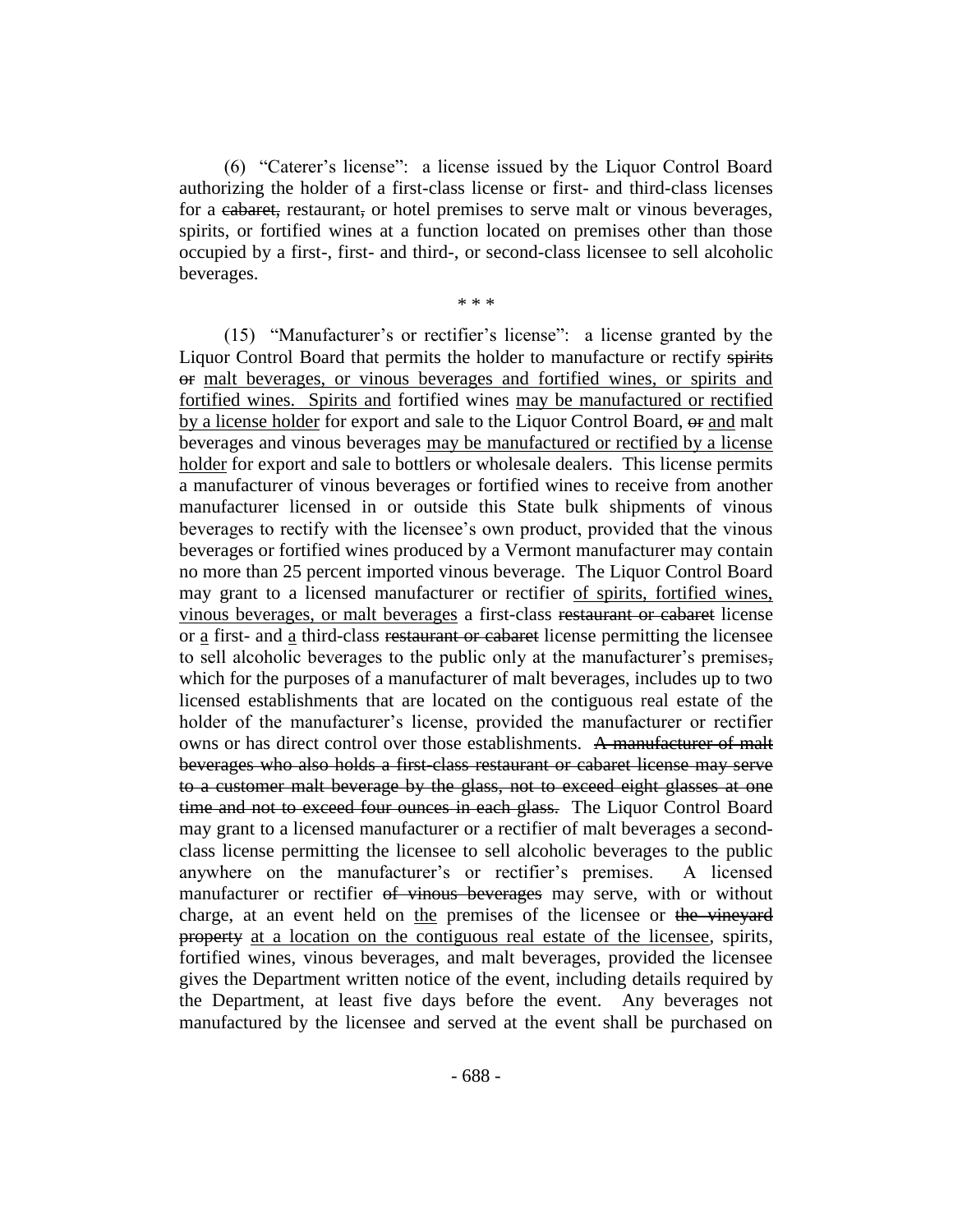(6) "Caterer's license": a license issued by the Liquor Control Board authorizing the holder of a first-class license or first- and third-class licenses for a ~~cabaret,~~ restaurant~~,~~ or hotel premises to serve malt or vinous beverages, spirits, or fortified wines at a function located on premises other than those occupied by a first-, first- and third-, or second-class licensee to sell alcoholic beverages.

\* \* \*

(15) "Manufacturer's or rectifier's license": a license granted by the Liquor Control Board that permits the holder to manufacture or rectify ~~spirits or~~ <u>malt beverages, or vinous beverages and fortified wines, or spirits and fortified wines. Spirits and</u> fortified wines <u>may be manufactured or rectified by a license holder</u> for export and sale to the Liquor Control Board, ~~or~~ <u>and</u> malt beverages and vinous beverages <u>may be manufactured or rectified by a license holder</u> for export and sale to bottlers or wholesale dealers. This license permits a manufacturer of vinous beverages or fortified wines to receive from another manufacturer licensed in or outside this State bulk shipments of vinous beverages to rectify with the licensee's own product, provided that the vinous beverages or fortified wines produced by a Vermont manufacturer may contain no more than 25 percent imported vinous beverage. The Liquor Control Board may grant to a licensed manufacturer or rectifier <u>of spirits, fortified wines, vinous beverages, or malt beverages</u> a first-class ~~restaurant or cabaret~~ license or <u>a</u> first- and <u>a</u> third-class ~~restaurant or cabaret~~ license permitting the licensee to sell alcoholic beverages to the public only at the manufacturer's premises~~,~~ which for the purposes of a manufacturer of malt beverages, includes up to two licensed establishments that are located on the contiguous real estate of the holder of the manufacturer's license, provided the manufacturer or rectifier owns or has direct control over those establishments. ~~A manufacturer of malt beverages who also holds a first-class restaurant or cabaret license may serve to a customer malt beverage by the glass, not to exceed eight glasses at one time and not to exceed four ounces in each glass.~~ The Liquor Control Board may grant to a licensed manufacturer or a rectifier of malt beverages a second-class license permitting the licensee to sell alcoholic beverages to the public anywhere on the manufacturer's or rectifier's premises. A licensed manufacturer or rectifier ~~of vinous beverages~~ may serve, with or without charge, at an event held on <u>the</u> premises of the licensee or ~~the vineyard property~~ <u>at a location on the contiguous real estate of the licensee</u>, spirits, fortified wines, vinous beverages, and malt beverages, provided the licensee gives the Department written notice of the event, including details required by the Department, at least five days before the event. Any beverages not manufactured by the licensee and served at the event shall be purchased on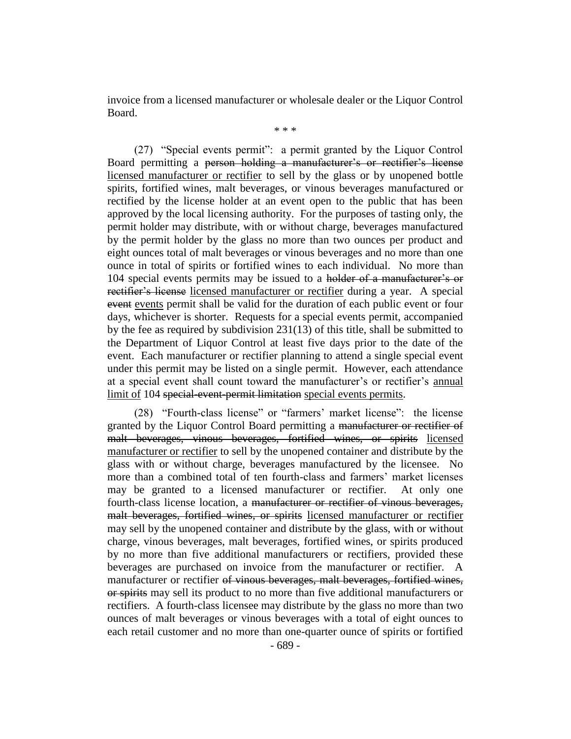invoice from a licensed manufacturer or wholesale dealer or the Liquor Control Board.

\* \* \*

(27) "Special events permit": a permit granted by the Liquor Control Board permitting a ~~person holding a manufacturer's or rectifier's license~~ <u>licensed manufacturer or rectifier</u> to sell by the glass or by unopened bottle spirits, fortified wines, malt beverages, or vinous beverages manufactured or rectified by the license holder at an event open to the public that has been approved by the local licensing authority. For the purposes of tasting only, the permit holder may distribute, with or without charge, beverages manufactured by the permit holder by the glass no more than two ounces per product and eight ounces total of malt beverages or vinous beverages and no more than one ounce in total of spirits or fortified wines to each individual. No more than 104 special events permits may be issued to a ~~holder of a manufacturer's or rectifier's license~~ <u>licensed manufacturer or rectifier</u> during a year. A special ~~event~~ <u>events</u> permit shall be valid for the duration of each public event or four days, whichever is shorter. Requests for a special events permit, accompanied by the fee as required by subdivision 231(13) of this title, shall be submitted to the Department of Liquor Control at least five days prior to the date of the event. Each manufacturer or rectifier planning to attend a single special event under this permit may be listed on a single permit. However, each attendance at a special event shall count toward the manufacturer's or rectifier's <u>annual limit of</u> 104 ~~special-event-permit limitation~~ <u>special events permits</u>.

(28) "Fourth-class license" or "farmers' market license": the license granted by the Liquor Control Board permitting a ~~manufacturer or rectifier of malt beverages, vinous beverages, fortified wines, or spirits~~ <u>licensed manufacturer or rectifier</u> to sell by the unopened container and distribute by the glass with or without charge, beverages manufactured by the licensee. No more than a combined total of ten fourth-class and farmers' market licenses may be granted to a licensed manufacturer or rectifier. At only one fourth-class license location, a ~~manufacturer or rectifier of vinous beverages, malt beverages, fortified wines, or spirits~~ <u>licensed manufacturer or rectifier</u> may sell by the unopened container and distribute by the glass, with or without charge, vinous beverages, malt beverages, fortified wines, or spirits produced by no more than five additional manufacturers or rectifiers, provided these beverages are purchased on invoice from the manufacturer or rectifier. A manufacturer or rectifier ~~of vinous beverages, malt beverages, fortified wines, or spirits~~ may sell its product to no more than five additional manufacturers or rectifiers. A fourth-class licensee may distribute by the glass no more than two ounces of malt beverages or vinous beverages with a total of eight ounces to each retail customer and no more than one-quarter ounce of spirits or fortified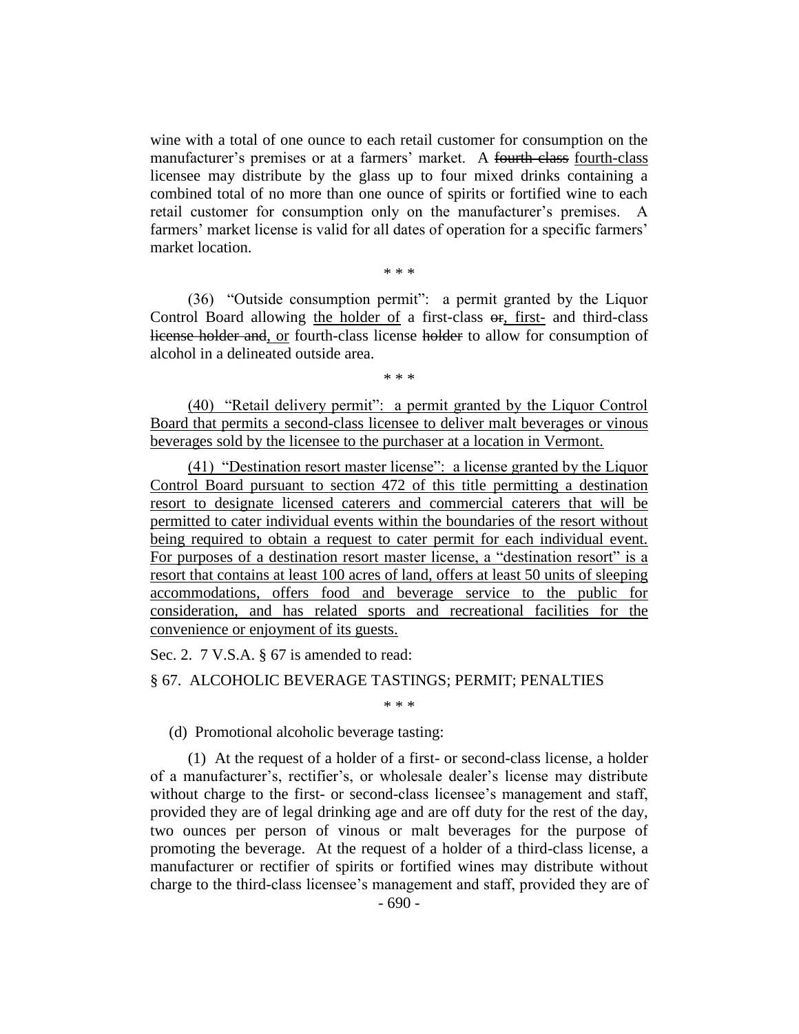wine with a total of one ounce to each retail customer for consumption on the manufacturer's premises or at a farmers' market. A ~~fourth class~~ fourth-class licensee may distribute by the glass up to four mixed drinks containing a combined total of no more than one ounce of spirits or fortified wine to each retail customer for consumption only on the manufacturer's premises. A farmers' market license is valid for all dates of operation for a specific farmers' market location.

\* \* \*

(36) "Outside consumption permit": a permit granted by the Liquor Control Board allowing the holder of a first-class ~~or~~, first- and third-class ~~license holder and~~, or fourth-class license ~~holder~~ to allow for consumption of alcohol in a delineated outside area.

\* \* \*

(40) "Retail delivery permit": a permit granted by the Liquor Control Board that permits a second-class licensee to deliver malt beverages or vinous beverages sold by the licensee to the purchaser at a location in Vermont.

(41) "Destination resort master license": a license granted by the Liquor Control Board pursuant to section 472 of this title permitting a destination resort to designate licensed caterers and commercial caterers that will be permitted to cater individual events within the boundaries of the resort without being required to obtain a request to cater permit for each individual event. For purposes of a destination resort master license, a "destination resort" is a resort that contains at least 100 acres of land, offers at least 50 units of sleeping accommodations, offers food and beverage service to the public for consideration, and has related sports and recreational facilities for the convenience or enjoyment of its guests.

Sec. 2. 7 V.S.A. § 67 is amended to read:

§ 67. ALCOHOLIC BEVERAGE TASTINGS; PERMIT; PENALTIES

\* \* \*

(d) Promotional alcoholic beverage tasting:

(1) At the request of a holder of a first- or second-class license, a holder of a manufacturer's, rectifier's, or wholesale dealer's license may distribute without charge to the first- or second-class licensee's management and staff, provided they are of legal drinking age and are off duty for the rest of the day, two ounces per person of vinous or malt beverages for the purpose of promoting the beverage. At the request of a holder of a third-class license, a manufacturer or rectifier of spirits or fortified wines may distribute without charge to the third-class licensee's management and staff, provided they are of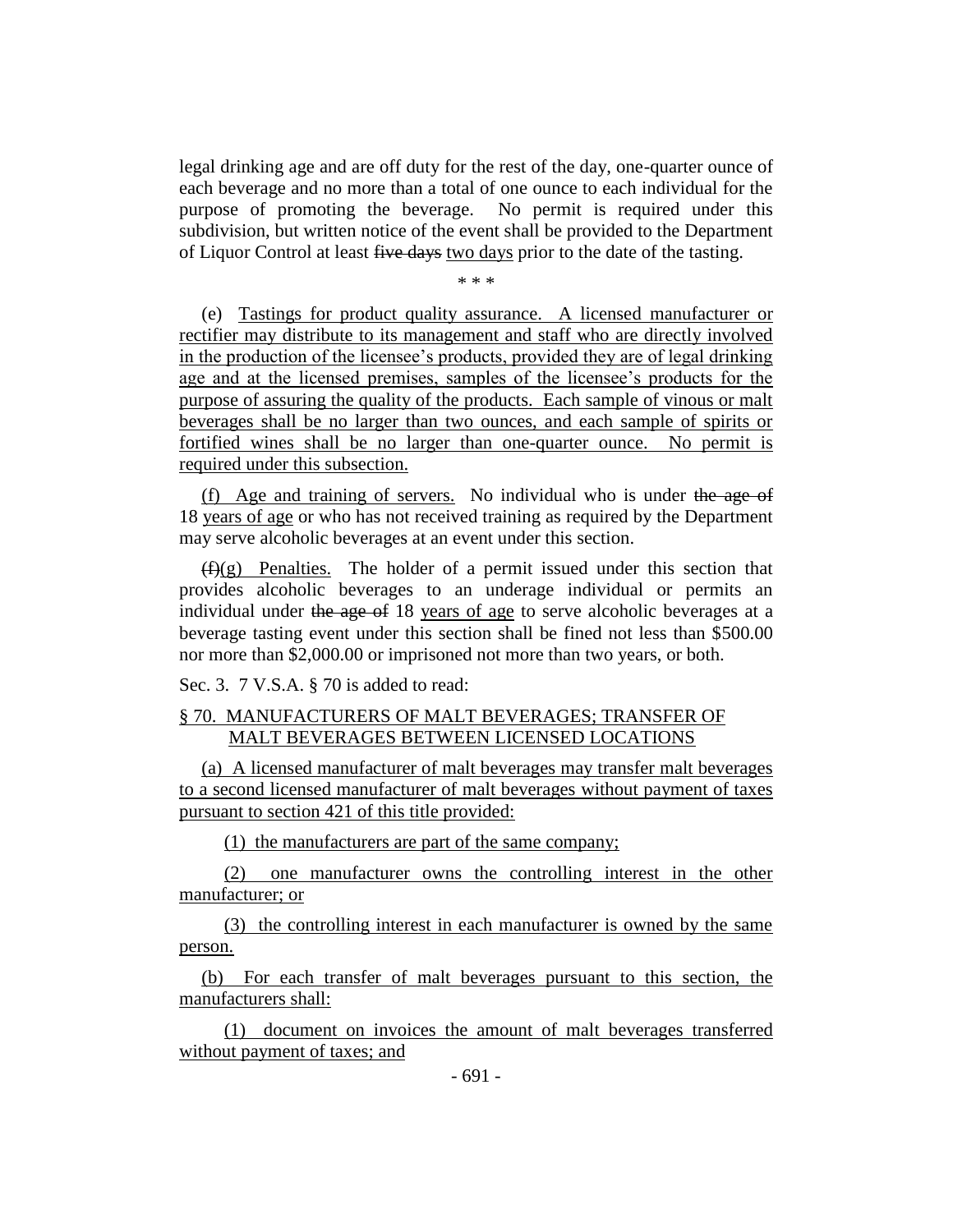legal drinking age and are off duty for the rest of the day, one-quarter ounce of each beverage and no more than a total of one ounce to each individual for the purpose of promoting the beverage. No permit is required under this subdivision, but written notice of the event shall be provided to the Department of Liquor Control at least ~~five days~~ two days prior to the date of the tasting.

\* \* \*

(e) Tastings for product quality assurance. A licensed manufacturer or rectifier may distribute to its management and staff who are directly involved in the production of the licensee's products, provided they are of legal drinking age and at the licensed premises, samples of the licensee's products for the purpose of assuring the quality of the products. Each sample of vinous or malt beverages shall be no larger than two ounces, and each sample of spirits or fortified wines shall be no larger than one-quarter ounce. No permit is required under this subsection.

(f) Age and training of servers. No individual who is under ~~the age of~~ 18 years of age or who has not received training as required by the Department may serve alcoholic beverages at an event under this section.

~~(f)~~(g) Penalties. The holder of a permit issued under this section that provides alcoholic beverages to an underage individual or permits an individual under ~~the age of~~ 18 years of age to serve alcoholic beverages at a beverage tasting event under this section shall be fined not less than $500.00 nor more than $2,000.00 or imprisoned not more than two years, or both.

Sec. 3. 7 V.S.A. § 70 is added to read:

§ 70. MANUFACTURERS OF MALT BEVERAGES; TRANSFER OF MALT BEVERAGES BETWEEN LICENSED LOCATIONS

(a) A licensed manufacturer of malt beverages may transfer malt beverages to a second licensed manufacturer of malt beverages without payment of taxes pursuant to section 421 of this title provided:

(1) the manufacturers are part of the same company;

(2) one manufacturer owns the controlling interest in the other manufacturer; or

(3) the controlling interest in each manufacturer is owned by the same person.

(b) For each transfer of malt beverages pursuant to this section, the manufacturers shall:

(1) document on invoices the amount of malt beverages transferred without payment of taxes; and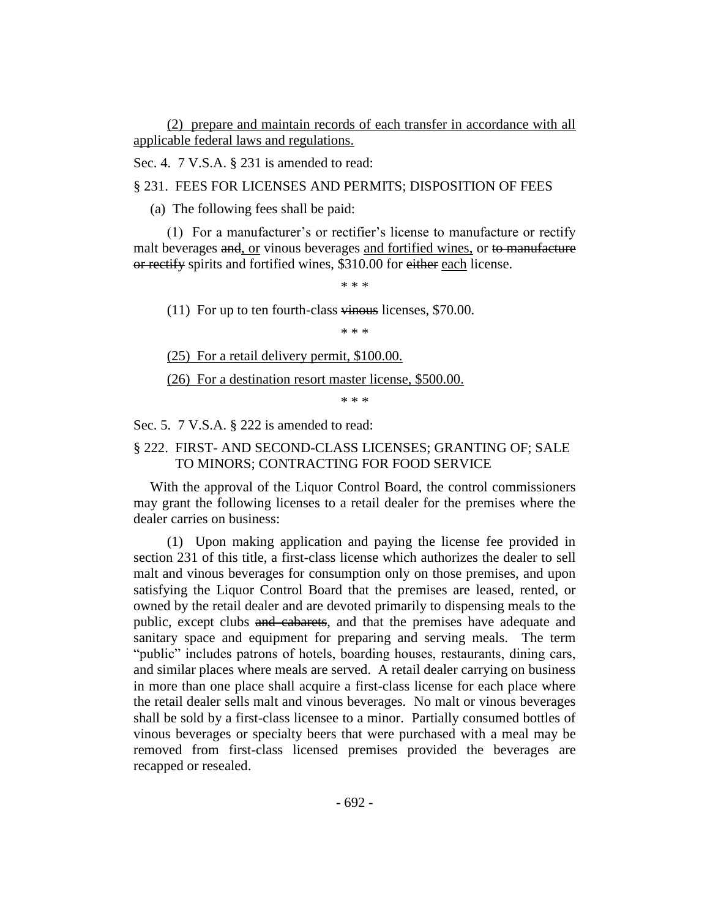<u>(2) prepare and maintain records of each transfer in accordance with all applicable federal laws and regulations.</u>

Sec. 4. 7 V.S.A. § 231 is amended to read:

§ 231. FEES FOR LICENSES AND PERMITS; DISPOSITION OF FEES

(a) The following fees shall be paid:

(1) For a manufacturer's or rectifier's license to manufacture or rectify malt beverages ~~and~~<u>, or</u> vinous beverages <u>and fortified wines,</u> or ~~to manufacture or rectify~~ spirits and fortified wines, $310.00 for ~~either~~ <u>each</u> license.

\* \* \*

(11) For up to ten fourth-class ~~vinous~~ licenses, $70.00.

\* \* \*

<u>(25) For a retail delivery permit, $100.00.</u>

<u>(26) For a destination resort master license, $500.00.</u>

\* \* \*

Sec. 5. 7 V.S.A. § 222 is amended to read:

§ 222. FIRST- AND SECOND-CLASS LICENSES; GRANTING OF; SALE TO MINORS; CONTRACTING FOR FOOD SERVICE

With the approval of the Liquor Control Board, the control commissioners may grant the following licenses to a retail dealer for the premises where the dealer carries on business:

(1) Upon making application and paying the license fee provided in section 231 of this title, a first-class license which authorizes the dealer to sell malt and vinous beverages for consumption only on those premises, and upon satisfying the Liquor Control Board that the premises are leased, rented, or owned by the retail dealer and are devoted primarily to dispensing meals to the public, except clubs ~~and cabarets~~, and that the premises have adequate and sanitary space and equipment for preparing and serving meals. The term "public" includes patrons of hotels, boarding houses, restaurants, dining cars, and similar places where meals are served. A retail dealer carrying on business in more than one place shall acquire a first-class license for each place where the retail dealer sells malt and vinous beverages. No malt or vinous beverages shall be sold by a first-class licensee to a minor. Partially consumed bottles of vinous beverages or specialty beers that were purchased with a meal may be removed from first-class licensed premises provided the beverages are recapped or resealed.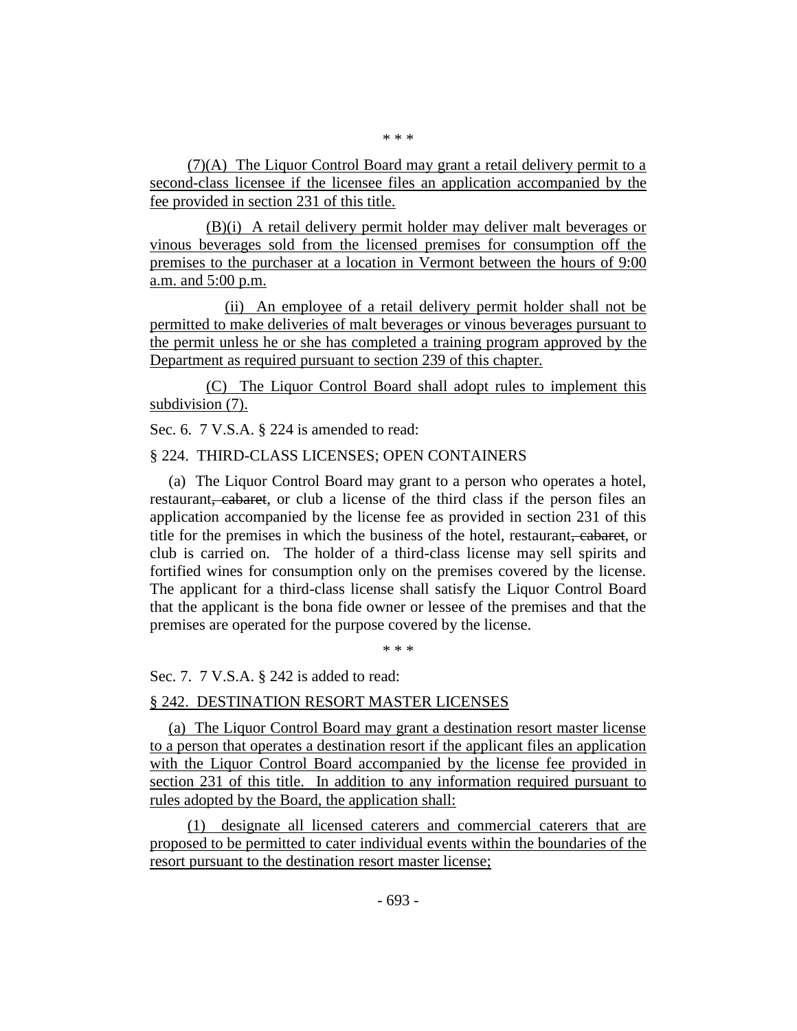\* \* \*

(7)(A) The Liquor Control Board may grant a retail delivery permit to a second-class licensee if the licensee files an application accompanied by the fee provided in section 231 of this title.

(B)(i) A retail delivery permit holder may deliver malt beverages or vinous beverages sold from the licensed premises for consumption off the premises to the purchaser at a location in Vermont between the hours of 9:00 a.m. and 5:00 p.m.

(ii) An employee of a retail delivery permit holder shall not be permitted to make deliveries of malt beverages or vinous beverages pursuant to the permit unless he or she has completed a training program approved by the Department as required pursuant to section 239 of this chapter.

(C) The Liquor Control Board shall adopt rules to implement this subdivision (7).

Sec. 6. 7 V.S.A. § 224 is amended to read:

§ 224. THIRD-CLASS LICENSES; OPEN CONTAINERS

(a) The Liquor Control Board may grant to a person who operates a hotel, restaurant~~, cabaret~~, or club a license of the third class if the person files an application accompanied by the license fee as provided in section 231 of this title for the premises in which the business of the hotel, restaurant~~, cabaret~~, or club is carried on. The holder of a third-class license may sell spirits and fortified wines for consumption only on the premises covered by the license. The applicant for a third-class license shall satisfy the Liquor Control Board that the applicant is the bona fide owner or lessee of the premises and that the premises are operated for the purpose covered by the license.

\* \* \*

Sec. 7. 7 V.S.A. § 242 is added to read:

§ 242. DESTINATION RESORT MASTER LICENSES

(a) The Liquor Control Board may grant a destination resort master license to a person that operates a destination resort if the applicant files an application with the Liquor Control Board accompanied by the license fee provided in section 231 of this title. In addition to any information required pursuant to rules adopted by the Board, the application shall:

(1) designate all licensed caterers and commercial caterers that are proposed to be permitted to cater individual events within the boundaries of the resort pursuant to the destination resort master license;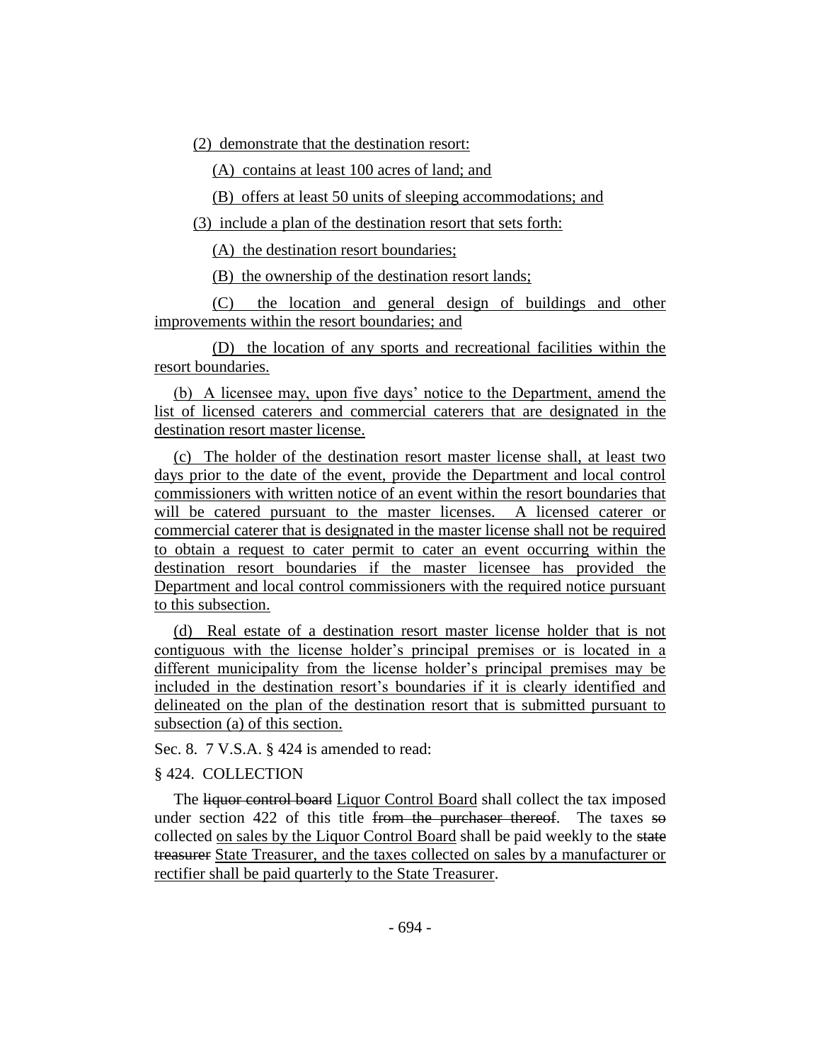(2) demonstrate that the destination resort:

(A) contains at least 100 acres of land; and

(B) offers at least 50 units of sleeping accommodations; and

(3) include a plan of the destination resort that sets forth:

(A) the destination resort boundaries;

(B) the ownership of the destination resort lands;

(C) the location and general design of buildings and other improvements within the resort boundaries; and

(D) the location of any sports and recreational facilities within the resort boundaries.

(b) A licensee may, upon five days' notice to the Department, amend the list of licensed caterers and commercial caterers that are designated in the destination resort master license.

(c) The holder of the destination resort master license shall, at least two days prior to the date of the event, provide the Department and local control commissioners with written notice of an event within the resort boundaries that will be catered pursuant to the master licenses. A licensed caterer or commercial caterer that is designated in the master license shall not be required to obtain a request to cater permit to cater an event occurring within the destination resort boundaries if the master licensee has provided the Department and local control commissioners with the required notice pursuant to this subsection.

(d) Real estate of a destination resort master license holder that is not contiguous with the license holder's principal premises or is located in a different municipality from the license holder's principal premises may be included in the destination resort's boundaries if it is clearly identified and delineated on the plan of the destination resort that is submitted pursuant to subsection (a) of this section.

Sec. 8. 7 V.S.A. § 424 is amended to read:

§ 424. COLLECTION

The ~~liquor control board~~ Liquor Control Board shall collect the tax imposed under section 422 of this title ~~from the purchaser thereof~~. The taxes ~~so~~ collected on sales by the Liquor Control Board shall be paid weekly to the ~~state treasurer~~ State Treasurer, and the taxes collected on sales by a manufacturer or rectifier shall be paid quarterly to the State Treasurer.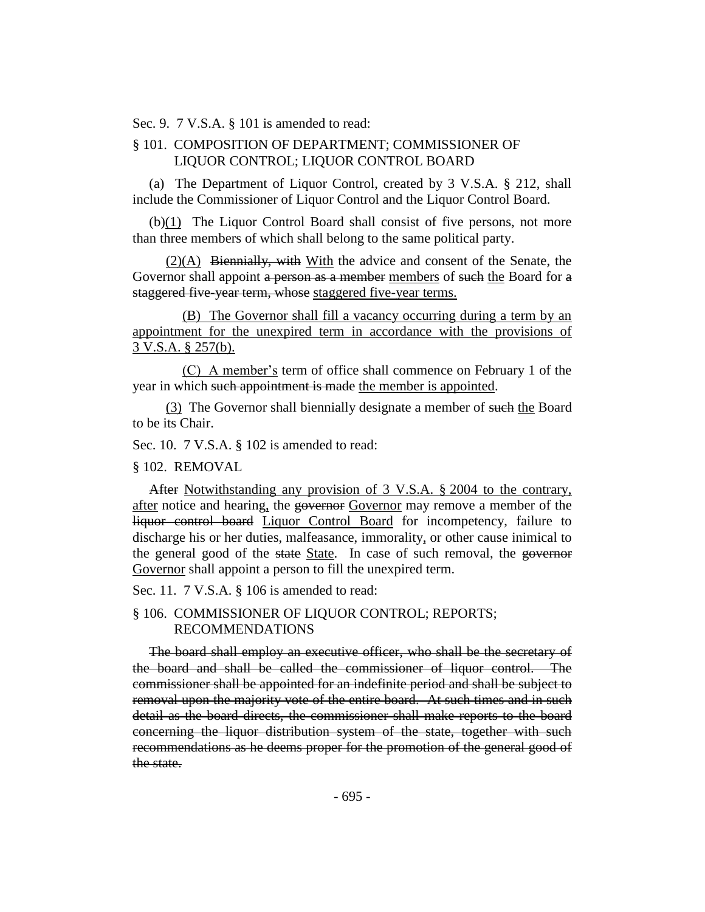Sec. 9. 7 V.S.A. § 101 is amended to read:

§ 101. COMPOSITION OF DEPARTMENT; COMMISSIONER OF LIQUOR CONTROL; LIQUOR CONTROL BOARD

(a) The Department of Liquor Control, created by 3 V.S.A. § 212, shall include the Commissioner of Liquor Control and the Liquor Control Board.

(b)(1) The Liquor Control Board shall consist of five persons, not more than three members of which shall belong to the same political party.

(2)(A) ~~Biennially, with~~ With the advice and consent of the Senate, the Governor shall appoint ~~a person as a member~~ members of ~~such~~ the Board for ~~a staggered five-year term, whose~~ staggered five-year terms.

(B) The Governor shall fill a vacancy occurring during a term by an appointment for the unexpired term in accordance with the provisions of 3 V.S.A. § 257(b).

(C) A member's term of office shall commence on February 1 of the year in which ~~such appointment is made~~ the member is appointed.

(3) The Governor shall biennially designate a member of ~~such~~ the Board to be its Chair.

Sec. 10. 7 V.S.A. § 102 is amended to read:

§ 102. REMOVAL

~~After~~ Notwithstanding any provision of 3 V.S.A. § 2004 to the contrary, after notice and hearing, the ~~governor~~ Governor may remove a member of the ~~liquor control board~~ Liquor Control Board for incompetency, failure to discharge his or her duties, malfeasance, immorality, or other cause inimical to the general good of the ~~state~~ State. In case of such removal, the ~~governor~~ Governor shall appoint a person to fill the unexpired term.

Sec. 11. 7 V.S.A. § 106 is amended to read:

§ 106. COMMISSIONER OF LIQUOR CONTROL; REPORTS; RECOMMENDATIONS

~~The board shall employ an executive officer, who shall be the secretary of the board and shall be called the commissioner of liquor control. The commissioner shall be appointed for an indefinite period and shall be subject to removal upon the majority vote of the entire board. At such times and in such detail as the board directs, the commissioner shall make reports to the board concerning the liquor distribution system of the state, together with such recommendations as he deems proper for the promotion of the general good of the state.~~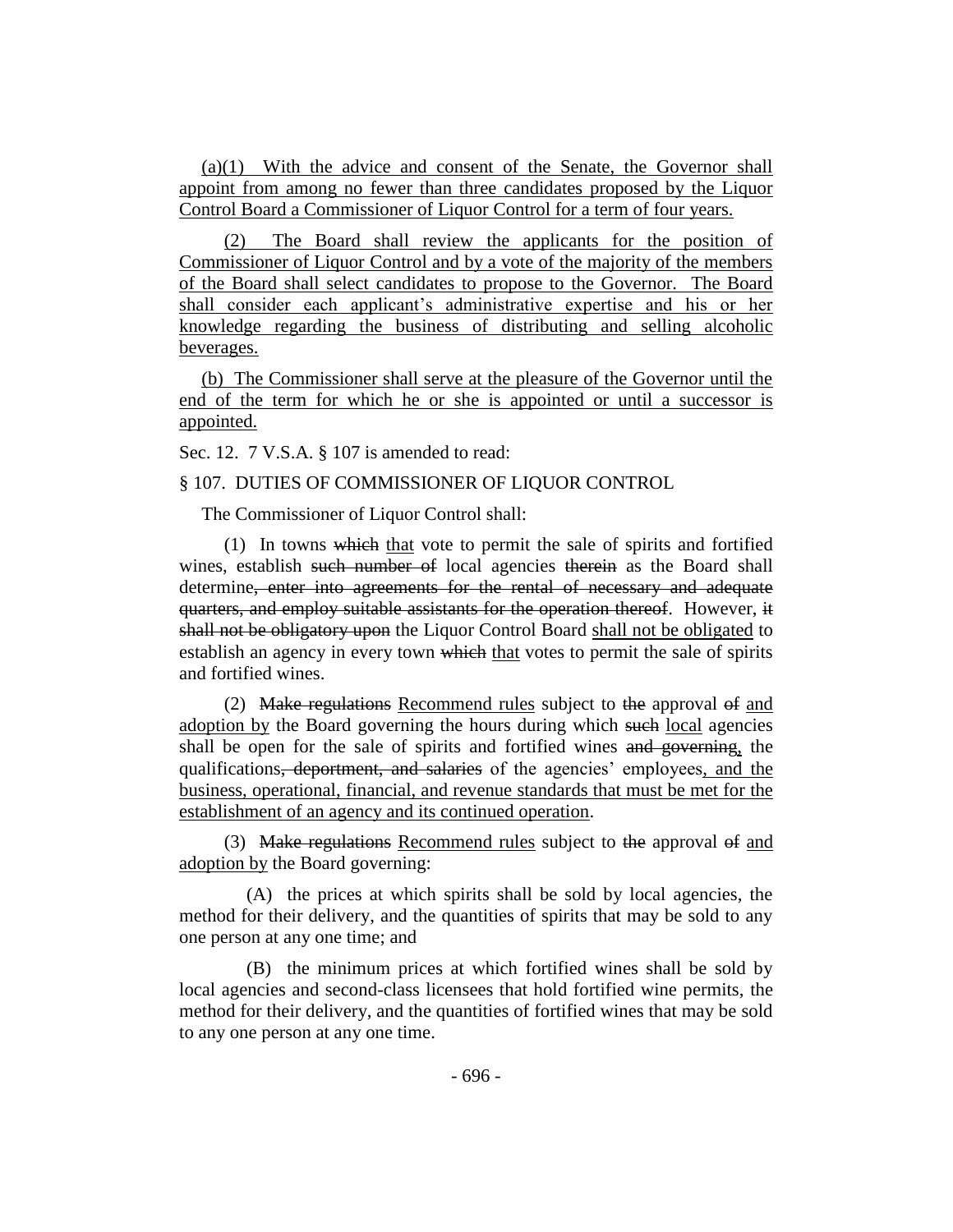<u>(a)(1) With the advice and consent of the Senate, the Governor shall appoint from among no fewer than three candidates proposed by the Liquor Control Board a Commissioner of Liquor Control for a term of four years.</u>

<u>(2) The Board shall review the applicants for the position of Commissioner of Liquor Control and by a vote of the majority of the members of the Board shall select candidates to propose to the Governor. The Board shall consider each applicant's administrative expertise and his or her knowledge regarding the business of distributing and selling alcoholic beverages.</u>

<u>(b) The Commissioner shall serve at the pleasure of the Governor until the end of the term for which he or she is appointed or until a successor is appointed.</u>

Sec. 12. 7 V.S.A. § 107 is amended to read:

§ 107. DUTIES OF COMMISSIONER OF LIQUOR CONTROL

The Commissioner of Liquor Control shall:

(1) In towns ~~which~~ <u>that</u> vote to permit the sale of spirits and fortified wines, establish ~~such number of~~ local agencies ~~therein~~ as the Board shall determine~~, enter into agreements for the rental of necessary and adequate quarters, and employ suitable assistants for the operation thereof~~. However, ~~it shall not be obligatory upon~~ the Liquor Control Board <u>shall not be obligated</u> to establish an agency in every town ~~which~~ <u>that</u> votes to permit the sale of spirits and fortified wines.

(2) ~~Make regulations~~ <u>Recommend rules</u> subject to ~~the~~ approval ~~of~~ <u>and adoption by</u> the Board governing the hours during which ~~such~~ <u>local</u> agencies shall be open for the sale of spirits and fortified wines ~~and governing~~<u>,</u> the qualifications~~, deportment, and salaries~~ of the agencies' employees<u>, and the business, operational, financial, and revenue standards that must be met for the establishment of an agency and its continued operation</u>.

(3) ~~Make regulations~~ <u>Recommend rules</u> subject to ~~the~~ approval ~~of~~ <u>and adoption by</u> the Board governing:

(A) the prices at which spirits shall be sold by local agencies, the method for their delivery, and the quantities of spirits that may be sold to any one person at any one time; and

(B) the minimum prices at which fortified wines shall be sold by local agencies and second-class licensees that hold fortified wine permits, the method for their delivery, and the quantities of fortified wines that may be sold to any one person at any one time.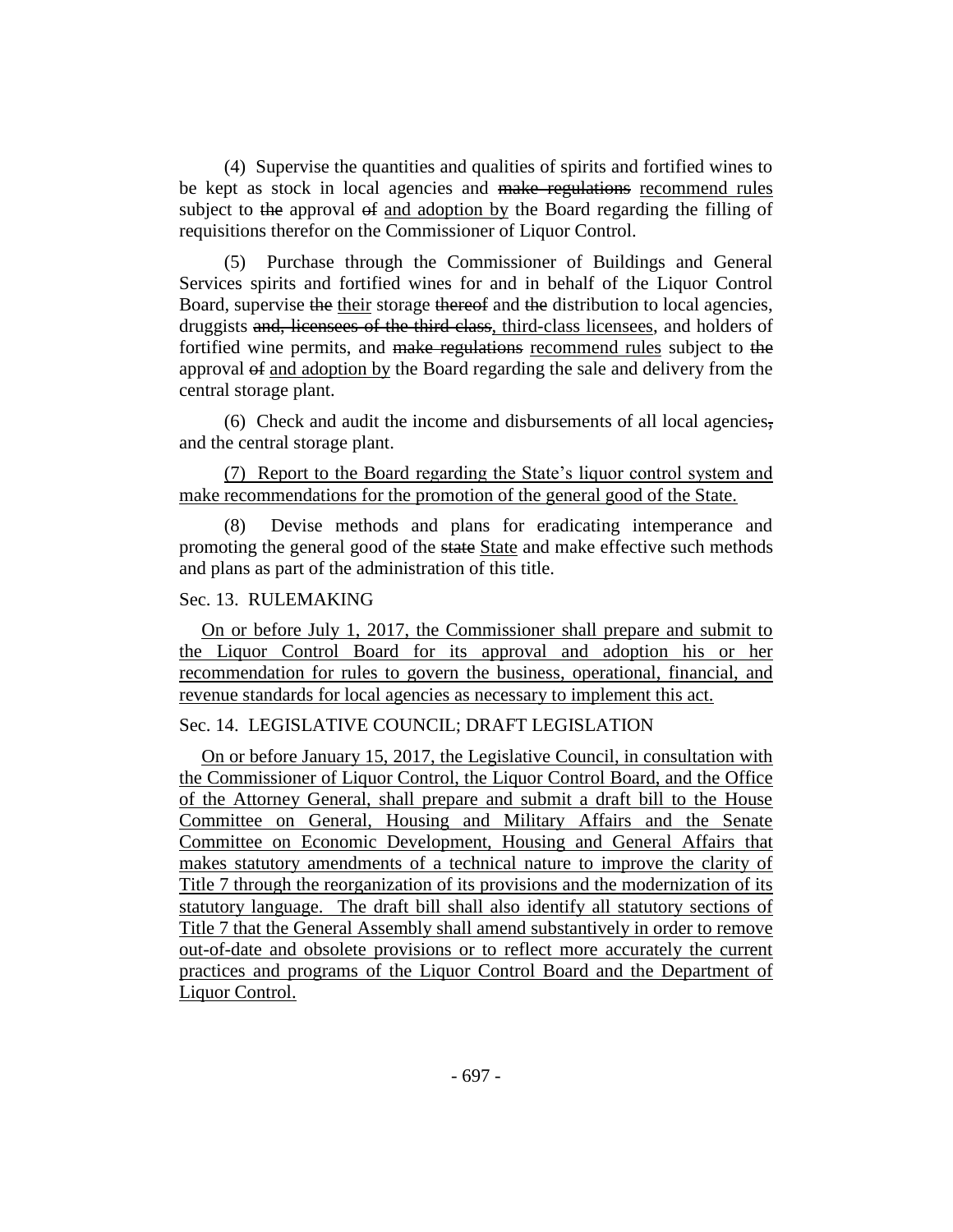(4) Supervise the quantities and qualities of spirits and fortified wines to be kept as stock in local agencies and ~~make regulations~~ <u>recommend rules</u> subject to ~~the~~ approval ~~of~~ <u>and adoption by</u> the Board regarding the filling of requisitions therefor on the Commissioner of Liquor Control.

(5) Purchase through the Commissioner of Buildings and General Services spirits and fortified wines for and in behalf of the Liquor Control Board, supervise ~~the~~ <u>their</u> storage ~~thereof~~ and ~~the~~ distribution to local agencies, druggists ~~and, licensees of the third class~~<u>, third-class licensees</u>, and holders of fortified wine permits, and ~~make regulations~~ <u>recommend rules</u> subject to ~~the~~ approval ~~of~~ <u>and adoption by</u> the Board regarding the sale and delivery from the central storage plant.

(6) Check and audit the income and disbursements of all local agencies~~,~~ and the central storage plant.

<u>(7) Report to the Board regarding the State's liquor control system and make recommendations for the promotion of the general good of the State.</u>

(8) Devise methods and plans for eradicating intemperance and promoting the general good of the ~~state~~ <u>State</u> and make effective such methods and plans as part of the administration of this title.

Sec. 13. RULEMAKING

<u>On or before July 1, 2017, the Commissioner shall prepare and submit to the Liquor Control Board for its approval and adoption his or her recommendation for rules to govern the business, operational, financial, and revenue standards for local agencies as necessary to implement this act.</u>

Sec. 14. LEGISLATIVE COUNCIL; DRAFT LEGISLATION

<u>On or before January 15, 2017, the Legislative Council, in consultation with the Commissioner of Liquor Control, the Liquor Control Board, and the Office of the Attorney General, shall prepare and submit a draft bill to the House Committee on General, Housing and Military Affairs and the Senate Committee on Economic Development, Housing and General Affairs that makes statutory amendments of a technical nature to improve the clarity of Title 7 through the reorganization of its provisions and the modernization of its statutory language. The draft bill shall also identify all statutory sections of Title 7 that the General Assembly shall amend substantively in order to remove out-of-date and obsolete provisions or to reflect more accurately the current practices and programs of the Liquor Control Board and the Department of Liquor Control.</u>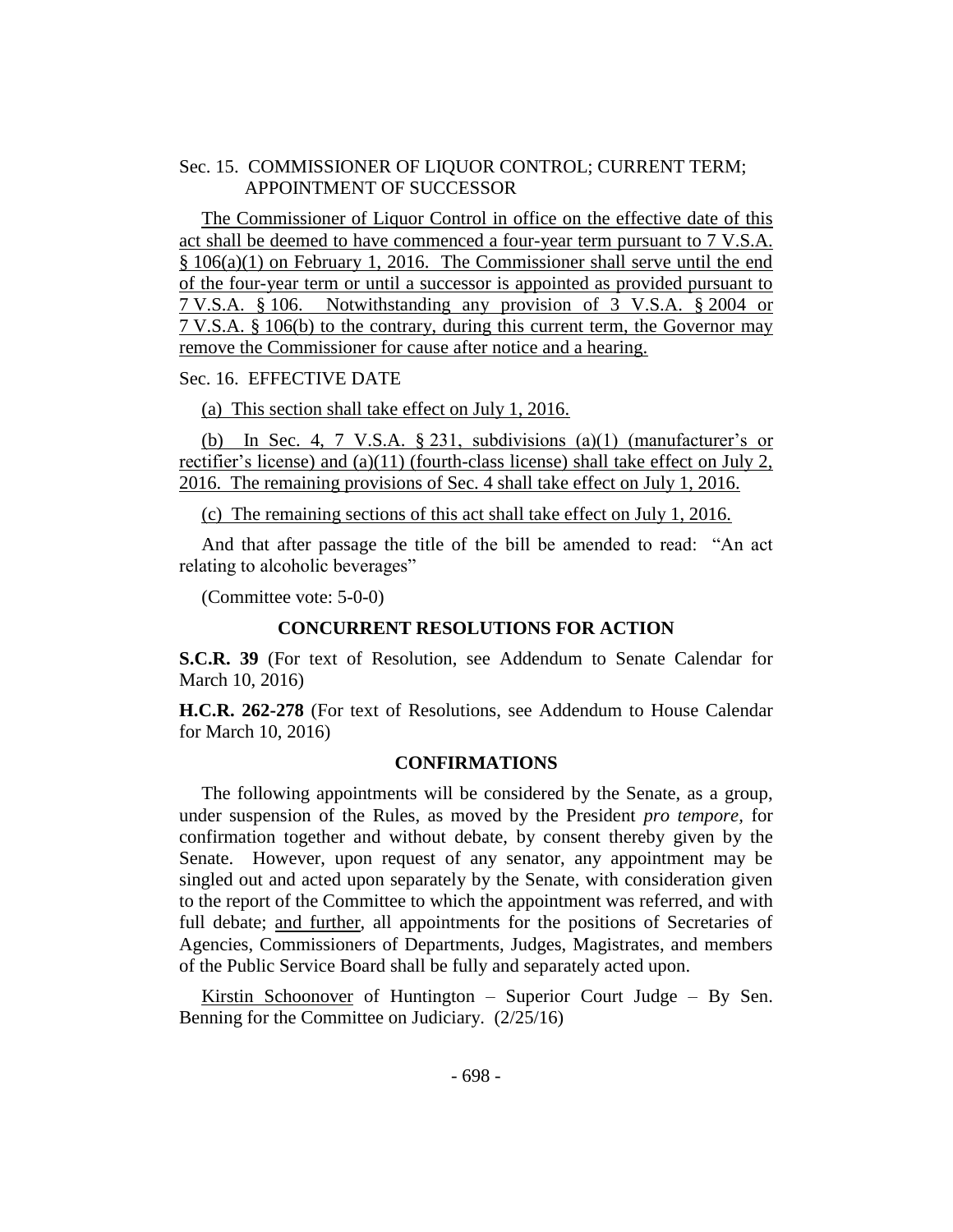Sec. 15. COMMISSIONER OF LIQUOR CONTROL; CURRENT TERM; APPOINTMENT OF SUCCESSOR

The Commissioner of Liquor Control in office on the effective date of this act shall be deemed to have commenced a four-year term pursuant to 7 V.S.A. § 106(a)(1) on February 1, 2016. The Commissioner shall serve until the end of the four-year term or until a successor is appointed as provided pursuant to 7 V.S.A. § 106. Notwithstanding any provision of 3 V.S.A. § 2004 or 7 V.S.A. § 106(b) to the contrary, during this current term, the Governor may remove the Commissioner for cause after notice and a hearing.

Sec. 16. EFFECTIVE DATE

(a) This section shall take effect on July 1, 2016.

(b) In Sec. 4, 7 V.S.A. § 231, subdivisions (a)(1) (manufacturer's or rectifier's license) and (a)(11) (fourth-class license) shall take effect on July 2, 2016. The remaining provisions of Sec. 4 shall take effect on July 1, 2016.

(c) The remaining sections of this act shall take effect on July 1, 2016.

And that after passage the title of the bill be amended to read: "An act relating to alcoholic beverages"

(Committee vote: 5-0-0)

## CONCURRENT RESOLUTIONS FOR ACTION

**S.C.R. 39** (For text of Resolution, see Addendum to Senate Calendar for March 10, 2016)

**H.C.R. 262-278** (For text of Resolutions, see Addendum to House Calendar for March 10, 2016)

## CONFIRMATIONS

The following appointments will be considered by the Senate, as a group, under suspension of the Rules, as moved by the President *pro tempore,* for confirmation together and without debate, by consent thereby given by the Senate. However, upon request of any senator, any appointment may be singled out and acted upon separately by the Senate, with consideration given to the report of the Committee to which the appointment was referred, and with full debate; and further, all appointments for the positions of Secretaries of Agencies, Commissioners of Departments, Judges, Magistrates, and members of the Public Service Board shall be fully and separately acted upon.

Kirstin Schoonover of Huntington – Superior Court Judge – By Sen. Benning for the Committee on Judiciary. (2/25/16)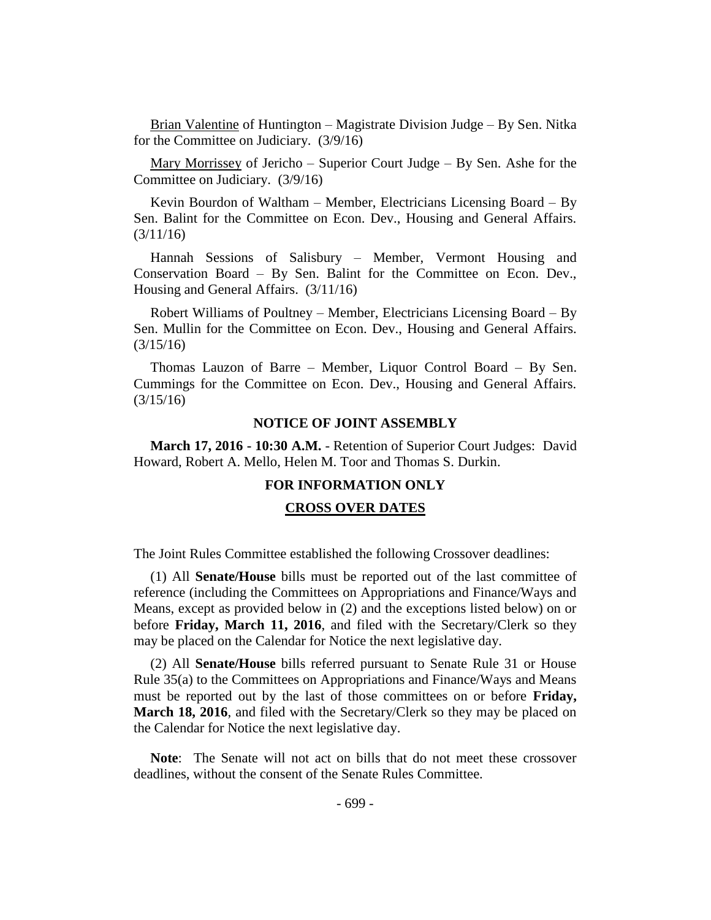<u>Brian Valentine</u> of Huntington – Magistrate Division Judge – By Sen. Nitka for the Committee on Judiciary. (3/9/16)

<u>Mary Morrissey</u> of Jericho – Superior Court Judge – By Sen. Ashe for the Committee on Judiciary. (3/9/16)

Kevin Bourdon of Waltham – Member, Electricians Licensing Board – By Sen. Balint for the Committee on Econ. Dev., Housing and General Affairs. (3/11/16)

Hannah Sessions of Salisbury – Member, Vermont Housing and Conservation Board – By Sen. Balint for the Committee on Econ. Dev., Housing and General Affairs. (3/11/16)

Robert Williams of Poultney – Member, Electricians Licensing Board – By Sen. Mullin for the Committee on Econ. Dev., Housing and General Affairs. (3/15/16)

Thomas Lauzon of Barre – Member, Liquor Control Board – By Sen. Cummings for the Committee on Econ. Dev., Housing and General Affairs. (3/15/16)

## NOTICE OF JOINT ASSEMBLY

**March 17, 2016 - 10:30 A.M.** - Retention of Superior Court Judges: David Howard, Robert A. Mello, Helen M. Toor and Thomas S. Durkin.

## FOR INFORMATION ONLY

## <u>CROSS OVER DATES</u>

The Joint Rules Committee established the following Crossover deadlines:

(1) All **Senate/House** bills must be reported out of the last committee of reference (including the Committees on Appropriations and Finance/Ways and Means, except as provided below in (2) and the exceptions listed below) on or before **Friday, March 11, 2016**, and filed with the Secretary/Clerk so they may be placed on the Calendar for Notice the next legislative day.

(2) All **Senate/House** bills referred pursuant to Senate Rule 31 or House Rule 35(a) to the Committees on Appropriations and Finance/Ways and Means must be reported out by the last of those committees on or before **Friday, March 18, 2016**, and filed with the Secretary/Clerk so they may be placed on the Calendar for Notice the next legislative day.

**Note**: The Senate will not act on bills that do not meet these crossover deadlines, without the consent of the Senate Rules Committee.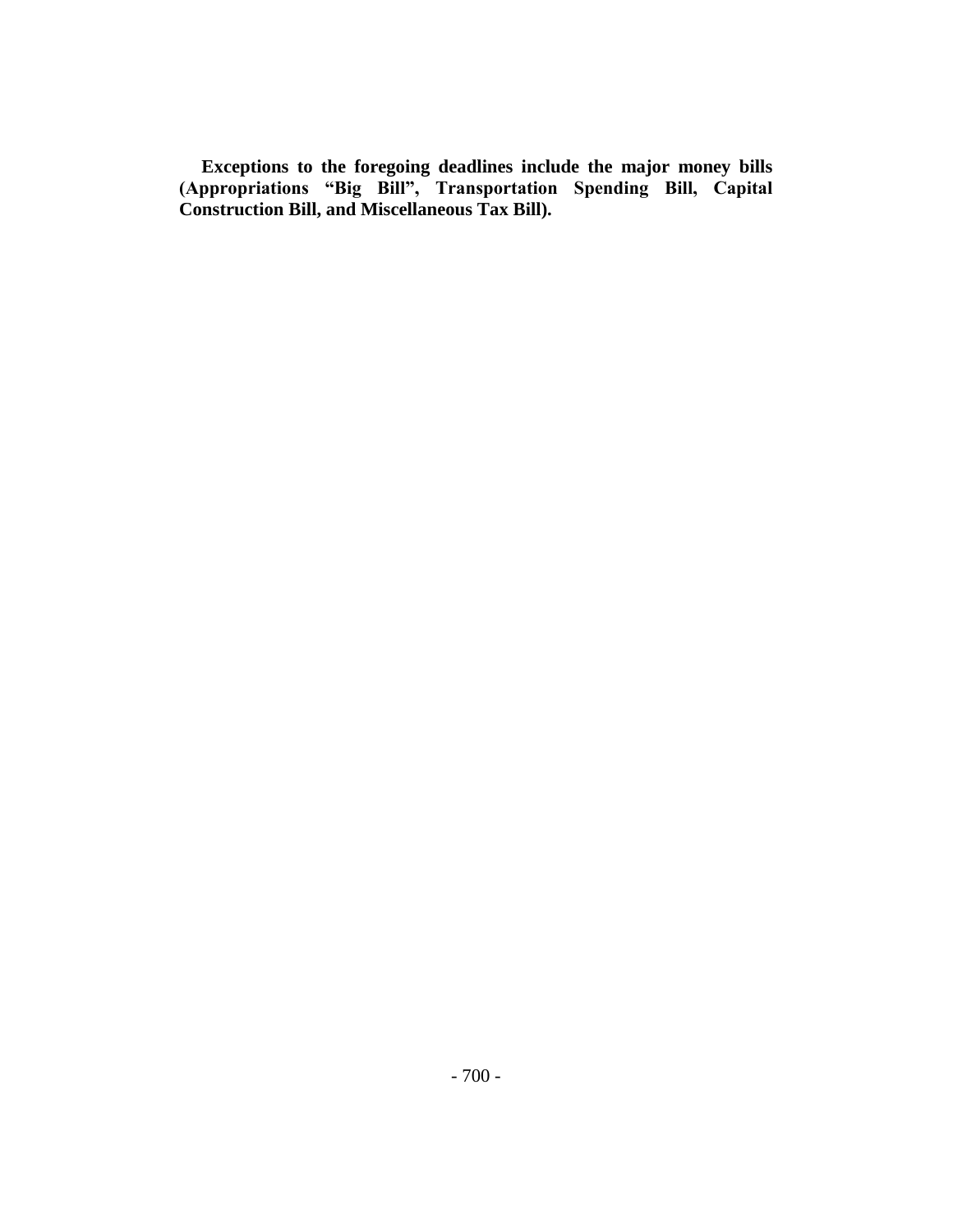**Exceptions to the foregoing deadlines include the major money bills (Appropriations "Big Bill", Transportation Spending Bill, Capital Construction Bill, and Miscellaneous Tax Bill).**